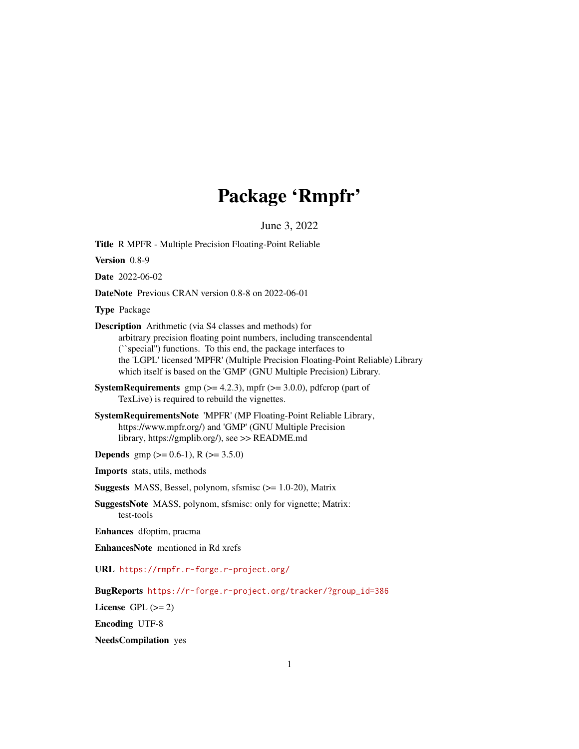# Package 'Rmpfr'

June 3, 2022

**Title** R MPFR - Multiple Precision Floating-Point Reliable

**Version** 0.8-9

**Date** 2022-06-02

**DateNote** Previous CRAN version 0.8-8 on 2022-06-01

**Type** Package

**Description** Arithmetic (via S4 classes and methods) for arbitrary precision floating point numbers, including transcendental (``special'') functions. To this end, the package interfaces to the 'LGPL' licensed 'MPFR' (Multiple Precision Floating-Point Reliable) Library which itself is based on the 'GMP' (GNU Multiple Precision) Library.

**SystemRequirements** gmp (>= 4.2.3), mpfr (>= 3.0.0), pdfcrop (part of TexLive) is required to rebuild the vignettes.

**SystemRequirementsNote** 'MPFR' (MP Floating-Point Reliable Library, https://www.mpfr.org/) and 'GMP' (GNU Multiple Precision library, https://gmplib.org/), see >> README.md

**Depends** gmp (>= 0.6-1), R (>= 3.5.0)

**Imports** stats, utils, methods

**Suggests** MASS, Bessel, polynom, sfsmisc (>= 1.0-20), Matrix

**SuggestsNote** MASS, polynom, sfsmisc: only for vignette; Matrix: test-tools

**Enhances** dfoptim, pracma

**EnhancesNote** mentioned in Rd xrefs

**URL** https://rmpfr.r-forge.r-project.org/

**BugReports** https://r-forge.r-project.org/tracker/?group_id=386

**License** GPL (>= 2)

**Encoding** UTF-8

**NeedsCompilation** yes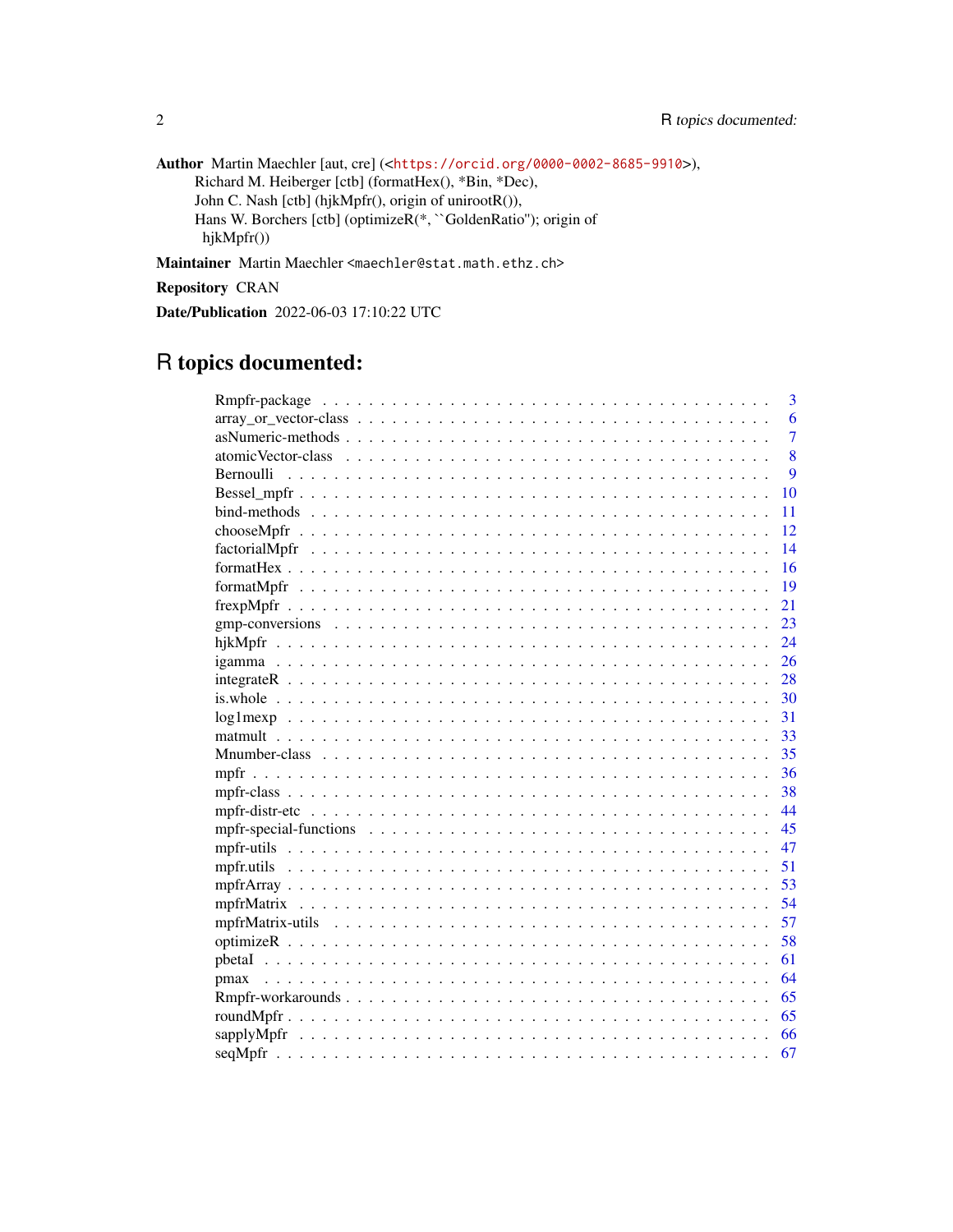**Author** Martin Maechler [aut, cre] (<https://orcid.org/0000-0002-8685-9910>),
Richard M. Heiberger [ctb] (formatHex(), *Bin, *Dec),
John C. Nash [ctb] (hjkMpfr(), origin of unirootR()),
Hans W. Borchers [ctb] (optimizeR(*, ``GoldenRatio''); origin of
hjkMpfr())

**Maintainer** Martin Maechler <maechler@stat.math.ethz.ch>

**Repository** CRAN

**Date/Publication** 2022-06-03 17:10:22 UTC

# R topics documented:

| | |
|---|---|
| Rmpfr-package | 3 |
| array_or_vector-class | 6 |
| asNumeric-methods | 7 |
| atomicVector-class | 8 |
| Bernoulli | 9 |
| Bessel_mpfr | 10 |
| bind-methods | 11 |
| chooseMpfr | 12 |
| factorialMpfr | 14 |
| formatHex | 16 |
| formatMpfr | 19 |
| frexpMpfr | 21 |
| gmp-conversions | 23 |
| hjkMpfr | 24 |
| igamma | 26 |
| integrateR | 28 |
| is.whole | 30 |
| log1mexp | 31 |
| matmult | 33 |
| Mnumber-class | 35 |
| mpfr | 36 |
| mpfr-class | 38 |
| mpfr-distr-etc | 44 |
| mpfr-special-functions | 45 |
| mpfr-utils | 47 |
| mpfr.utils | 51 |
| mpfrArray | 53 |
| mpfrMatrix | 54 |
| mpfrMatrix-utils | 57 |
| optimizeR | 58 |
| pbetaI | 61 |
| pmax | 64 |
| Rmpfr-workarounds | 65 |
| roundMpfr | 65 |
| sapplyMpfr | 66 |
| seqMpfr | 67 |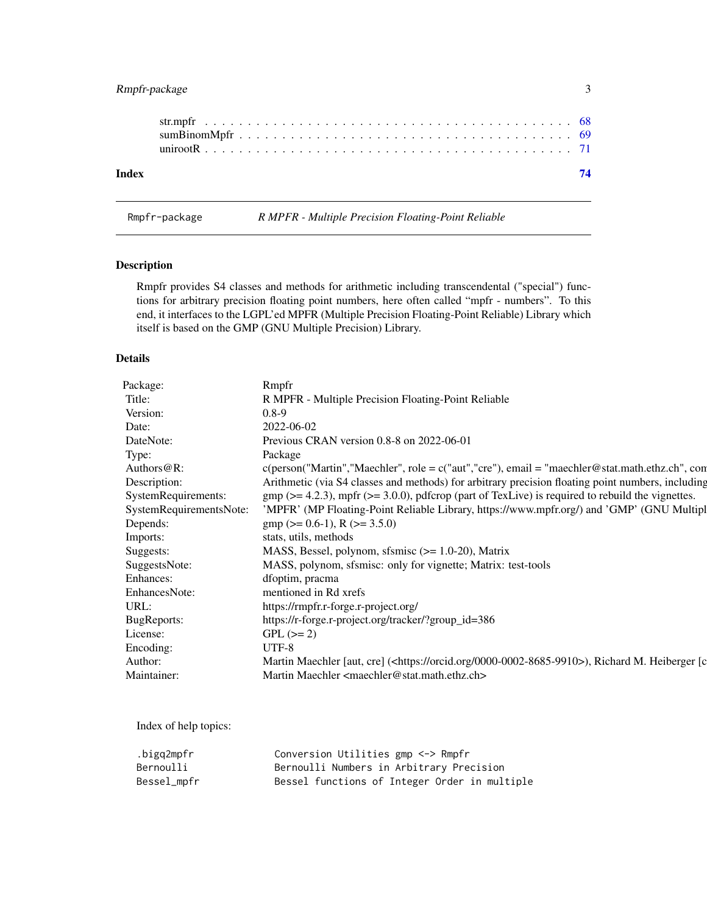| | |
|---|---|
| str.mpfr | 68 |
| sumBinomMpfr | 69 |
| unirootR | 71 |
| **Index** | **74** |

## Rmpfr-package — *R MPFR - Multiple Precision Floating-Point Reliable*

### Description

Rmpfr provides S4 classes and methods for arithmetic including transcendental ("special") functions for arbitrary precision floating point numbers, here often called "mpfr - numbers". To this end, it interfaces to the LGPL'ed MPFR (Multiple Precision Floating-Point Reliable) Library which itself is based on the GMP (GNU Multiple Precision) Library.

### Details

| | |
|---|---|
| Package: | Rmpfr |
| Title: | R MPFR - Multiple Precision Floating-Point Reliable |
| Version: | 0.8-9 |
| Date: | 2022-06-02 |
| DateNote: | Previous CRAN version 0.8-8 on 2022-06-01 |
| Type: | Package |
| Authors@R: | c(person("Martin","Maechler", role = c("aut","cre"), email = "maechler@stat.math.ethz.ch", com |
| Description: | Arithmetic (via S4 classes and methods) for arbitrary precision floating point numbers, including |
| SystemRequirements: | gmp (>= 4.2.3), mpfr (>= 3.0.0), pdfcrop (part of TexLive) is required to rebuild the vignettes. |
| SystemRequirementsNote: | 'MPFR' (MP Floating-Point Reliable Library, https://www.mpfr.org/) and 'GMP' (GNU Multipl |
| Depends: | gmp (>= 0.6-1), R (>= 3.5.0) |
| Imports: | stats, utils, methods |
| Suggests: | MASS, Bessel, polynom, sfsmisc (>= 1.0-20), Matrix |
| SuggestsNote: | MASS, polynom, sfsmisc: only for vignette; Matrix: test-tools |
| Enhances: | dfoptim, pracma |
| EnhancesNote: | mentioned in Rd xrefs |
| URL: | https://rmpfr.r-forge.r-project.org/ |
| BugReports: | https://r-forge.r-project.org/tracker/?group_id=386 |
| License: | GPL (>= 2) |
| Encoding: | UTF-8 |
| Author: | Martin Maechler [aut, cre] (<https://orcid.org/0000-0002-8685-9910>), Richard M. Heiberger [c |
| Maintainer: | Martin Maechler <maechler@stat.math.ethz.ch> |

Index of help topics:

```
.bigq2mpfr              Conversion Utilities gmp <-> Rmpfr
Bernoulli               Bernoulli Numbers in Arbitrary Precision
Bessel_mpfr             Bessel functions of Integer Order in multiple
```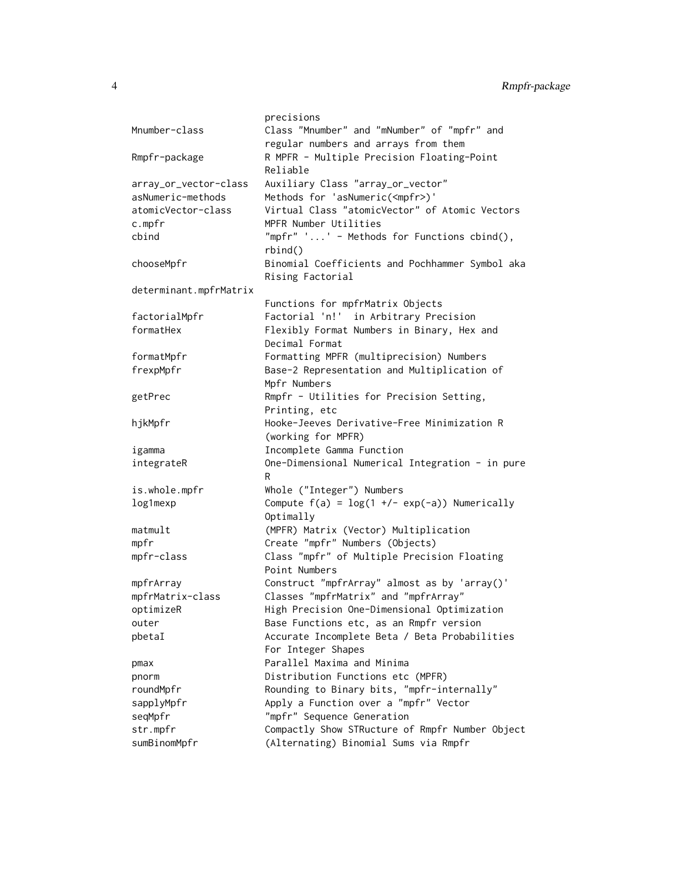| | |
|---|---|
| | precisions |
| Mnumber-class | Class "Mnumber" and "mNumber" of "mpfr" and regular numbers and arrays from them |
| Rmpfr-package | R MPFR - Multiple Precision Floating-Point Reliable |
| array_or_vector-class | Auxiliary Class "array_or_vector" |
| asNumeric-methods | Methods for 'asNumeric(<mpfr>)' |
| atomicVector-class | Virtual Class "atomicVector" of Atomic Vectors |
| c.mpfr | MPFR Number Utilities |
| cbind | "mpfr" '...' - Methods for Functions cbind(), rbind() |
| chooseMpfr | Binomial Coefficients and Pochhammer Symbol aka Rising Factorial |
| determinant.mpfrMatrix | Functions for mpfrMatrix Objects |
| factorialMpfr | Factorial 'n!' in Arbitrary Precision |
| formatHex | Flexibly Format Numbers in Binary, Hex and Decimal Format |
| formatMpfr | Formatting MPFR (multiprecision) Numbers |
| frexpMpfr | Base-2 Representation and Multiplication of Mpfr Numbers |
| getPrec | Rmpfr - Utilities for Precision Setting, Printing, etc |
| hjkMpfr | Hooke-Jeeves Derivative-Free Minimization R (working for MPFR) |
| igamma | Incomplete Gamma Function |
| integrateR | One-Dimensional Numerical Integration - in pure R |
| is.whole.mpfr | Whole ("Integer") Numbers |
| log1mexp | Compute f(a) = log(1 +/- exp(-a)) Numerically Optimally |
| matmult | (MPFR) Matrix (Vector) Multiplication |
| mpfr | Create "mpfr" Numbers (Objects) |
| mpfr-class | Class "mpfr" of Multiple Precision Floating Point Numbers |
| mpfrArray | Construct "mpfrArray" almost as by 'array()' |
| mpfrMatrix-class | Classes "mpfrMatrix" and "mpfrArray" |
| optimizeR | High Precision One-Dimensional Optimization |
| outer | Base Functions etc, as an Rmpfr version |
| pbetaI | Accurate Incomplete Beta / Beta Probabilities For Integer Shapes |
| pmax | Parallel Maxima and Minima |
| pnorm | Distribution Functions etc (MPFR) |
| roundMpfr | Rounding to Binary bits, "mpfr-internally" |
| sapplyMpfr | Apply a Function over a "mpfr" Vector |
| seqMpfr | "mpfr" Sequence Generation |
| str.mpfr | Compactly Show STRucture of Rmpfr Number Object |
| sumBinomMpfr | (Alternating) Binomial Sums via Rmpfr |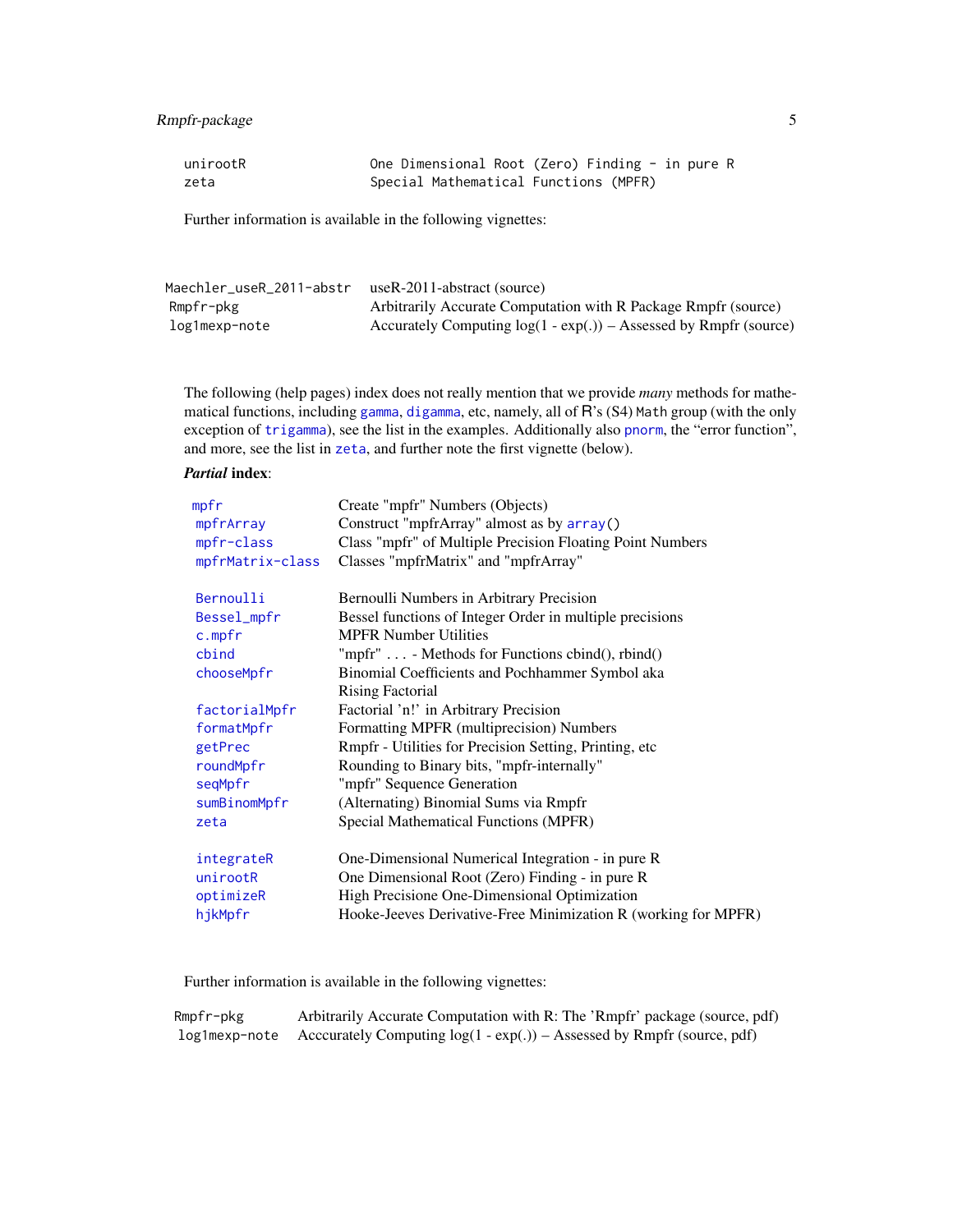```
unirootR                One Dimensional Root (Zero) Finding - in pure R
zeta                    Special Mathematical Functions (MPFR)
```

Further information is available in the following vignettes:

| | |
|---|---|
| `Maechler_useR_2011-abstr` | useR-2011-abstract (source) |
| `Rmpfr-pkg` | Arbitrarily Accurate Computation with R Package Rmpfr (source) |
| `log1mexp-note` | Accurately Computing log(1 - exp(.)) – Assessed by Rmpfr (source) |

The following (help pages) index does not really mention that we provide *many* methods for mathematical functions, including `gamma`, `digamma`, etc, namely, all of R's (S4) `Math` group (with the only exception of `trigamma`), see the list in the examples. Additionally also `pnorm`, the "error function", and more, see the list in `zeta`, and further note the first vignette (below).

***Partial* index**:

| | |
|---|---|
| `mpfr` | Create "mpfr" Numbers (Objects) |
| `mpfrArray` | Construct "mpfrArray" almost as by `array()` |
| `mpfr-class` | Class "mpfr" of Multiple Precision Floating Point Numbers |
| `mpfrMatrix-class` | Classes "mpfrMatrix" and "mpfrArray" |
| | |
| `Bernoulli` | Bernoulli Numbers in Arbitrary Precision |
| `Bessel_mpfr` | Bessel functions of Integer Order in multiple precisions |
| `c.mpfr` | MPFR Number Utilities |
| `cbind` | "mpfr" ... - Methods for Functions cbind(), rbind() |
| `chooseMpfr` | Binomial Coefficients and Pochhammer Symbol aka Rising Factorial |
| `factorialMpfr` | Factorial 'n!' in Arbitrary Precision |
| `formatMpfr` | Formatting MPFR (multiprecision) Numbers |
| `getPrec` | Rmpfr - Utilities for Precision Setting, Printing, etc |
| `roundMpfr` | Rounding to Binary bits, "mpfr-internally" |
| `seqMpfr` | "mpfr" Sequence Generation |
| `sumBinomMpfr` | (Alternating) Binomial Sums via Rmpfr |
| `zeta` | Special Mathematical Functions (MPFR) |
| | |
| `integrateR` | One-Dimensional Numerical Integration - in pure R |
| `unirootR` | One Dimensional Root (Zero) Finding - in pure R |
| `optimizeR` | High Precisione One-Dimensional Optimization |
| `hjkMpfr` | Hooke-Jeeves Derivative-Free Minimization R (working for MPFR) |

Further information is available in the following vignettes:

| | |
|---|---|
| `Rmpfr-pkg` | Arbitrarily Accurate Computation with R: The 'Rmpfr' package (source, pdf) |
| `log1mexp-note` | Acccurately Computing log(1 - exp(.)) – Assessed by Rmpfr (source, pdf) |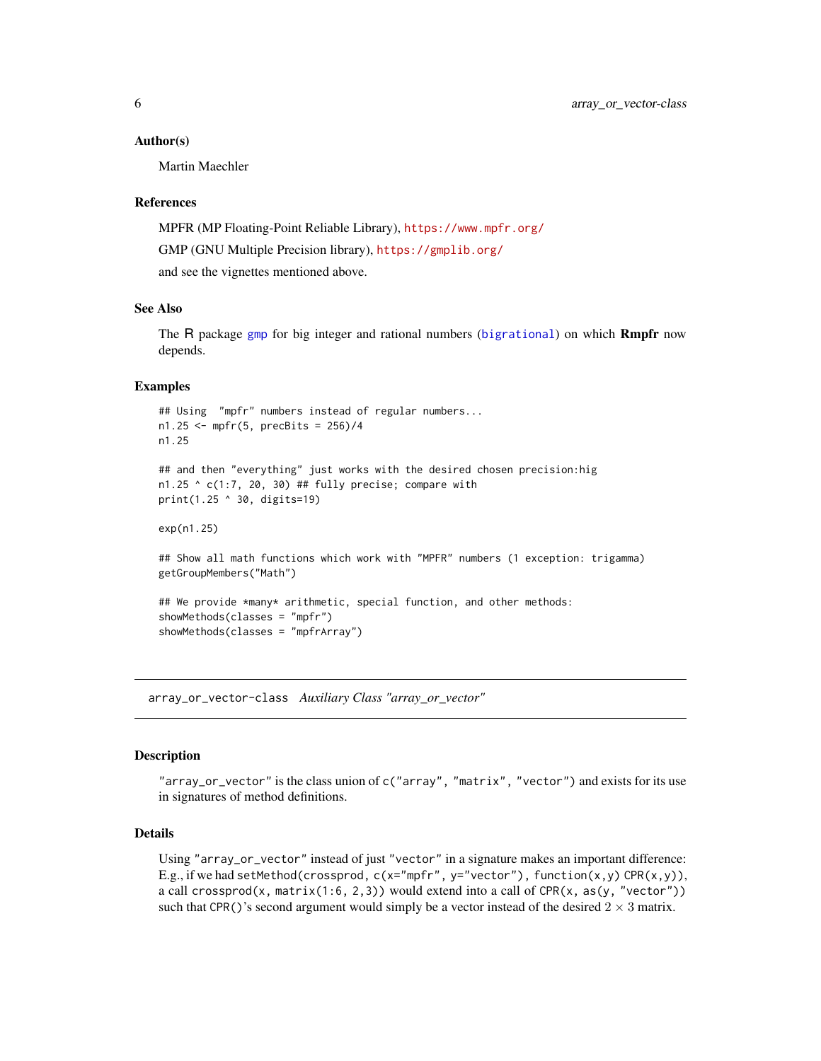### Author(s)

Martin Maechler

### References

MPFR (MP Floating-Point Reliable Library), https://www.mpfr.org/

GMP (GNU Multiple Precision library), https://gmplib.org/

and see the vignettes mentioned above.

### See Also

The R package gmp for big integer and rational numbers (bigrational) on which **Rmpfr** now depends.

### Examples

```
## Using  "mpfr" numbers instead of regular numbers...
n1.25 <- mpfr(5, precBits = 256)/4
n1.25

## and then "everything" just works with the desired chosen precision:hig
n1.25 ^ c(1:7, 20, 30) ## fully precise; compare with
print(1.25 ^ 30, digits=19)

exp(n1.25)

## Show all math functions which work with "MPFR" numbers (1 exception: trigamma)
getGroupMembers("Math")

## We provide *many* arithmetic, special function, and other methods:
showMethods(classes = "mpfr")
showMethods(classes = "mpfrArray")
```

---

## array_or_vector-class *Auxiliary Class "array_or_vector"*

### Description

"array_or_vector" is the class union of c("array", "matrix", "vector") and exists for its use in signatures of method definitions.

### Details

Using "array_or_vector" instead of just "vector" in a signature makes an important difference: E.g., if we had setMethod(crossprod, c(x="mpfr", y="vector"), function(x,y) CPR(x,y)), a call crossprod(x, matrix(1:6, 2,3)) would extend into a call of CPR(x, as(y, "vector")) such that CPR()'s second argument would simply be a vector instead of the desired $2 \times 3$ matrix.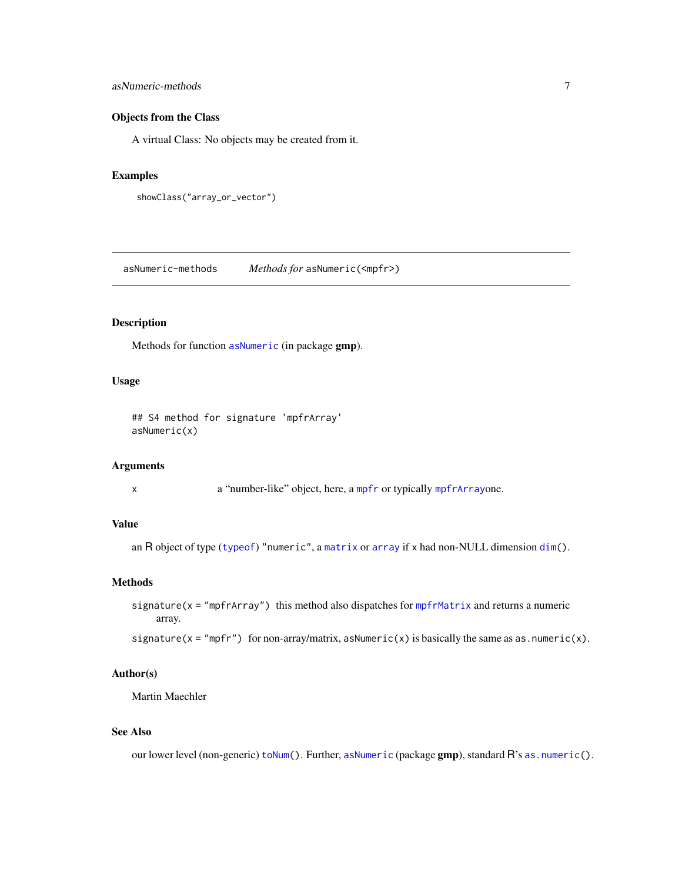### Objects from the Class

A virtual Class: No objects may be created from it.

### Examples

```
showClass("array_or_vector")
```

---

## asNumeric-methods &nbsp;&nbsp;&nbsp; *Methods for* `asNumeric(<mpfr>)`

---

### Description

Methods for function `asNumeric` (in package **gmp**).

### Usage

```
## S4 method for signature 'mpfrArray'
asNumeric(x)
```

### Arguments

`x` &nbsp;&nbsp;&nbsp; a "number-like" object, here, a `mpfr` or typically `mpfrArray`one.

### Value

an R object of type (`typeof`) `"numeric"`, a `matrix` or `array` if `x` had non-NULL dimension `dim()`.

### Methods

`signature(x = "mpfrArray")` this method also dispatches for `mpfrMatrix` and returns a numeric array.

`signature(x = "mpfr")` for non-array/matrix, `asNumeric(x)` is basically the same as `as.numeric(x)`.

### Author(s)

Martin Maechler

### See Also

our lower level (non-generic) `toNum()`. Further, `asNumeric` (package **gmp**), standard R's `as.numeric()`.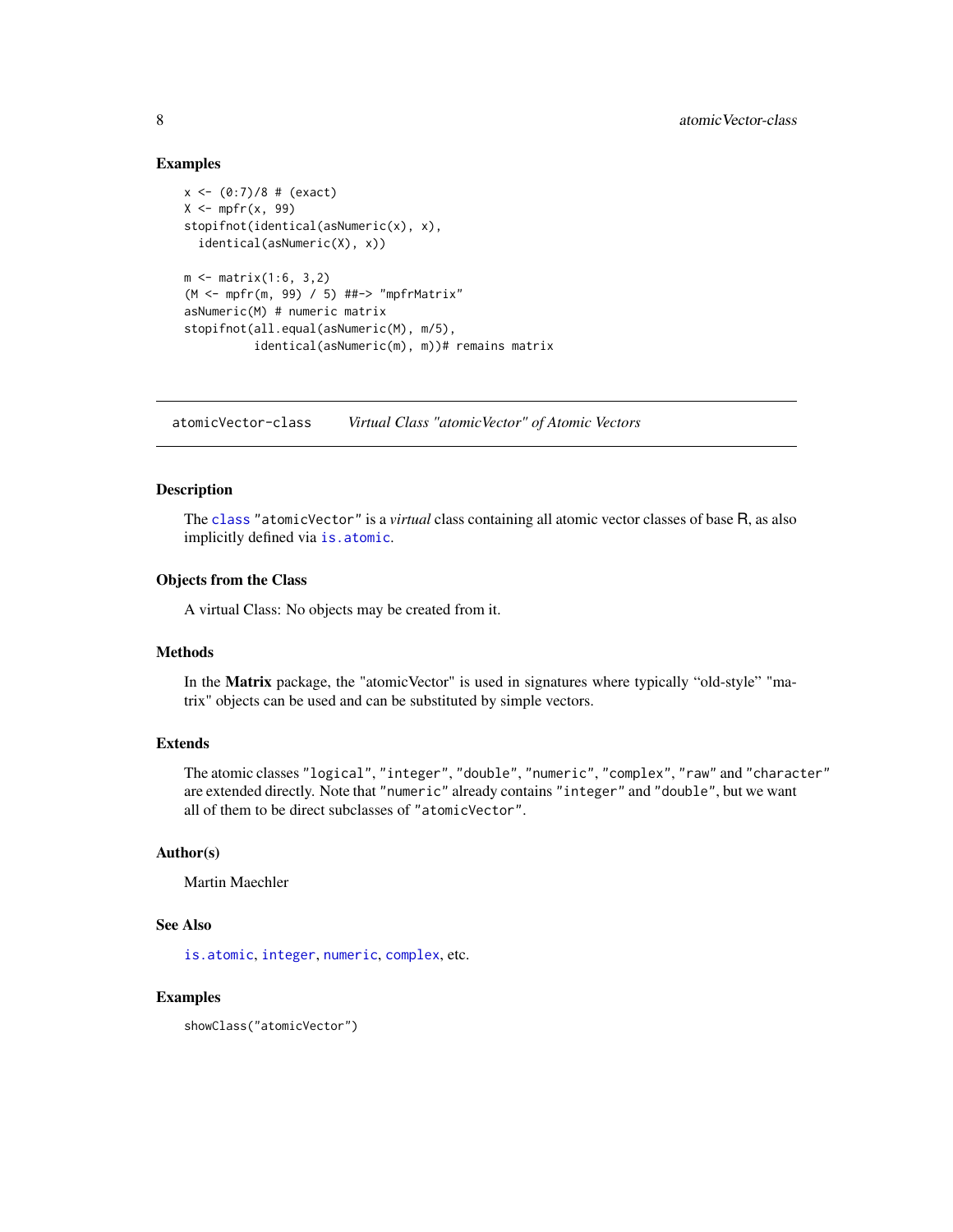### Examples

```
x <- (0:7)/8 # (exact)
X <- mpfr(x, 99)
stopifnot(identical(asNumeric(x), x),
  identical(asNumeric(X), x))

m <- matrix(1:6, 3,2)
(M <- mpfr(m, 99) / 5) ##-> "mpfrMatrix"
asNumeric(M) # numeric matrix
stopifnot(all.equal(asNumeric(M), m/5),
          identical(asNumeric(m), m))# remains matrix
```

---

## atomicVector-class *Virtual Class "atomicVector" of Atomic Vectors*

---

### Description

The `class` `"atomicVector"` is a *virtual* class containing all atomic vector classes of base R, as also implicitly defined via `is.atomic`.

### Objects from the Class

A virtual Class: No objects may be created from it.

### Methods

In the **Matrix** package, the "atomicVector" is used in signatures where typically "old-style" "matrix" objects can be used and can be substituted by simple vectors.

### Extends

The atomic classes `"logical"`, `"integer"`, `"double"`, `"numeric"`, `"complex"`, `"raw"` and `"character"` are extended directly. Note that `"numeric"` already contains `"integer"` and `"double"`, but we want all of them to be direct subclasses of `"atomicVector"`.

### Author(s)

Martin Maechler

### See Also

`is.atomic`, `integer`, `numeric`, `complex`, etc.

### Examples

```
showClass("atomicVector")
```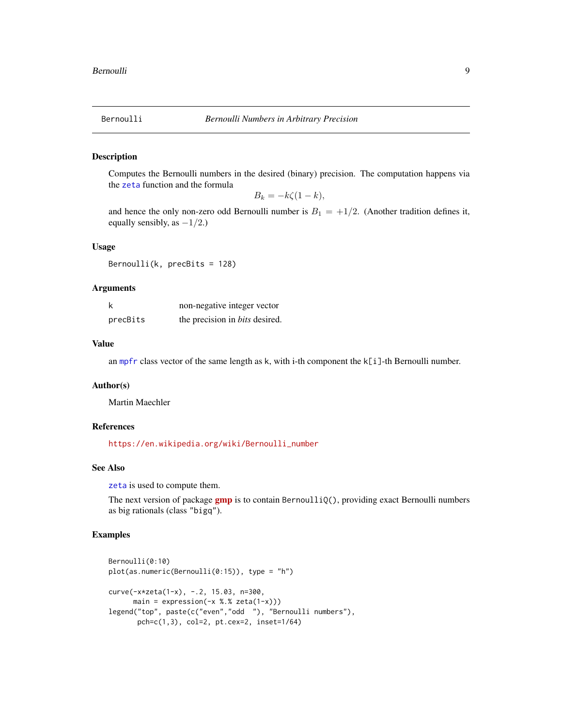# Bernoulli — *Bernoulli Numbers in Arbitrary Precision*

## Description

Computes the Bernoulli numbers in the desired (binary) precision. The computation happens via the `zeta` function and the formula

$$B_k = -k\zeta(1-k),$$

and hence the only non-zero odd Bernoulli number is $B_1 = +1/2$. (Another tradition defines it, equally sensibly, as $-1/2$.)

## Usage

```
Bernoulli(k, precBits = 128)
```

## Arguments

| | |
|---|---|
| `k` | non-negative integer vector |
| `precBits` | the precision in *bits* desired. |

## Value

an `mpfr` class vector of the same length as `k`, with i-th component the `k[i]`-th Bernoulli number.

## Author(s)

Martin Maechler

## References

https://en.wikipedia.org/wiki/Bernoulli_number

## See Also

`zeta` is used to compute them.

The next version of package **gmp** is to contain `BernoulliQ()`, providing exact Bernoulli numbers as big rationals (class `"bigq"`).

## Examples

```
Bernoulli(0:10)
plot(as.numeric(Bernoulli(0:15)), type = "h")

curve(-x*zeta(1-x), -.2, 15.03, n=300,
      main = expression(-x %.% zeta(1-x)))
legend("top", paste(c("even","odd  "), "Bernoulli numbers"),
       pch=c(1,3), col=2, pt.cex=2, inset=1/64)
```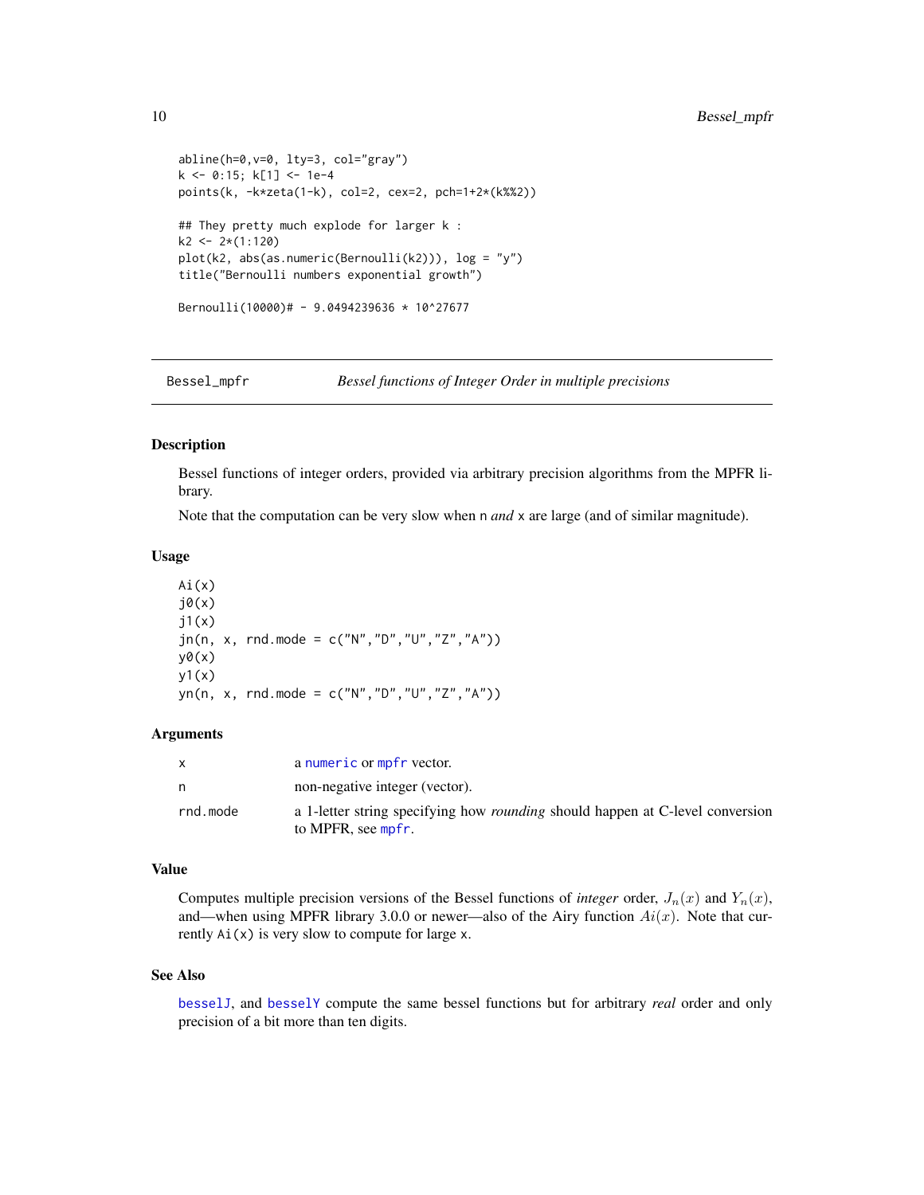```
abline(h=0,v=0, lty=3, col="gray")
k <- 0:15; k[1] <- 1e-4
points(k, -k*zeta(1-k), col=2, cex=2, pch=1+2*(k%%2))

## They pretty much explode for larger k :
k2 <- 2*(1:120)
plot(k2, abs(as.numeric(Bernoulli(k2))), log = "y")
title("Bernoulli numbers exponential growth")

Bernoulli(10000)# - 9.0494239636 * 10^27677
```

---

Bessel_mpfr — *Bessel functions of Integer Order in multiple precisions*

---

## Description

Bessel functions of integer orders, provided via arbitrary precision algorithms from the MPFR library.

Note that the computation can be very slow when `n` *and* `x` are large (and of similar magnitude).

## Usage

```
Ai(x)
j0(x)
j1(x)
jn(n, x, rnd.mode = c("N","D","U","Z","A"))
y0(x)
y1(x)
yn(n, x, rnd.mode = c("N","D","U","Z","A"))
```

## Arguments

| | |
|---|---|
| x | a numeric or mpfr vector. |
| n | non-negative integer (vector). |
| rnd.mode | a 1-letter string specifying how *rounding* should happen at C-level conversion to MPFR, see mpfr. |

## Value

Computes multiple precision versions of the Bessel functions of *integer* order, $J_n(x)$ and $Y_n(x)$, and—when using MPFR library 3.0.0 or newer—also of the Airy function $Ai(x)$. Note that currently `Ai(x)` is very slow to compute for large `x`.

## See Also

besselJ, and besselY compute the same bessel functions but for arbitrary *real* order and only precision of a bit more than ten digits.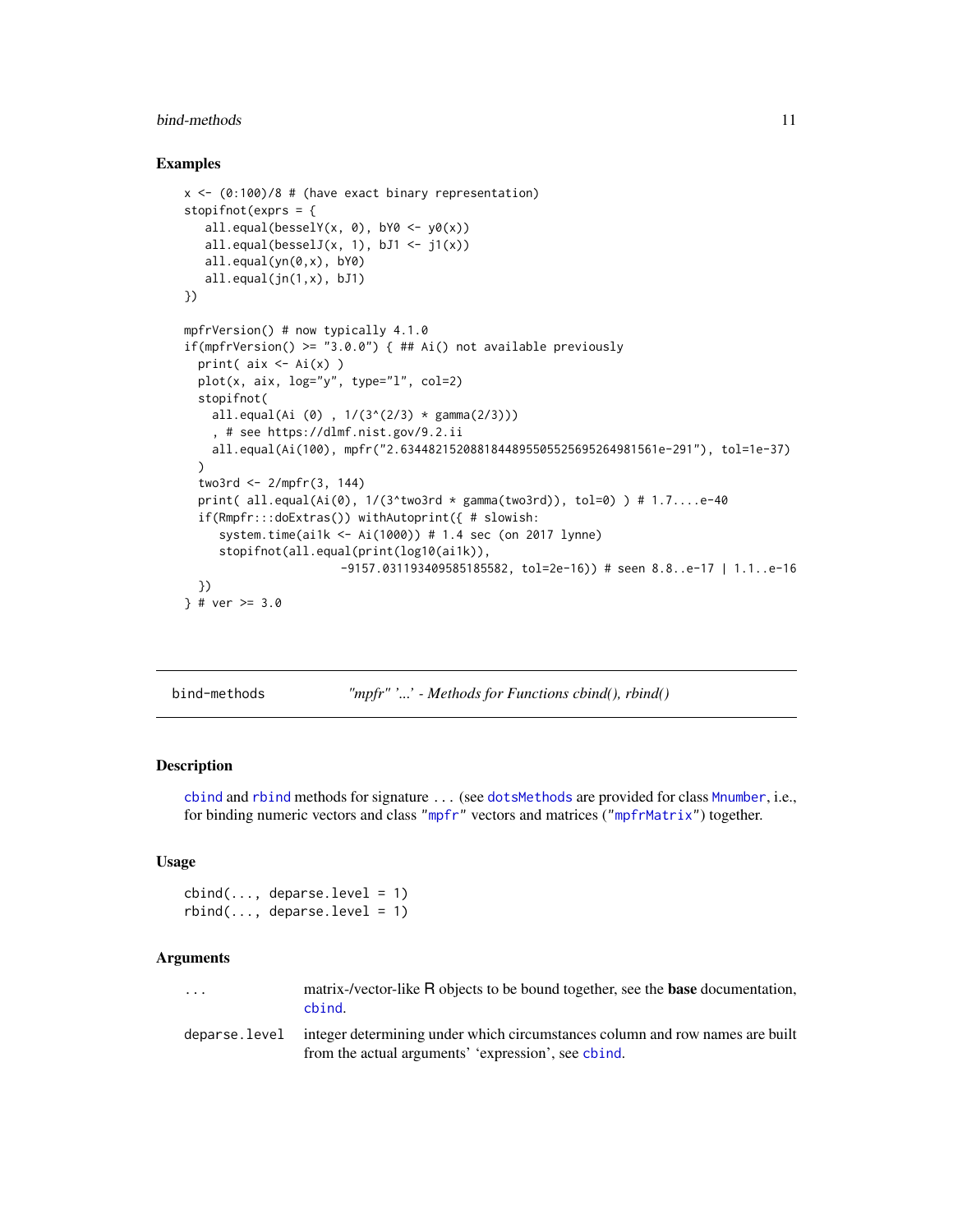## Examples

```
x <- (0:100)/8 # (have exact binary representation)
stopifnot(exprs = {
   all.equal(besselY(x, 0), bY0 <- y0(x))
   all.equal(besselJ(x, 1), bJ1 <- j1(x))
   all.equal(yn(0,x), bY0)
   all.equal(jn(1,x), bJ1)
})

mpfrVersion() # now typically 4.1.0
if(mpfrVersion() >= "3.0.0") { ## Ai() not available previously
  print( aix <- Ai(x) )
  plot(x, aix, log="y", type="l", col=2)
  stopifnot(
    all.equal(Ai (0) , 1/(3^(2/3) * gamma(2/3)))
    , # see https://dlmf.nist.gov/9.2.ii
    all.equal(Ai(100), mpfr("2.6344821520881844895505525695264981561e-291"), tol=1e-37)
  )
  two3rd <- 2/mpfr(3, 144)
  print( all.equal(Ai(0), 1/(3^two3rd * gamma(two3rd)), tol=0) ) # 1.7....e-40
  if(Rmpfr:::doExtras()) withAutoprint({ # slowish:
     system.time(ai1k <- Ai(1000)) # 1.4 sec (on 2017 lynne)
     stopifnot(all.equal(print(log10(ai1k)),
                    -9157.031193409585185582, tol=2e-16)) # seen 8.8..e-17 | 1.1..e-16
  })
} # ver >= 3.0
```

---

`bind-methods` *"mpfr" '...' - Methods for Functions cbind(), rbind()*

---

## Description

`cbind` and `rbind` methods for signature `...` (see `dotsMethods` are provided for class `Mnumber`, i.e., for binding numeric vectors and class `"mpfr"` vectors and matrices (`"mpfrMatrix"`) together.

## Usage

```
cbind(..., deparse.level = 1)
rbind(..., deparse.level = 1)
```

## Arguments

| | |
|---|---|
| `...` | matrix-/vector-like R objects to be bound together, see the **base** documentation, `cbind`. |
| `deparse.level` | integer determining under which circumstances column and row names are built from the actual arguments' 'expression', see `cbind`. |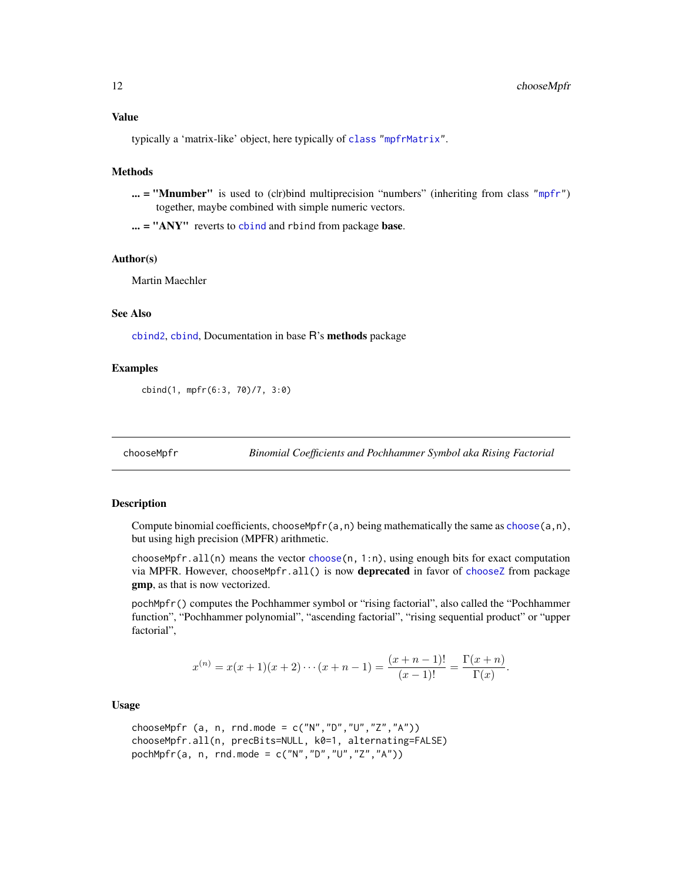## Value

typically a 'matrix-like' object, here typically of class "mpfrMatrix".

## Methods

**... = "Mnumber"** is used to (c|r)bind multiprecision "numbers" (inheriting from class "mpfr") together, maybe combined with simple numeric vectors.

**... = "ANY"** reverts to cbind and rbind from package **base**.

## Author(s)

Martin Maechler

## See Also

cbind2, cbind, Documentation in base R's **methods** package

## Examples

```
cbind(1, mpfr(6:3, 70)/7, 3:0)
```

---

chooseMpfr — *Binomial Coefficients and Pochhammer Symbol aka Rising Factorial*

---

## Description

Compute binomial coefficients, `chooseMpfr(a,n)` being mathematically the same as `choose(a,n)`, but using high precision (MPFR) arithmetic.

`chooseMpfr.all(n)` means the vector `choose(n, 1:n)`, using enough bits for exact computation via MPFR. However, `chooseMpfr.all()` is now **deprecated** in favor of `chooseZ` from package **gmp**, as that is now vectorized.

`pochMpfr()` computes the Pochhammer symbol or "rising factorial", also called the "Pochhammer function", "Pochhammer polynomial", "ascending factorial", "rising sequential product" or "upper factorial",

$$x^{(n)} = x(x+1)(x+2)\cdots(x+n-1) = \frac{(x+n-1)!}{(x-1)!} = \frac{\Gamma(x+n)}{\Gamma(x)}.$$

## Usage

```
chooseMpfr (a, n, rnd.mode = c("N","D","U","Z","A"))
chooseMpfr.all(n, precBits=NULL, k0=1, alternating=FALSE)
pochMpfr(a, n, rnd.mode = c("N","D","U","Z","A"))
```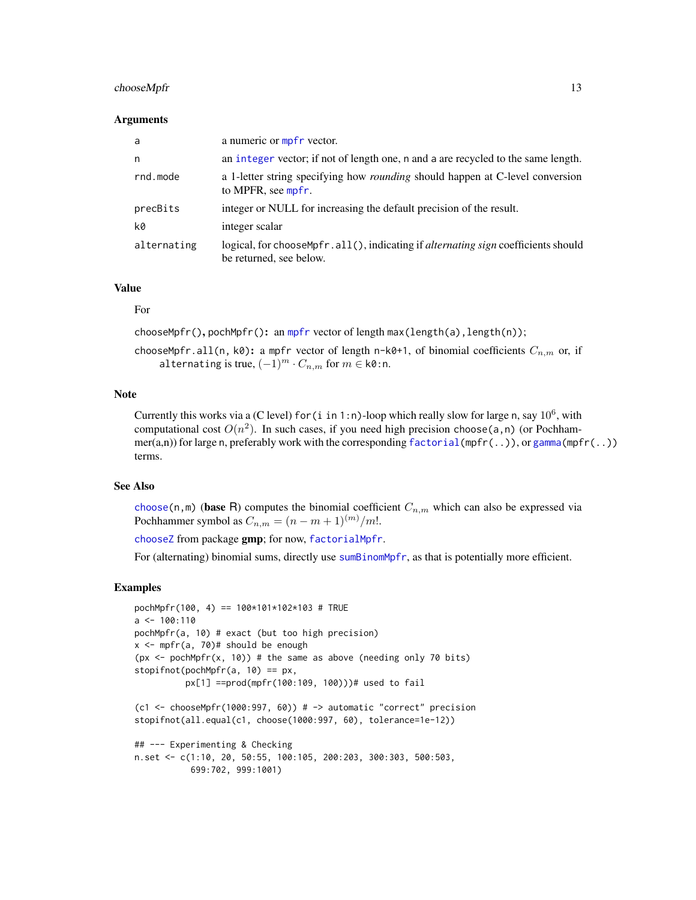### Arguments

| | |
|---|---|
| a | a numeric or mpfr vector. |
| n | an integer vector; if not of length one, n and a are recycled to the same length. |
| rnd.mode | a 1-letter string specifying how *rounding* should happen at C-level conversion to MPFR, see mpfr. |
| precBits | integer or NULL for increasing the default precision of the result. |
| k0 | integer scalar |
| alternating | logical, for chooseMpfr.all(), indicating if *alternating sign* coefficients should be returned, see below. |

### Value

For

chooseMpfr(), pochMpfr(): an mpfr vector of length max(length(a),length(n));

chooseMpfr.all(n, k0): a mpfr vector of length n-k0+1, of binomial coefficients $C_{n,m}$ or, if alternating is true, $(-1)^m \cdot C_{n,m}$ for $m \in$ k0:n.

### Note

Currently this works via a (C level) for(i in 1:n)-loop which really slow for large n, say $10^6$, with computational cost $O(n^2)$. In such cases, if you need high precision choose(a,n) (or Pochhammer(a,n)) for large n, preferably work with the corresponding factorial(mpfr(..)), or gamma(mpfr(..)) terms.

### See Also

choose(n,m) (**base** R) computes the binomial coefficient $C_{n,m}$ which can also be expressed via Pochhammer symbol as $C_{n,m} = (n - m + 1)^{(m)}/m!$.

chooseZ from package **gmp**; for now, factorialMpfr.

For (alternating) binomial sums, directly use sumBinomMpfr, as that is potentially more efficient.

### Examples

```
pochMpfr(100, 4) == 100*101*102*103 # TRUE
a <- 100:110
pochMpfr(a, 10) # exact (but too high precision)
x <- mpfr(a, 70)# should be enough
(px <- pochMpfr(x, 10)) # the same as above (needing only 70 bits)
stopifnot(pochMpfr(a, 10) == px,
          px[1] ==prod(mpfr(100:109, 100)))# used to fail

(c1 <- chooseMpfr(1000:997, 60)) # -> automatic "correct" precision
stopifnot(all.equal(c1, choose(1000:997, 60), tolerance=1e-12))

## --- Experimenting & Checking
n.set <- c(1:10, 20, 50:55, 100:105, 200:203, 300:303, 500:503,
           699:702, 999:1001)
```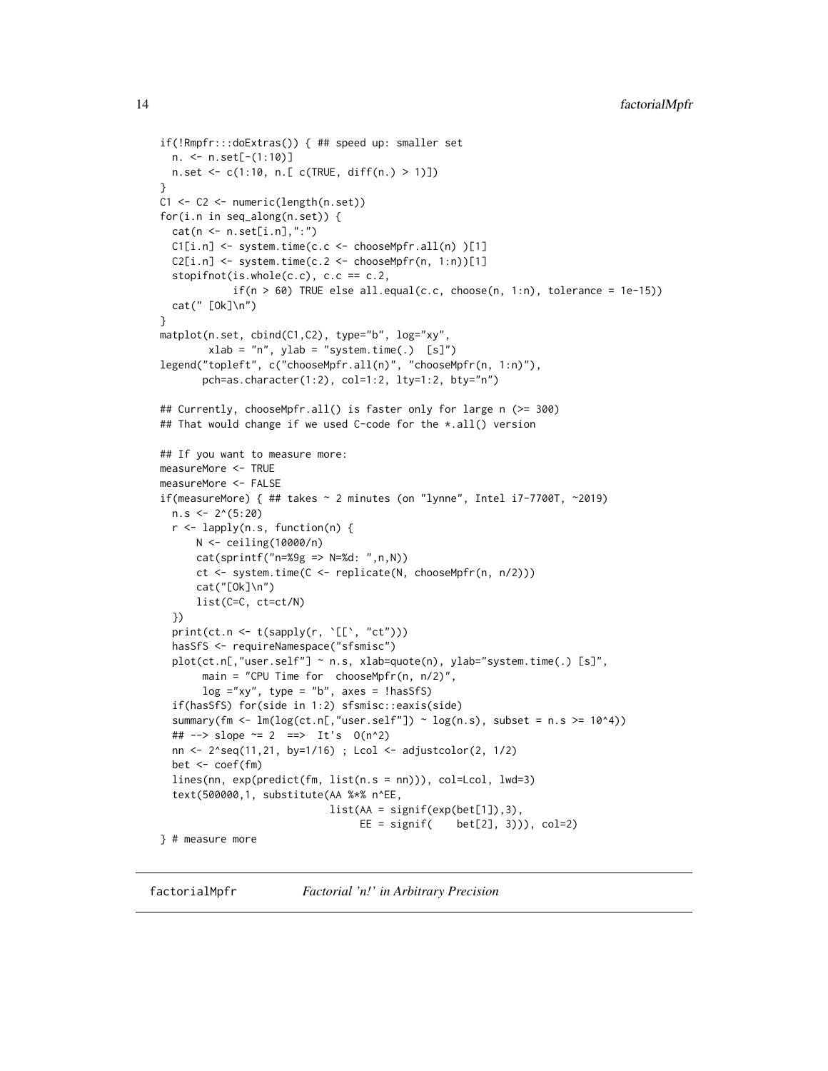```
if(!Rmpfr:::doExtras()) { ## speed up: smaller set
  n. <- n.set[-(1:10)]
  n.set <- c(1:10, n.[ c(TRUE, diff(n.) > 1)])
}
C1 <- C2 <- numeric(length(n.set))
for(i.n in seq_along(n.set)) {
  cat(n <- n.set[i.n],":")
  C1[i.n] <- system.time(c.c <- chooseMpfr.all(n) )[1]
  C2[i.n] <- system.time(c.2 <- chooseMpfr(n, 1:n))[1]
  stopifnot(is.whole(c.c), c.c == c.2,
            if(n > 60) TRUE else all.equal(c.c, choose(n, 1:n), tolerance = 1e-15))
  cat(" [Ok]\n")
}
matplot(n.set, cbind(C1,C2), type="b", log="xy",
        xlab = "n", ylab = "system.time(.)  [s]")
legend("topleft", c("chooseMpfr.all(n)", "chooseMpfr(n, 1:n)"),
       pch=as.character(1:2), col=1:2, lty=1:2, bty="n")

## Currently, chooseMpfr.all() is faster only for large n (>= 300)
## That would change if we used C-code for the *.all() version

## If you want to measure more:
measureMore <- TRUE
measureMore <- FALSE
if(measureMore) { ## takes ~ 2 minutes (on "lynne", Intel i7-7700T, ~2019)
  n.s <- 2^(5:20)
  r <- lapply(n.s, function(n) {
      N <- ceiling(10000/n)
      cat(sprintf("n=%9g => N=%d: ",n,N))
      ct <- system.time(C <- replicate(N, chooseMpfr(n, n/2)))
      cat("[Ok]\n")
      list(C=C, ct=ct/N)
  })
  print(ct.n <- t(sapply(r, `[[`, "ct")))
  hasSfS <- requireNamespace("sfsmisc")
  plot(ct.n[,"user.self"] ~ n.s, xlab=quote(n), ylab="system.time(.) [s]",
       main = "CPU Time for  chooseMpfr(n, n/2)",
       log ="xy", type = "b", axes = !hasSfS)
  if(hasSfS) for(side in 1:2) sfsmisc::eaxis(side)
  summary(fm <- lm(log(ct.n[,"user.self"]) ~ log(n.s), subset = n.s >= 10^4))
  ## --> slope ~= 2  ==>  It's  O(n^2)
  nn <- 2^seq(11,21, by=1/16) ; Lcol <- adjustcolor(2, 1/2)
  bet <- coef(fm)
  lines(nn, exp(predict(fm, list(n.s = nn))), col=Lcol, lwd=3)
  text(500000,1, substitute(AA %*% n^EE,
                            list(AA = signif(exp(bet[1]),3),
                                 EE = signif(    bet[2], 3))), col=2)
} # measure more
```

---

## factorialMpfr — *Factorial 'n!' in Arbitrary Precision*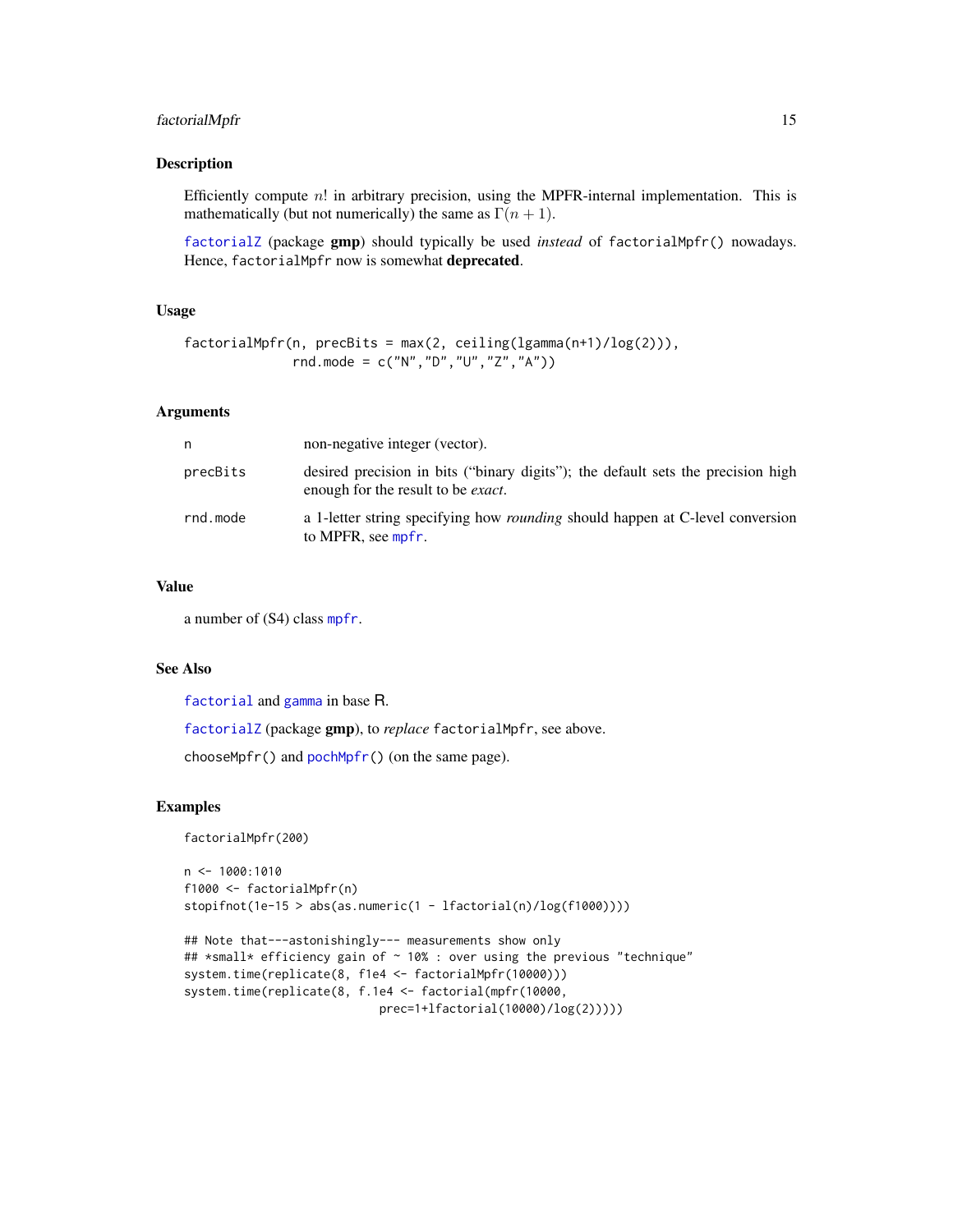### Description

Efficiently compute $n!$ in arbitrary precision, using the MPFR-internal implementation. This is mathematically (but not numerically) the same as $\Gamma(n + 1)$.

factorialZ (package **gmp**) should typically be used *instead* of `factorialMpfr()` nowadays. Hence, `factorialMpfr` now is somewhat **deprecated**.

### Usage

```
factorialMpfr(n, precBits = max(2, ceiling(lgamma(n+1)/log(2))),
              rnd.mode = c("N","D","U","Z","A"))
```

### Arguments

| | |
|---|---|
| n | non-negative integer (vector). |
| precBits | desired precision in bits ("binary digits"); the default sets the precision high enough for the result to be *exact*. |
| rnd.mode | a 1-letter string specifying how *rounding* should happen at C-level conversion to MPFR, see mpfr. |

### Value

a number of (S4) class mpfr.

### See Also

factorial and gamma in base R.

factorialZ (package **gmp**), to *replace* `factorialMpfr`, see above.

`chooseMpfr()` and `pochMpfr()` (on the same page).

### Examples

```
factorialMpfr(200)

n <- 1000:1010
f1000 <- factorialMpfr(n)
stopifnot(1e-15 > abs(as.numeric(1 - lfactorial(n)/log(f1000))))

## Note that---astonishingly--- measurements show only
## *small* efficiency gain of ~ 10% : over using the previous "technique"
system.time(replicate(8, f1e4 <- factorialMpfr(10000)))
system.time(replicate(8, f.1e4 <- factorial(mpfr(10000,
                          prec=1+lfactorial(10000)/log(2)))))
```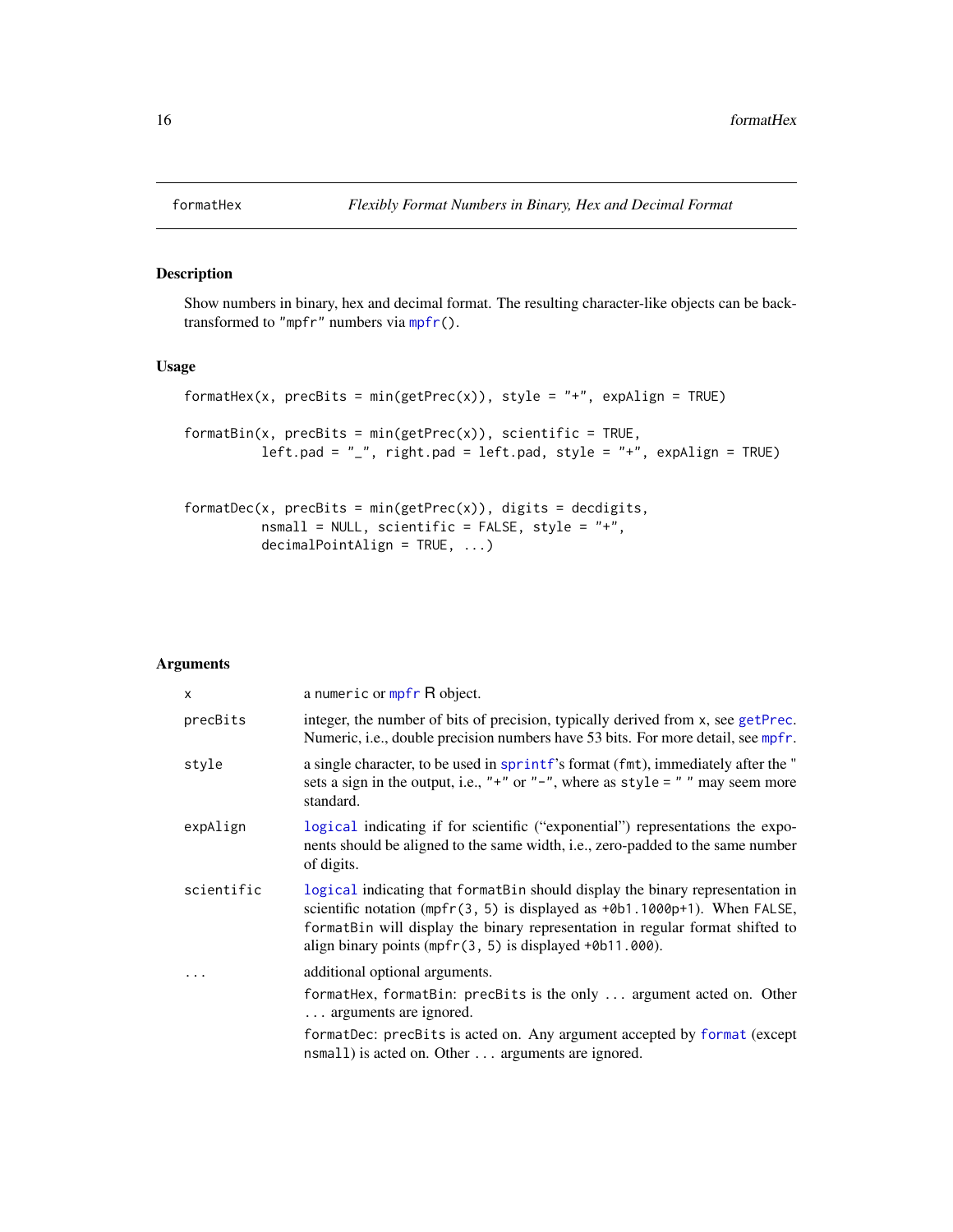formatHex — *Flexibly Format Numbers in Binary, Hex and Decimal Format*

## Description

Show numbers in binary, hex and decimal format. The resulting character-like objects can be back-transformed to "mpfr" numbers via mpfr().

## Usage

```
formatHex(x, precBits = min(getPrec(x)), style = "+", expAlign = TRUE)

formatBin(x, precBits = min(getPrec(x)), scientific = TRUE,
          left.pad = "_", right.pad = left.pad, style = "+", expAlign = TRUE)


formatDec(x, precBits = min(getPrec(x)), digits = decdigits,
          nsmall = NULL, scientific = FALSE, style = "+",
          decimalPointAlign = TRUE, ...)
```

## Arguments

| | |
|---|---|
| x | a numeric or mpfr R object. |
| precBits | integer, the number of bits of precision, typically derived from x, see getPrec. Numeric, i.e., double precision numbers have 53 bits. For more detail, see mpfr. |
| style | a single character, to be used in sprintf's format (fmt), immediately after the " sets a sign in the output, i.e., "+" or "-", where as style = " " may seem more standard. |
| expAlign | logical indicating if for scientific ("exponential") representations the exponents should be aligned to the same width, i.e., zero-padded to the same number of digits. |
| scientific | logical indicating that formatBin should display the binary representation in scientific notation (mpfr(3, 5) is displayed as +0b1.1000p+1). When FALSE, formatBin will display the binary representation in regular format shifted to align binary points (mpfr(3, 5) is displayed +0b11.000). |
| ... | additional optional arguments. formatHex, formatBin: precBits is the only ... argument acted on. Other ... arguments are ignored. formatDec: precBits is acted on. Any argument accepted by format (except nsmall) is acted on. Other ... arguments are ignored. |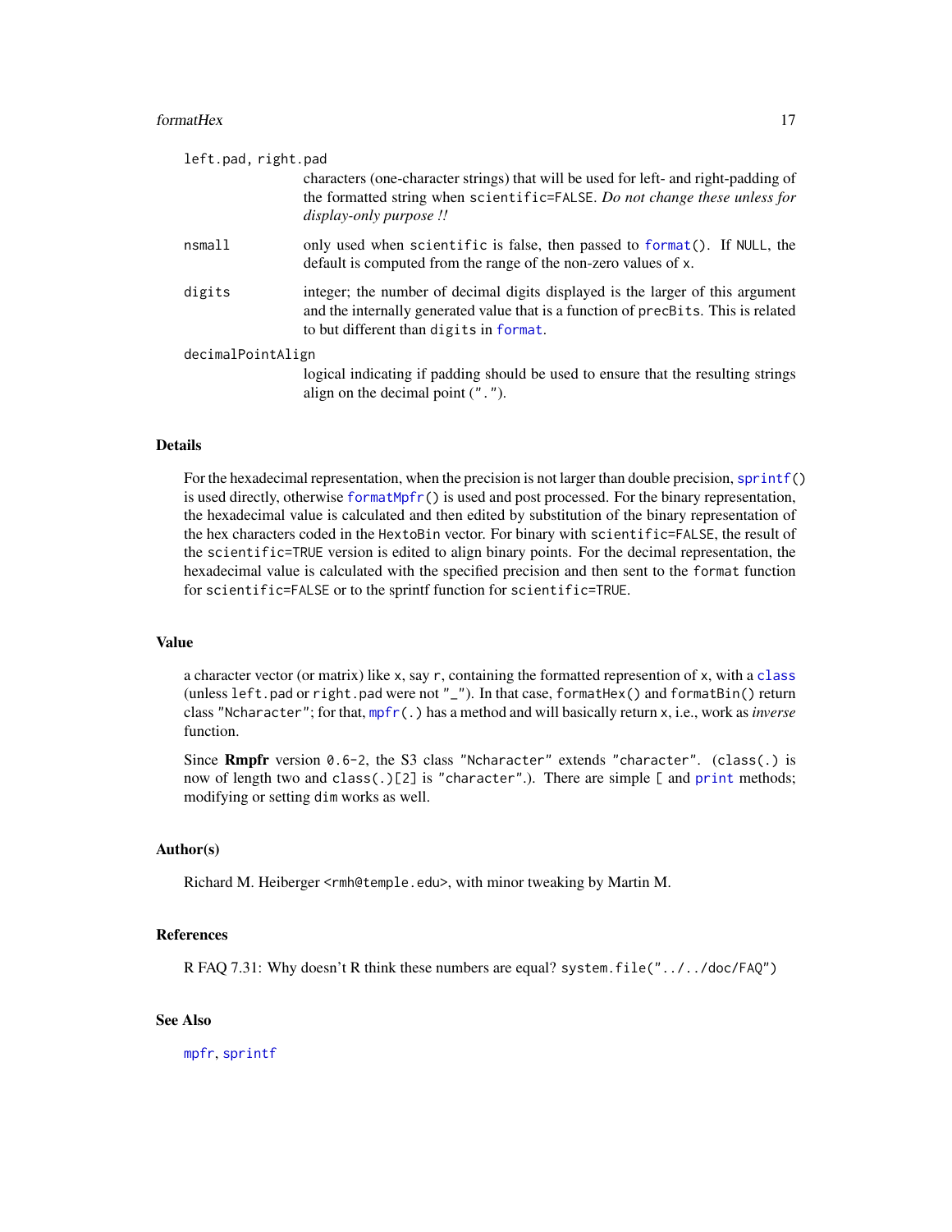`left.pad, right.pad`
: characters (one-character strings) that will be used for left- and right-padding of the formatted string when `scientific=FALSE`. *Do not change these unless for display-only purpose !!*

`nsmall`
: only used when `scientific` is false, then passed to `format()`. If `NULL`, the default is computed from the range of the non-zero values of `x`.

`digits`
: integer; the number of decimal digits displayed is the larger of this argument and the internally generated value that is a function of `precBits`. This is related to but different than `digits` in `format`.

`decimalPointAlign`
: logical indicating if padding should be used to ensure that the resulting strings align on the decimal point (`"."`).

## Details

For the hexadecimal representation, when the precision is not larger than double precision, `sprintf()` is used directly, otherwise `formatMpfr()` is used and post processed. For the binary representation, the hexadecimal value is calculated and then edited by substitution of the binary representation of the hex characters coded in the `HextoBin` vector. For binary with `scientific=FALSE`, the result of the `scientific=TRUE` version is edited to align binary points. For the decimal representation, the hexadecimal value is calculated with the specified precision and then sent to the `format` function for `scientific=FALSE` or to the sprintf function for `scientific=TRUE`.

## Value

a character vector (or matrix) like `x`, say `r`, containing the formatted represention of `x`, with a `class` (unless `left.pad` or `right.pad` were not `"_"`). In that case, `formatHex()` and `formatBin()` return class `"Ncharacter"`; for that, `mpfr(.)` has a method and will basically return `x`, i.e., work as *inverse* function.

Since **Rmpfr** version `0.6-2`, the S3 class `"Ncharacter"` extends `"character"`. (`class(.)` is now of length two and `class(.)[2]` is `"character"`.). There are simple `[` and `print` methods; modifying or setting `dim` works as well.

## Author(s)

Richard M. Heiberger `<rmh@temple.edu>`, with minor tweaking by Martin M.

## References

R FAQ 7.31: Why doesn't R think these numbers are equal? `system.file("../../doc/FAQ")`

## See Also

`mpfr`, `sprintf`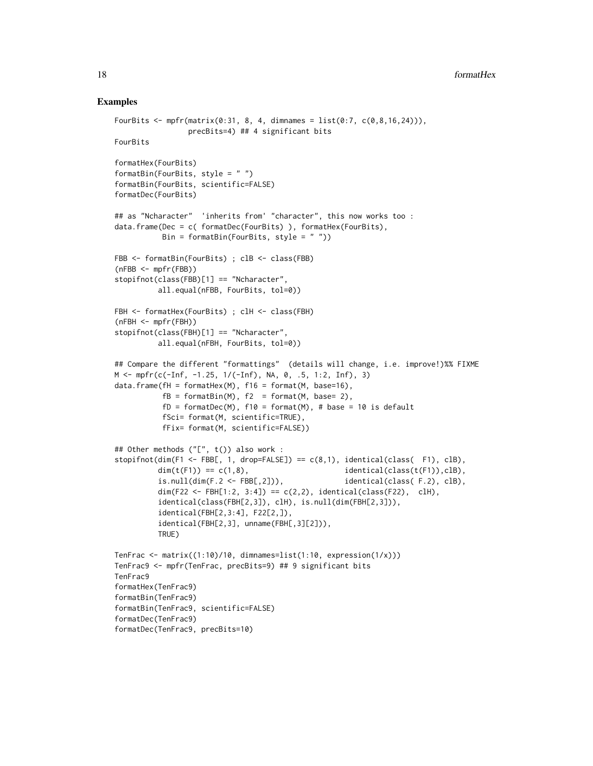## Examples

```
FourBits <- mpfr(matrix(0:31, 8, 4, dimnames = list(0:7, c(0,8,16,24))),
                 precBits=4) ## 4 significant bits
FourBits

formatHex(FourBits)
formatBin(FourBits, style = " ")
formatBin(FourBits, scientific=FALSE)
formatDec(FourBits)

## as "Ncharacter"  'inherits from' "character", this now works too :
data.frame(Dec = c( formatDec(FourBits) ), formatHex(FourBits),
           Bin = formatBin(FourBits, style = " "))

FBB <- formatBin(FourBits) ; clB <- class(FBB)
(nFBB <- mpfr(FBB))
stopifnot(class(FBB)[1] == "Ncharacter",
          all.equal(nFBB, FourBits, tol=0))

FBH <- formatHex(FourBits) ; clH <- class(FBH)
(nFBH <- mpfr(FBH))
stopifnot(class(FBH)[1] == "Ncharacter",
          all.equal(nFBH, FourBits, tol=0))

## Compare the different "formattings"  (details will change, i.e. improve!)%% FIXME
M <- mpfr(c(-Inf, -1.25, 1/(-Inf), NA, 0, .5, 1:2, Inf), 3)
data.frame(fH = formatHex(M), f16 = format(M, base=16),
           fB = formatBin(M), f2  = format(M, base= 2),
           fD = formatDec(M), f10 = format(M), # base = 10 is default
           fSci= format(M, scientific=TRUE),
           fFix= format(M, scientific=FALSE))

## Other methods ("[", t()) also work :
stopifnot(dim(F1 <- FBB[, 1, drop=FALSE]) == c(8,1), identical(class(  F1), clB),
          dim(t(F1)) == c(1,8),                      identical(class(t(F1)),clB),
          is.null(dim(F.2 <- FBB[,2])),              identical(class( F.2), clB),
          dim(F22 <- FBH[1:2, 3:4]) == c(2,2), identical(class(F22),  clH),
          identical(class(FBH[2,3]), clH), is.null(dim(FBH[2,3])),
          identical(FBH[2,3:4], F22[2,]),
          identical(FBH[2,3], unname(FBH[,3][2])),
          TRUE)

TenFrac <- matrix((1:10)/10, dimnames=list(1:10, expression(1/x)))
TenFrac9 <- mpfr(TenFrac, precBits=9) ## 9 significant bits
TenFrac9
formatHex(TenFrac9)
formatBin(TenFrac9)
formatBin(TenFrac9, scientific=FALSE)
formatDec(TenFrac9)
formatDec(TenFrac9, precBits=10)
```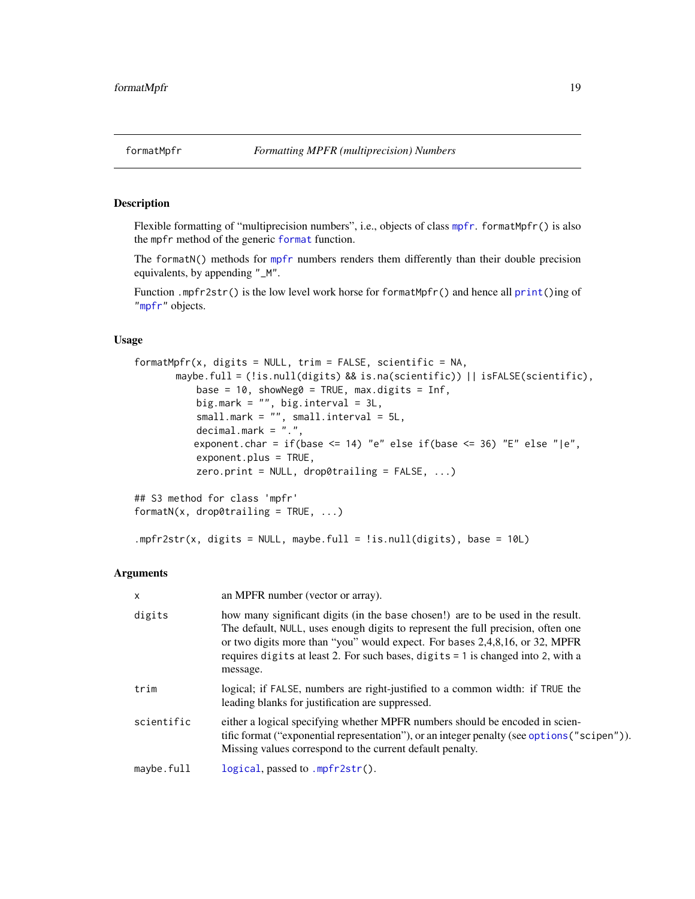formatMpfr *Formatting MPFR (multiprecision) Numbers*

## Description

Flexible formatting of "multiprecision numbers", i.e., objects of class mpfr. formatMpfr() is also the mpfr method of the generic format function.

The formatN() methods for mpfr numbers renders them differently than their double precision equivalents, by appending "_M".

Function .mpfr2str() is the low level work horse for formatMpfr() and hence all print()ing of "mpfr" objects.

## Usage

```
formatMpfr(x, digits = NULL, trim = FALSE, scientific = NA,
       maybe.full = (!is.null(digits) && is.na(scientific)) || isFALSE(scientific),
           base = 10, showNeg0 = TRUE, max.digits = Inf,
           big.mark = "", big.interval = 3L,
           small.mark = "", small.interval = 5L,
           decimal.mark = ".",
          exponent.char = if(base <= 14) "e" else if(base <= 36) "E" else "|e",
           exponent.plus = TRUE,
           zero.print = NULL, drop0trailing = FALSE, ...)

## S3 method for class 'mpfr'
formatN(x, drop0trailing = TRUE, ...)

.mpfr2str(x, digits = NULL, maybe.full = !is.null(digits), base = 10L)
```

## Arguments

| | |
|---|---|
| x | an MPFR number (vector or array). |
| digits | how many significant digits (in the base chosen!) are to be used in the result. The default, NULL, uses enough digits to represent the full precision, often one or two digits more than "you" would expect. For bases 2,4,8,16, or 32, MPFR requires digits at least 2. For such bases, digits = 1 is changed into 2, with a message. |
| trim | logical; if FALSE, numbers are right-justified to a common width: if TRUE the leading blanks for justification are suppressed. |
| scientific | either a logical specifying whether MPFR numbers should be encoded in scientific format ("exponential representation"), or an integer penalty (see options("scipen")). Missing values correspond to the current default penalty. |
| maybe.full | logical, passed to .mpfr2str(). |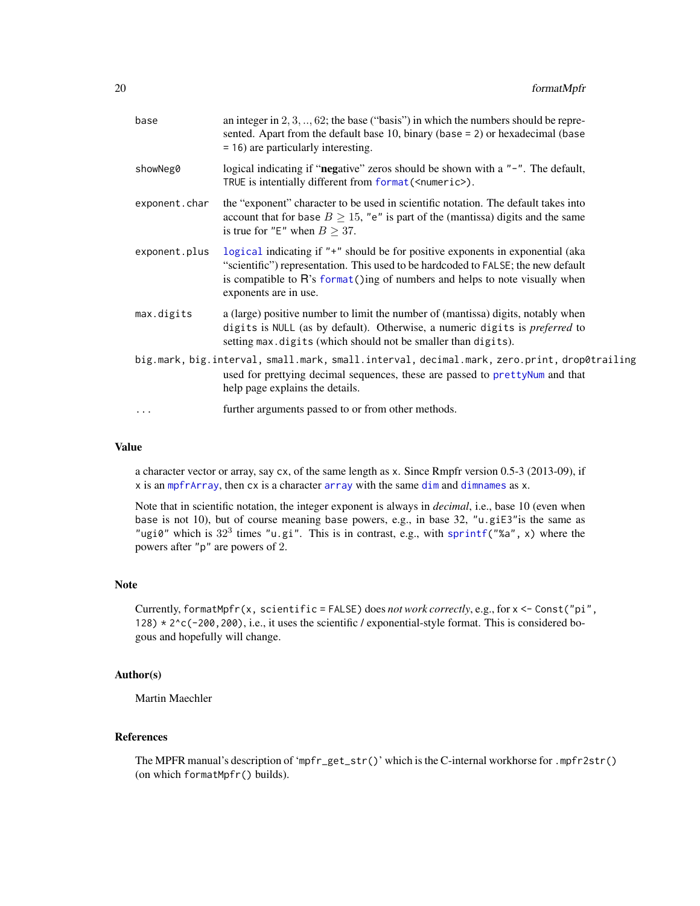base
: an integer in $2, 3, .., 62$; the base ("basis") in which the numbers should be represented. Apart from the default base 10, binary (`base = 2`) or hexadecimal (`base = 16`) are particularly interesting.

showNeg0
: logical indicating if "**neg**ative" zeros should be shown with a `"-"`. The default, `TRUE` is intentially different from `format(<numeric>)`.

exponent.char
: the "exponent" character to be used in scientific notation. The default takes into account that for `base` $B \geq 15$, `"e"` is part of the (mantissa) digits and the same is true for `"E"` when $B \geq 37$.

exponent.plus
: `logical` indicating if `"+"` should be for positive exponents in exponential (aka "scientific") representation. This used to be hardcoded to `FALSE`; the new default is compatible to R's `format()`ing of numbers and helps to note visually when exponents are in use.

max.digits
: a (large) positive number to limit the number of (mantissa) digits, notably when `digits` is `NULL` (as by default). Otherwise, a numeric `digits` is *preferred* to setting `max.digits` (which should not be smaller than `digits`).

big.mark, big.interval, small.mark, small.interval, decimal.mark, zero.print, drop0trailing
: used for prettying decimal sequences, these are passed to `prettyNum` and that help page explains the details.

...
: further arguments passed to or from other methods.

## Value

a character vector or array, say `cx`, of the same length as `x`. Since Rmpfr version 0.5-3 (2013-09), if `x` is an `mpfrArray`, then `cx` is a character `array` with the same `dim` and `dimnames` as `x`.

Note that in scientific notation, the integer exponent is always in *decimal*, i.e., base 10 (even when `base` is not 10), but of course meaning `base` powers, e.g., in base 32, `"u.giE3"`is the same as `"ugi0"` which is $32^3$ times `"u.gi"`. This is in contrast, e.g., with `sprintf("%a", x)` where the powers after `"p"` are powers of 2.

## Note

Currently, `formatMpfr(x, scientific = FALSE)` does *not work correctly*, e.g., for `x <- Const("pi", 128) * 2^c(-200,200)`, i.e., it uses the scientific / exponential-style format. This is considered bogous and hopefully will change.

## Author(s)

Martin Maechler

## References

The MPFR manual's description of '`mpfr_get_str()`' which is the C-internal workhorse for `.mpfr2str()` (on which `formatMpfr()` builds).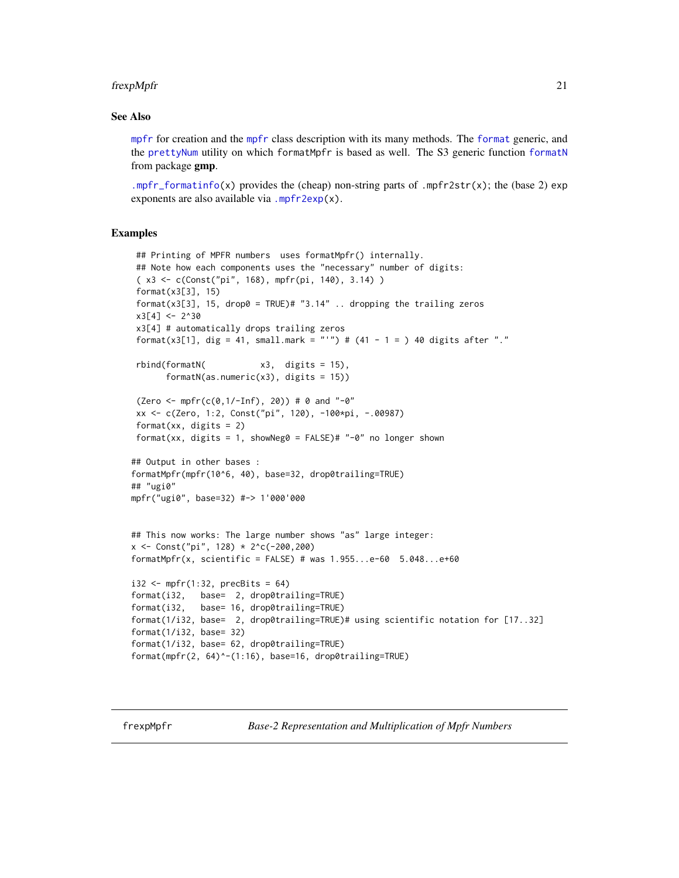### See Also

`mpfr` for creation and the `mpfr` class description with its many methods. The `format` generic, and the `prettyNum` utility on which `formatMpfr` is based as well. The S3 generic function `formatN` from package **gmp**.

`.mpfr_formatinfo(x)` provides the (cheap) non-string parts of `.mpfr2str(x)`; the (base 2) `exp` exponents are also available via `.mpfr2exp(x)`.

### Examples

```
 ## Printing of MPFR numbers  uses formatMpfr() internally.
 ## Note how each components uses the "necessary" number of digits:
 ( x3 <- c(Const("pi", 168), mpfr(pi, 140), 3.14) )
 format(x3[3], 15)
 format(x3[3], 15, drop0 = TRUE)# "3.14" .. dropping the trailing zeros
 x3[4] <- 2^30
 x3[4] # automatically drops trailing zeros
 format(x3[1], dig = 41, small.mark = "'") # (41 - 1 = ) 40 digits after "."

 rbind(formatN(           x3,  digits = 15),
       formatN(as.numeric(x3), digits = 15))

 (Zero <- mpfr(c(0,1/-Inf), 20)) # 0 and "-0"
 xx <- c(Zero, 1:2, Const("pi", 120), -100*pi, -.00987)
 format(xx, digits = 2)
 format(xx, digits = 1, showNeg0 = FALSE)# "-0" no longer shown

## Output in other bases :
formatMpfr(mpfr(10^6, 40), base=32, drop0trailing=TRUE)
## "ugi0"
mpfr("ugi0", base=32) #-> 1'000'000


## This now works: The large number shows "as" large integer:
x <- Const("pi", 128) * 2^c(-200,200)
formatMpfr(x, scientific = FALSE) # was 1.955...e-60  5.048...e+60

i32 <- mpfr(1:32, precBits = 64)
format(i32,   base=  2, drop0trailing=TRUE)
format(i32,   base= 16, drop0trailing=TRUE)
format(1/i32, base=  2, drop0trailing=TRUE)# using scientific notation for [17..32]
format(1/i32, base= 32)
format(1/i32, base= 62, drop0trailing=TRUE)
format(mpfr(2, 64)^-(1:16), base=16, drop0trailing=TRUE)
```

---

## frexpMpfr — *Base-2 Representation and Multiplication of Mpfr Numbers*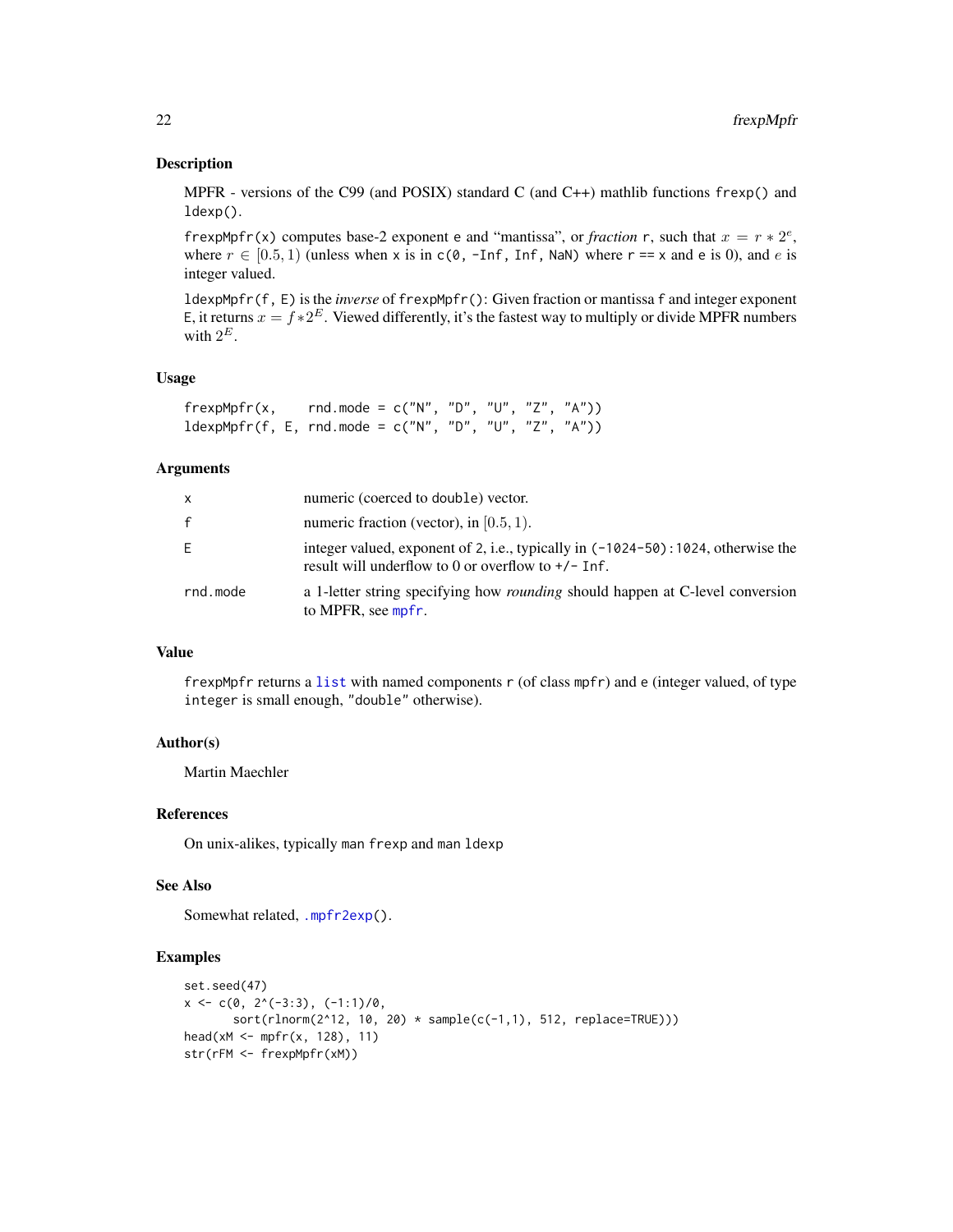## Description

MPFR - versions of the C99 (and POSIX) standard C (and C++) mathlib functions `frexp()` and `ldexp()`.

`frexpMpfr(x)` computes base-2 exponent `e` and "mantissa", or *fraction* `r`, such that $x = r * 2^e$, where $r \in [0.5, 1)$ (unless when `x` is in `c(0, -Inf, Inf, NaN)` where `r == x` and `e` is 0), and $e$ is integer valued.

`ldexpMpfr(f, E)` is the *inverse* of `frexpMpfr()`: Given fraction or mantissa `f` and integer exponent `E`, it returns $x = f * 2^E$. Viewed differently, it's the fastest way to multiply or divide MPFR numbers with $2^E$.

## Usage

```
frexpMpfr(x,    rnd.mode = c("N", "D", "U", "Z", "A"))
ldexpMpfr(f, E, rnd.mode = c("N", "D", "U", "Z", "A"))
```

## Arguments

| | |
|---|---|
| `x` | numeric (coerced to `double`) vector. |
| `f` | numeric fraction (vector), in $[0.5, 1)$. |
| `E` | integer valued, exponent of `2`, i.e., typically in `(-1024-50):1024`, otherwise the result will underflow to 0 or overflow to `+/- Inf`. |
| `rnd.mode` | a 1-letter string specifying how *rounding* should happen at C-level conversion to MPFR, see `mpfr`. |

## Value

`frexpMpfr` returns a `list` with named components `r` (of class `mpfr`) and `e` (integer valued, of type `integer` is small enough, `"double"` otherwise).

## Author(s)

Martin Maechler

## References

On unix-alikes, typically `man frexp` and `man ldexp`

## See Also

Somewhat related, `.mpfr2exp()`.

## Examples

```
set.seed(47)
x <- c(0, 2^(-3:3), (-1:1)/0,
       sort(rlnorm(2^12, 10, 20) * sample(c(-1,1), 512, replace=TRUE)))
head(xM <- mpfr(x, 128), 11)
str(rFM <- frexpMpfr(xM))
```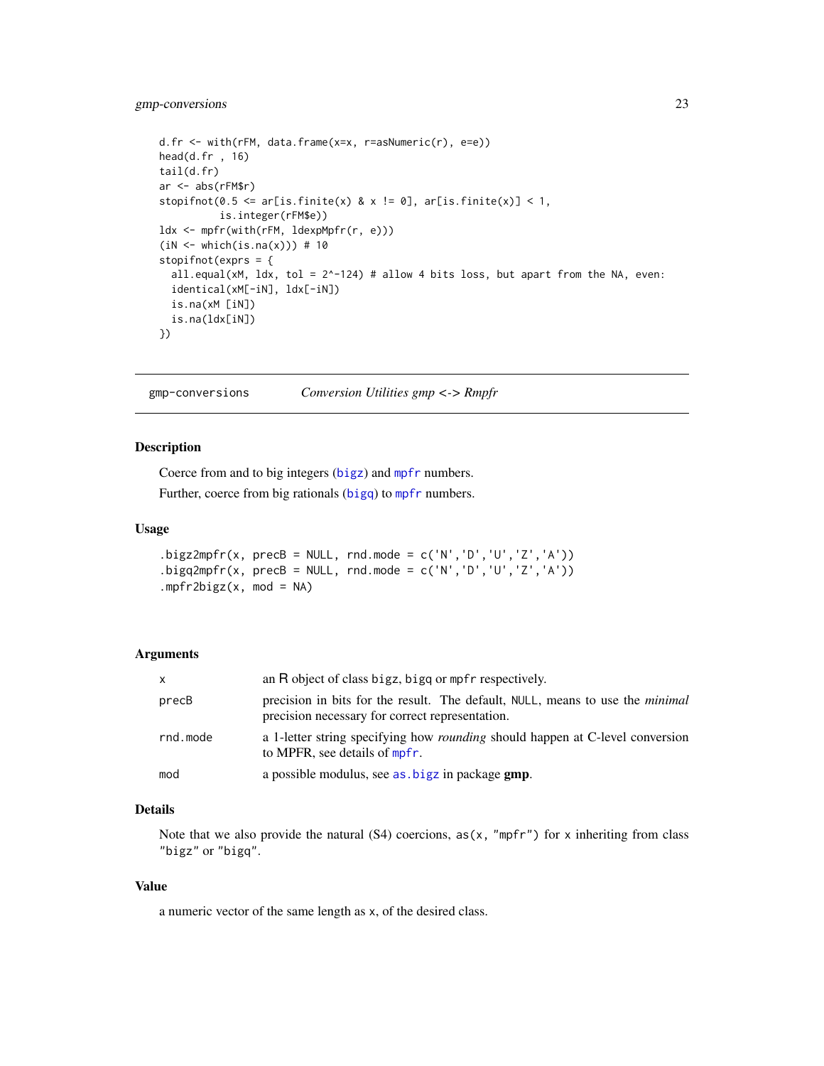```
d.fr <- with(rFM, data.frame(x=x, r=asNumeric(r), e=e))
head(d.fr , 16)
tail(d.fr)
ar <- abs(rFM$r)
stopifnot(0.5 <= ar[is.finite(x) & x != 0], ar[is.finite(x)] < 1,
          is.integer(rFM$e))
ldx <- mpfr(with(rFM, ldexpMpfr(r, e)))
(iN <- which(is.na(x))) # 10
stopifnot(exprs = {
  all.equal(xM, ldx, tol = 2^-124) # allow 4 bits loss, but apart from the NA, even:
  identical(xM[-iN], ldx[-iN])
  is.na(xM [iN])
  is.na(ldx[iN])
})
```

---

## gmp-conversions *Conversion Utilities gmp <-> Rmpfr*

### Description

Coerce from and to big integers (bigz) and mpfr numbers.

Further, coerce from big rationals (bigq) to mpfr numbers.

### Usage

```
.bigz2mpfr(x, precB = NULL, rnd.mode = c('N','D','U','Z','A'))
.bigq2mpfr(x, precB = NULL, rnd.mode = c('N','D','U','Z','A'))
.mpfr2bigz(x, mod = NA)
```

### Arguments

| | |
|---|---|
| x | an R object of class bigz, bigq or mpfr respectively. |
| precB | precision in bits for the result. The default, NULL, means to use the *minimal* precision necessary for correct representation. |
| rnd.mode | a 1-letter string specifying how *rounding* should happen at C-level conversion to MPFR, see details of mpfr. |
| mod | a possible modulus, see as.bigz in package **gmp**. |

### Details

Note that we also provide the natural (S4) coercions, as(x, "mpfr") for x inheriting from class "bigz" or "bigq".

### Value

a numeric vector of the same length as x, of the desired class.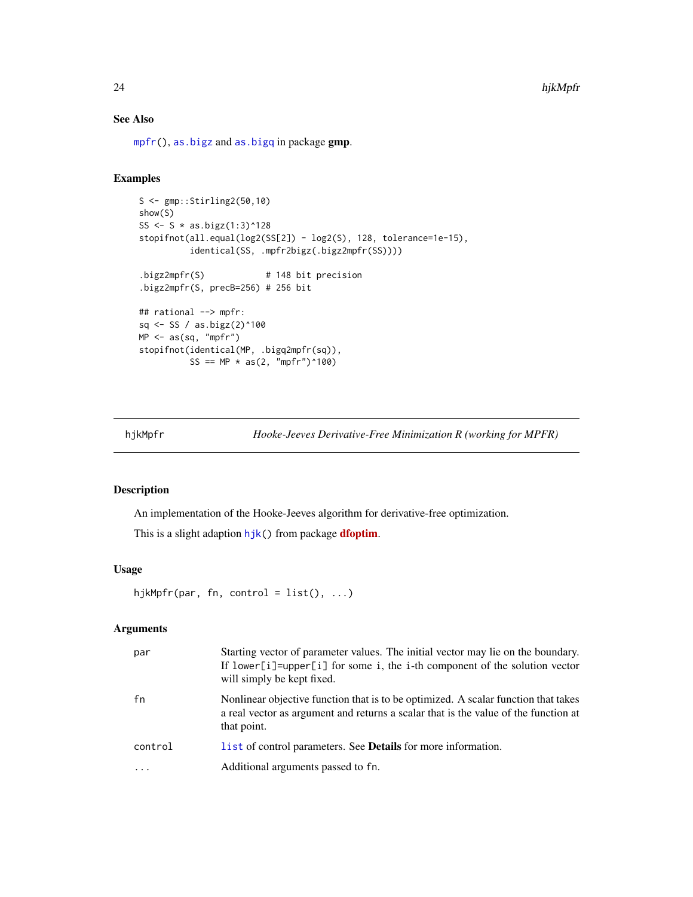## See Also

mpfr(), as.bigz and as.bigq in package **gmp**.

## Examples

```
S <- gmp::Stirling2(50,10)
show(S)
SS <- S * as.bigz(1:3)^128
stopifnot(all.equal(log2(SS[2]) - log2(S), 128, tolerance=1e-15),
          identical(SS, .mpfr2bigz(.bigz2mpfr(SS))))

.bigz2mpfr(S)            # 148 bit precision
.bigz2mpfr(S, precB=256) # 256 bit

## rational --> mpfr:
sq <- SS / as.bigz(2)^100
MP <- as(sq, "mpfr")
stopifnot(identical(MP, .bigq2mpfr(sq)),
          SS == MP * as(2, "mpfr")^100)
```

---

# hjkMpfr — *Hooke-Jeeves Derivative-Free Minimization R (working for MPFR)*

## Description

An implementation of the Hooke-Jeeves algorithm for derivative-free optimization.

This is a slight adaption hjk() from package **dfoptim**.

## Usage

```
hjkMpfr(par, fn, control = list(), ...)
```

## Arguments

| | |
|---|---|
| par | Starting vector of parameter values. The initial vector may lie on the boundary. If lower[i]=upper[i] for some i, the i-th component of the solution vector will simply be kept fixed. |
| fn | Nonlinear objective function that is to be optimized. A scalar function that takes a real vector as argument and returns a scalar that is the value of the function at that point. |
| control | list of control parameters. See **Details** for more information. |
| ... | Additional arguments passed to fn. |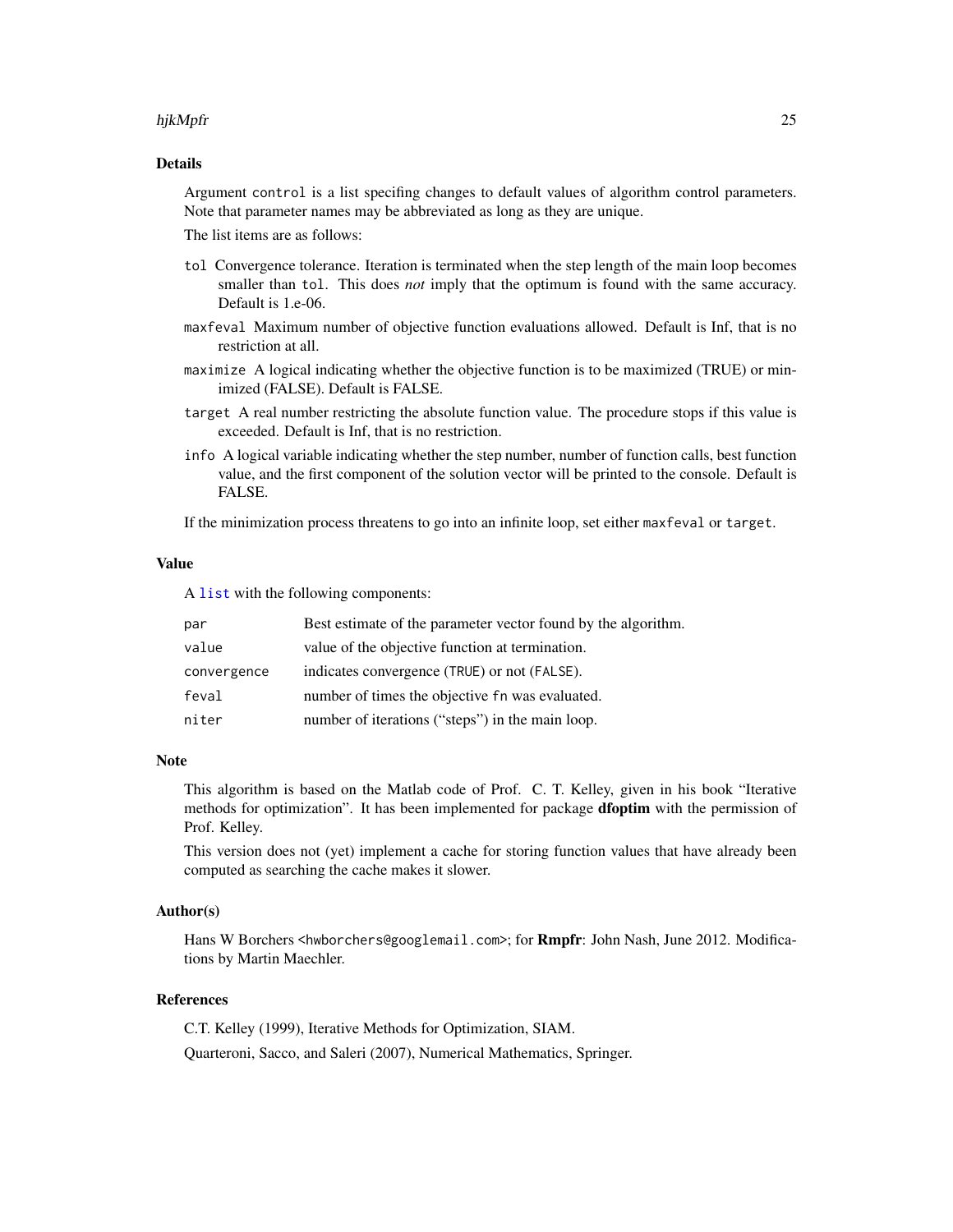## Details

Argument `control` is a list specifing changes to default values of algorithm control parameters. Note that parameter names may be abbreviated as long as they are unique.

The list items are as follows:

- `tol` Convergence tolerance. Iteration is terminated when the step length of the main loop becomes smaller than `tol`. This does *not* imply that the optimum is found with the same accuracy. Default is 1.e-06.
- `maxfeval` Maximum number of objective function evaluations allowed. Default is Inf, that is no restriction at all.
- `maximize` A logical indicating whether the objective function is to be maximized (TRUE) or minimized (FALSE). Default is FALSE.
- `target` A real number restricting the absolute function value. The procedure stops if this value is exceeded. Default is Inf, that is no restriction.
- `info` A logical variable indicating whether the step number, number of function calls, best function value, and the first component of the solution vector will be printed to the console. Default is FALSE.

If the minimization process threatens to go into an infinite loop, set either `maxfeval` or `target`.

## Value

A `list` with the following components:

| | |
|---|---|
| `par` | Best estimate of the parameter vector found by the algorithm. |
| `value` | value of the objective function at termination. |
| `convergence` | indicates convergence (`TRUE`) or not (`FALSE`). |
| `feval` | number of times the objective `fn` was evaluated. |
| `niter` | number of iterations ("steps") in the main loop. |

## Note

This algorithm is based on the Matlab code of Prof. C. T. Kelley, given in his book "Iterative methods for optimization". It has been implemented for package **dfoptim** with the permission of Prof. Kelley.

This version does not (yet) implement a cache for storing function values that have already been computed as searching the cache makes it slower.

## Author(s)

Hans W Borchers <hwborchers@googlemail.com>; for **Rmpfr**: John Nash, June 2012. Modifications by Martin Maechler.

## References

C.T. Kelley (1999), Iterative Methods for Optimization, SIAM.

Quarteroni, Sacco, and Saleri (2007), Numerical Mathematics, Springer.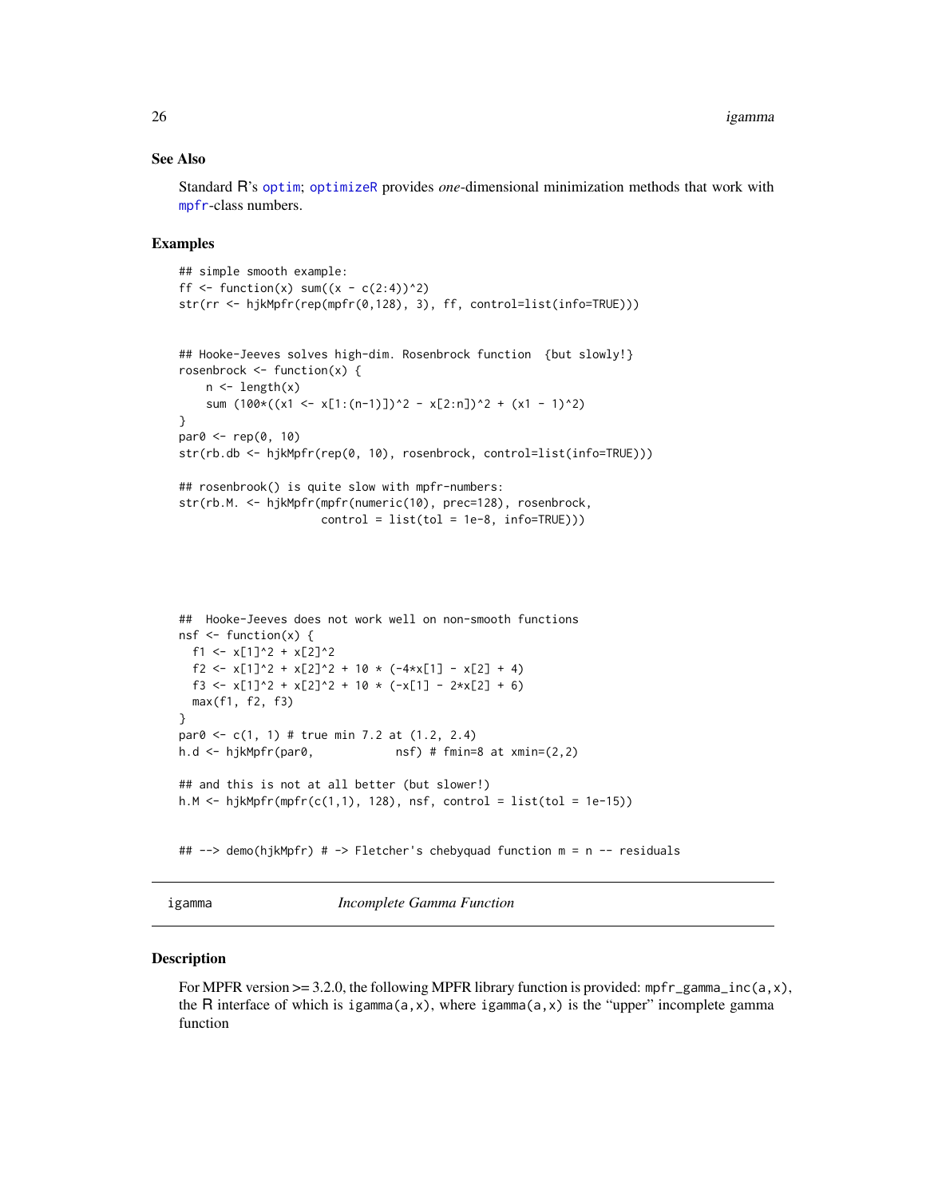### See Also

Standard R's `optim`; `optimizeR` provides *one*-dimensional minimization methods that work with `mpfr`-class numbers.

### Examples

```
## simple smooth example:
ff <- function(x) sum((x - c(2:4))^2)
str(rr <- hjkMpfr(rep(mpfr(0,128), 3), ff, control=list(info=TRUE)))


## Hooke-Jeeves solves high-dim. Rosenbrock function  {but slowly!}
rosenbrock <- function(x) {
    n <- length(x)
    sum (100*((x1 <- x[1:(n-1)])^2 - x[2:n])^2 + (x1 - 1)^2)
}
par0 <- rep(0, 10)
str(rb.db <- hjkMpfr(rep(0, 10), rosenbrock, control=list(info=TRUE)))

## rosenbrook() is quite slow with mpfr-numbers:
str(rb.M. <- hjkMpfr(mpfr(numeric(10), prec=128), rosenbrock,
                     control = list(tol = 1e-8, info=TRUE)))





##  Hooke-Jeeves does not work well on non-smooth functions
nsf <- function(x) {
  f1 <- x[1]^2 + x[2]^2
  f2 <- x[1]^2 + x[2]^2 + 10 * (-4*x[1] - x[2] + 4)
  f3 <- x[1]^2 + x[2]^2 + 10 * (-x[1] - 2*x[2] + 6)
  max(f1, f2, f3)
}
par0 <- c(1, 1) # true min 7.2 at (1.2, 2.4)
h.d <- hjkMpfr(par0,            nsf) # fmin=8 at xmin=(2,2)

## and this is not at all better (but slower!)
h.M <- hjkMpfr(mpfr(c(1,1), 128), nsf, control = list(tol = 1e-15))


## --> demo(hjkMpfr) # -> Fletcher's chebyquad function m = n -- residuals
```

---

## igamma *Incomplete Gamma Function*

### Description

For MPFR version >= 3.2.0, the following MPFR library function is provided: `mpfr_gamma_inc(a,x)`, the R interface of which is `igamma(a,x)`, where `igamma(a,x)` is the "upper" incomplete gamma function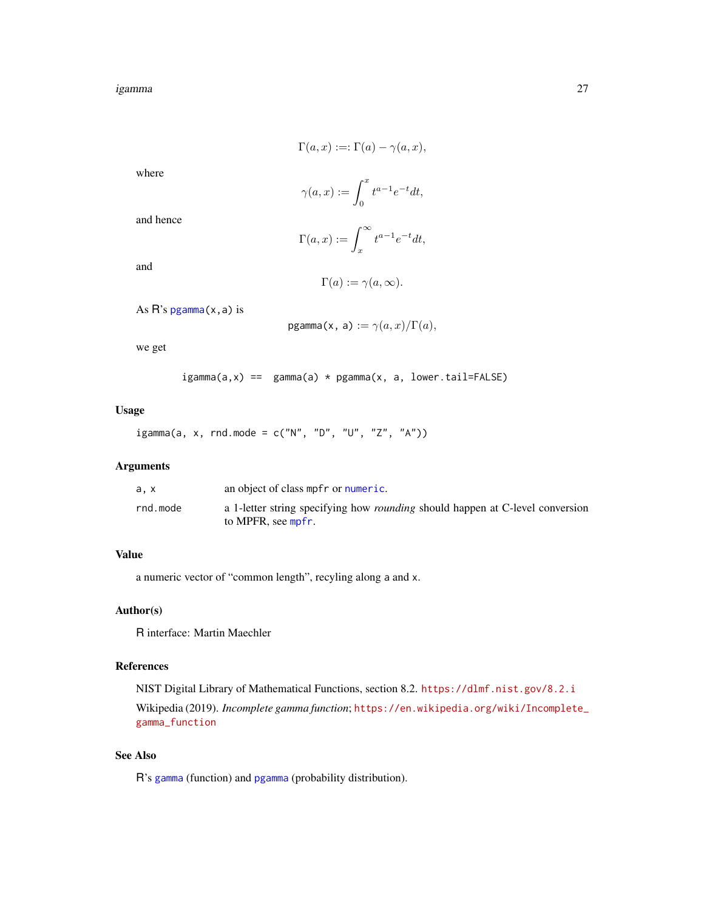$$\Gamma(a, x) :=: \Gamma(a) - \gamma(a, x),$$

where

$$\gamma(a, x) := \int_0^x t^{a-1} e^{-t} dt,$$

and hence

$$\Gamma(a, x) := \int_x^\infty t^{a-1} e^{-t} dt,$$

and

$$\Gamma(a) := \gamma(a, \infty).$$

As R's `pgamma(x,a)` is

$$\texttt{pgamma(x, a)} := \gamma(a, x)/\Gamma(a),$$

we get

```
igamma(a,x) ==  gamma(a) * pgamma(x, a, lower.tail=FALSE)
```

## Usage

```
igamma(a, x, rnd.mode = c("N", "D", "U", "Z", "A"))
```

## Arguments

| | |
|---|---|
| `a, x` | an object of class `mpfr` or `numeric`. |
| `rnd.mode` | a 1-letter string specifying how *rounding* should happen at C-level conversion to MPFR, see `mpfr`. |

## Value

a numeric vector of "common length", recyling along `a` and `x`.

## Author(s)

R interface: Martin Maechler

## References

NIST Digital Library of Mathematical Functions, section 8.2. https://dlmf.nist.gov/8.2.i

Wikipedia (2019). *Incomplete gamma function*; https://en.wikipedia.org/wiki/Incomplete_gamma_function

## See Also

R's `gamma` (function) and `pgamma` (probability distribution).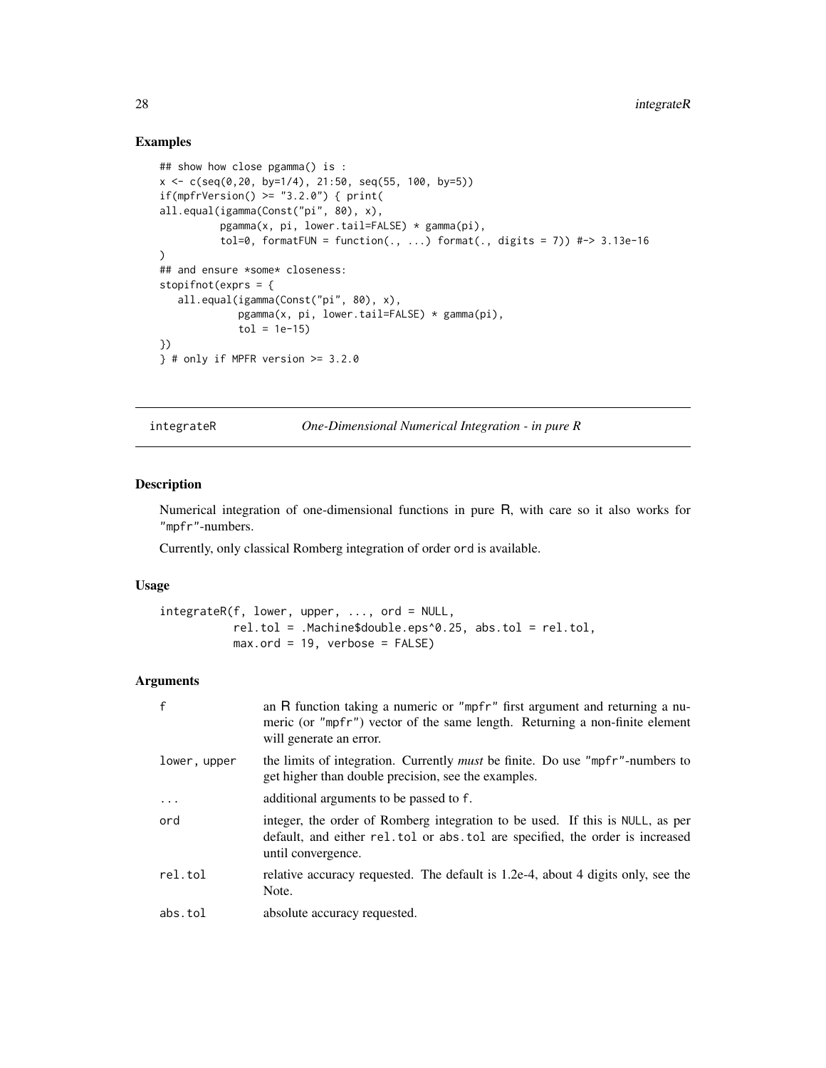## Examples

```
## show how close pgamma() is :
x <- c(seq(0,20, by=1/4), 21:50, seq(55, 100, by=5))
if(mpfrVersion() >= "3.2.0") { print(
all.equal(igamma(Const("pi", 80), x),
          pgamma(x, pi, lower.tail=FALSE) * gamma(pi),
          tol=0, formatFUN = function(., ...) format(., digits = 7)) #-> 3.13e-16
)
## and ensure *some* closeness:
stopifnot(exprs = {
   all.equal(igamma(Const("pi", 80), x),
             pgamma(x, pi, lower.tail=FALSE) * gamma(pi),
             tol = 1e-15)
})
} # only if MPFR version >= 3.2.0
```

---

# integrateR *One-Dimensional Numerical Integration - in pure R*

---

## Description

Numerical integration of one-dimensional functions in pure R, with care so it also works for "mpfr"-numbers.

Currently, only classical Romberg integration of order ord is available.

## Usage

```
integrateR(f, lower, upper, ..., ord = NULL,
           rel.tol = .Machine$double.eps^0.25, abs.tol = rel.tol,
           max.ord = 19, verbose = FALSE)
```

## Arguments

| | |
|---|---|
| f | an R function taking a numeric or "mpfr" first argument and returning a numeric (or "mpfr") vector of the same length. Returning a non-finite element will generate an error. |
| lower, upper | the limits of integration. Currently *must* be finite. Do use "mpfr"-numbers to get higher than double precision, see the examples. |
| ... | additional arguments to be passed to f. |
| ord | integer, the order of Romberg integration to be used. If this is NULL, as per default, and either rel.tol or abs.tol are specified, the order is increased until convergence. |
| rel.tol | relative accuracy requested. The default is 1.2e-4, about 4 digits only, see the Note. |
| abs.tol | absolute accuracy requested. |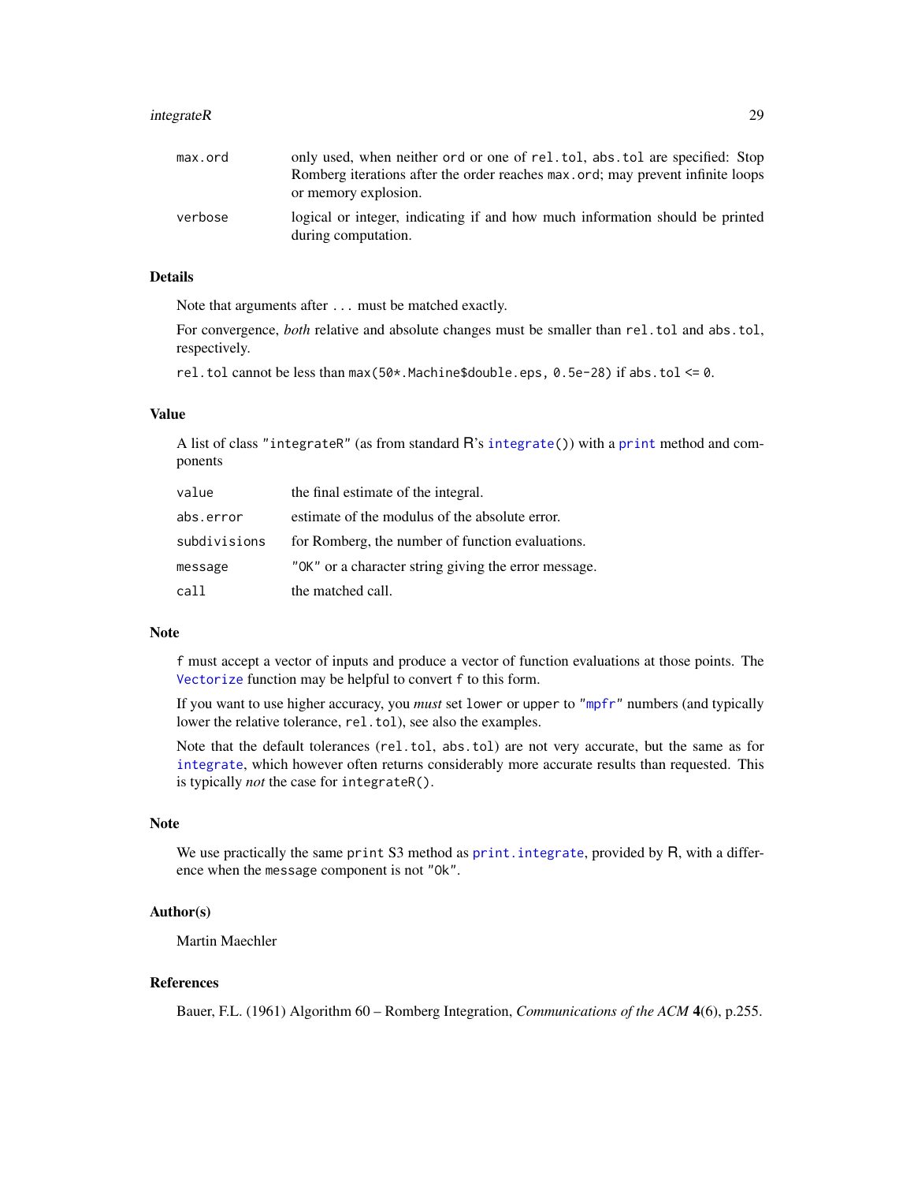| | |
|---|---|
| `max.ord` | only used, when neither `ord` or one of `rel.tol`, `abs.tol` are specified: Stop Romberg iterations after the order reaches `max.ord`; may prevent infinite loops or memory explosion. |
| `verbose` | logical or integer, indicating if and how much information should be printed during computation. |

## Details

Note that arguments after `...` must be matched exactly.

For convergence, *both* relative and absolute changes must be smaller than `rel.tol` and `abs.tol`, respectively.

`rel.tol` cannot be less than `max(50*.Machine$double.eps, 0.5e-28)` if `abs.tol <= 0`.

## Value

A list of class `"integrateR"` (as from standard R's `integrate()`) with a `print` method and components

| | |
|---|---|
| `value` | the final estimate of the integral. |
| `abs.error` | estimate of the modulus of the absolute error. |
| `subdivisions` | for Romberg, the number of function evaluations. |
| `message` | `"OK"` or a character string giving the error message. |
| `call` | the matched call. |

## Note

`f` must accept a vector of inputs and produce a vector of function evaluations at those points. The `Vectorize` function may be helpful to convert `f` to this form.

If you want to use higher accuracy, you *must* set `lower` or `upper` to `"mpfr"` numbers (and typically lower the relative tolerance, `rel.tol`), see also the examples.

Note that the default tolerances (`rel.tol`, `abs.tol`) are not very accurate, but the same as for `integrate`, which however often returns considerably more accurate results than requested. This is typically *not* the case for `integrateR()`.

## Note

We use practically the same `print` S3 method as `print.integrate`, provided by R, with a difference when the `message` component is not `"Ok"`.

## Author(s)

Martin Maechler

## References

Bauer, F.L. (1961) Algorithm 60 – Romberg Integration, *Communications of the ACM* **4**(6), p.255.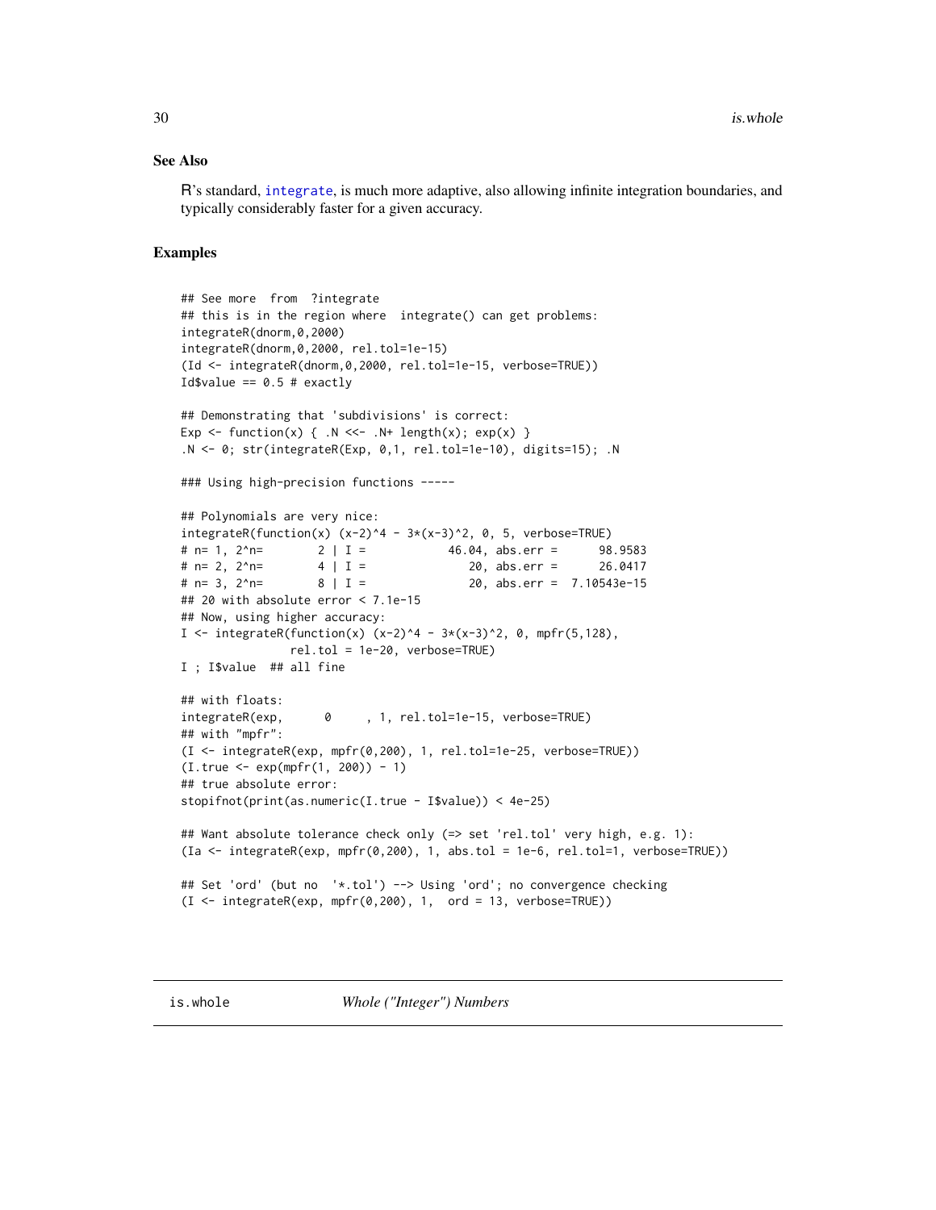## See Also

R's standard, `integrate`, is much more adaptive, also allowing infinite integration boundaries, and typically considerably faster for a given accuracy.

## Examples

```
## See more  from  ?integrate
## this is in the region where  integrate() can get problems:
integrateR(dnorm,0,2000)
integrateR(dnorm,0,2000, rel.tol=1e-15)
(Id <- integrateR(dnorm,0,2000, rel.tol=1e-15, verbose=TRUE))
Id$value == 0.5 # exactly

## Demonstrating that 'subdivisions' is correct:
Exp <- function(x) { .N <<- .N+ length(x); exp(x) }
.N <- 0; str(integrateR(Exp, 0,1, rel.tol=1e-10), digits=15); .N

### Using high-precision functions -----

## Polynomials are very nice:
integrateR(function(x) (x-2)^4 - 3*(x-3)^2, 0, 5, verbose=TRUE)
# n= 1, 2^n=        2 | I =           46.04, abs.err =      98.9583
# n= 2, 2^n=        4 | I =              20, abs.err =      26.0417
# n= 3, 2^n=        8 | I =              20, abs.err =  7.10543e-15
## 20 with absolute error < 7.1e-15
## Now, using higher accuracy:
I <- integrateR(function(x) (x-2)^4 - 3*(x-3)^2, 0, mpfr(5,128),
               rel.tol = 1e-20, verbose=TRUE)
I ; I$value  ## all fine

## with floats:
integrateR(exp,      0     , 1, rel.tol=1e-15, verbose=TRUE)
## with "mpfr":
(I <- integrateR(exp, mpfr(0,200), 1, rel.tol=1e-25, verbose=TRUE))
(I.true <- exp(mpfr(1, 200)) - 1)
## true absolute error:
stopifnot(print(as.numeric(I.true - I$value)) < 4e-25)

## Want absolute tolerance check only (=> set 'rel.tol' very high, e.g. 1):
(Ia <- integrateR(exp, mpfr(0,200), 1, abs.tol = 1e-6, rel.tol=1, verbose=TRUE))

## Set 'ord' (but no  '*.tol') --> Using 'ord'; no convergence checking
(I <- integrateR(exp, mpfr(0,200), 1,  ord = 13, verbose=TRUE))
```

---

# is.whole *Whole ("Integer") Numbers*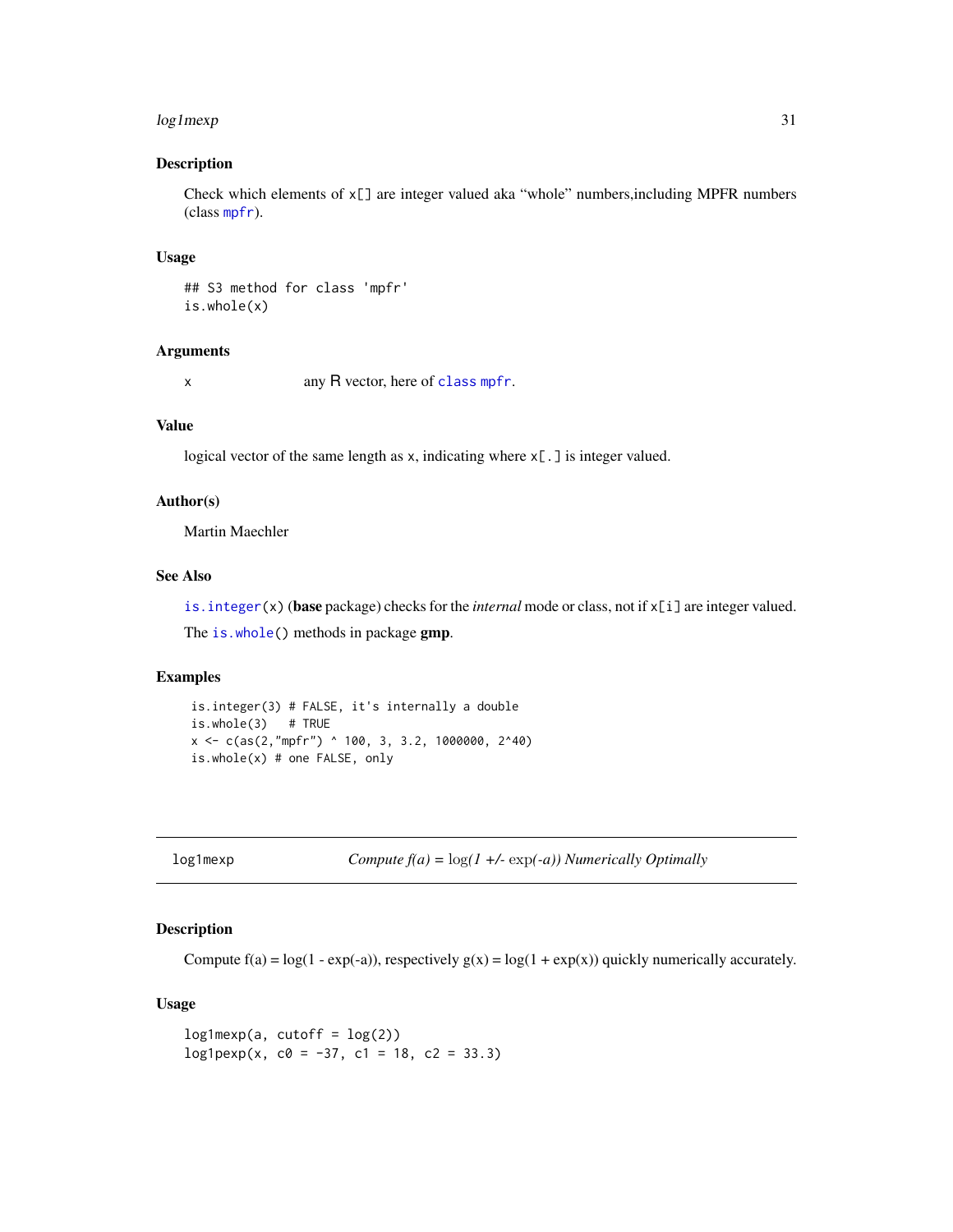## Description

Check which elements of `x[]` are integer valued aka "whole" numbers,including MPFR numbers (class `mpfr`).

## Usage

```
## S3 method for class 'mpfr'
is.whole(x)
```

## Arguments

| | |
|---|---|
| `x` | any R vector, here of `class mpfr`. |

## Value

logical vector of the same length as `x`, indicating where `x[.]` is integer valued.

## Author(s)

Martin Maechler

## See Also

`is.integer(x)` (**base** package) checks for the *internal* mode or class, not if `x[i]` are integer valued.

The `is.whole()` methods in package **gmp**.

## Examples

```
is.integer(3) # FALSE, it's internally a double
is.whole(3)   # TRUE
x <- c(as(2,"mpfr") ^ 100, 3, 3.2, 1000000, 2^40)
is.whole(x) # one FALSE, only
```

---

# log1mexp — *Compute f(a) = log(1 +/- exp(-a)) Numerically Optimally*

## Description

Compute f(a) = log(1 - exp(-a)), respectively g(x) = log(1 + exp(x)) quickly numerically accurately.

## Usage

```
log1mexp(a, cutoff = log(2))
log1pexp(x, c0 = -37, c1 = 18, c2 = 33.3)
```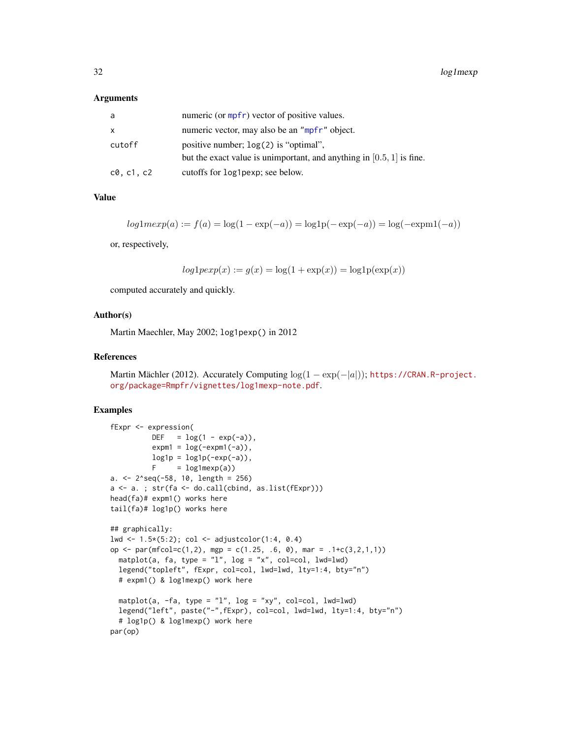### Arguments

| | |
|---|---|
| a | numeric (or mpfr) vector of positive values. |
| x | numeric vector, may also be an "mpfr" object. |
| cutoff | positive number; log(2) is "optimal", but the exact value is unimportant, and anything in $[0.5, 1]$ is fine. |
| c0, c1, c2 | cutoffs for log1pexp; see below. |

### Value

$$log1mexp(a) := f(a) = \log(1 - \exp(-a)) = \text{log1p}(-\exp(-a)) = \log(-\text{expm1}(-a))$$

or, respectively,

$$log1pexp(x) := g(x) = \log(1 + \exp(x)) = \text{log1p}(\exp(x))$$

computed accurately and quickly.

### Author(s)

Martin Maechler, May 2002; log1pexp() in 2012

### References

Martin Mächler (2012). Accurately Computing $\log(1 - \exp(-|a|))$; https://CRAN.R-project.org/package=Rmpfr/vignettes/log1mexp-note.pdf.

### Examples

```
fExpr <- expression(
          DEF   = log(1 - exp(-a)),
          expm1 = log(-expm1(-a)),
          log1p = log1p(-exp(-a)),
          F     = log1mexp(a))
a. <- 2^seq(-58, 10, length = 256)
a <- a. ; str(fa <- do.call(cbind, as.list(fExpr)))
head(fa)# expm1() works here
tail(fa)# log1p() works here

## graphically:
lwd <- 1.5*(5:2); col <- adjustcolor(1:4, 0.4)
op <- par(mfcol=c(1,2), mgp = c(1.25, .6, 0), mar = .1+c(3,2,1,1))
  matplot(a, fa, type = "l", log = "x", col=col, lwd=lwd)
  legend("topleft", fExpr, col=col, lwd=lwd, lty=1:4, bty="n")
  # expm1() & log1mexp() work here

  matplot(a, -fa, type = "l", log = "xy", col=col, lwd=lwd)
  legend("left", paste("-",fExpr), col=col, lwd=lwd, lty=1:4, bty="n")
  # log1p() & log1mexp() work here
par(op)
```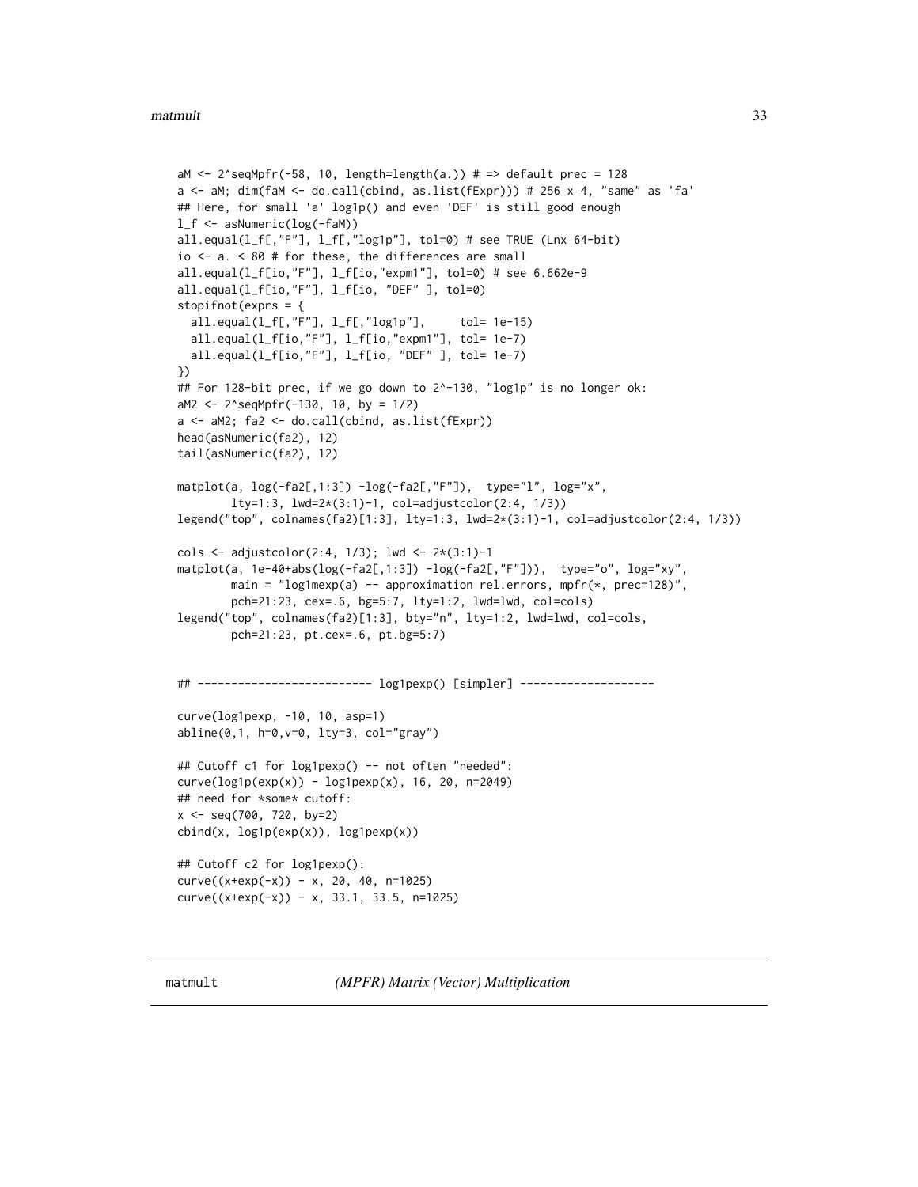```
aM <- 2^seqMpfr(-58, 10, length=length(a.)) # => default prec = 128
a <- aM; dim(faM <- do.call(cbind, as.list(fExpr))) # 256 x 4, "same" as 'fa'
## Here, for small 'a' log1p() and even 'DEF' is still good enough
l_f <- asNumeric(log(-faM))
all.equal(l_f[,"F"], l_f[,"log1p"], tol=0) # see TRUE (Lnx 64-bit)
io <- a. < 80 # for these, the differences are small
all.equal(l_f[io,"F"], l_f[io,"expm1"], tol=0) # see 6.662e-9
all.equal(l_f[io,"F"], l_f[io, "DEF" ], tol=0)
stopifnot(exprs = {
  all.equal(l_f[,"F"], l_f[,"log1p"],     tol= 1e-15)
  all.equal(l_f[io,"F"], l_f[io,"expm1"], tol= 1e-7)
  all.equal(l_f[io,"F"], l_f[io, "DEF" ], tol= 1e-7)
})
## For 128-bit prec, if we go down to 2^-130, "log1p" is no longer ok:
aM2 <- 2^seqMpfr(-130, 10, by = 1/2)
a <- aM2; fa2 <- do.call(cbind, as.list(fExpr))
head(asNumeric(fa2), 12)
tail(asNumeric(fa2), 12)

matplot(a, log(-fa2[,1:3]) -log(-fa2[,"F"]),  type="l", log="x",
        lty=1:3, lwd=2*(3:1)-1, col=adjustcolor(2:4, 1/3))
legend("top", colnames(fa2)[1:3], lty=1:3, lwd=2*(3:1)-1, col=adjustcolor(2:4, 1/3))

cols <- adjustcolor(2:4, 1/3); lwd <- 2*(3:1)-1
matplot(a, 1e-40+abs(log(-fa2[,1:3]) -log(-fa2[,"F"])),  type="o", log="xy",
        main = "log1mexp(a) -- approximation rel.errors, mpfr(*, prec=128)",
        pch=21:23, cex=.6, bg=5:7, lty=1:2, lwd=lwd, col=cols)
legend("top", colnames(fa2)[1:3], bty="n", lty=1:2, lwd=lwd, col=cols,
        pch=21:23, pt.cex=.6, pt.bg=5:7)


## -------------------------- log1pexp() [simpler] --------------------

curve(log1pexp, -10, 10, asp=1)
abline(0,1, h=0,v=0, lty=3, col="gray")

## Cutoff c1 for log1pexp() -- not often "needed":
curve(log1p(exp(x)) - log1pexp(x), 16, 20, n=2049)
## need for *some* cutoff:
x <- seq(700, 720, by=2)
cbind(x, log1p(exp(x)), log1pexp(x))

## Cutoff c2 for log1pexp():
curve((x+exp(-x)) - x, 20, 40, n=1025)
curve((x+exp(-x)) - x, 33.1, 33.5, n=1025)
```

## matmult — *(MPFR) Matrix (Vector) Multiplication*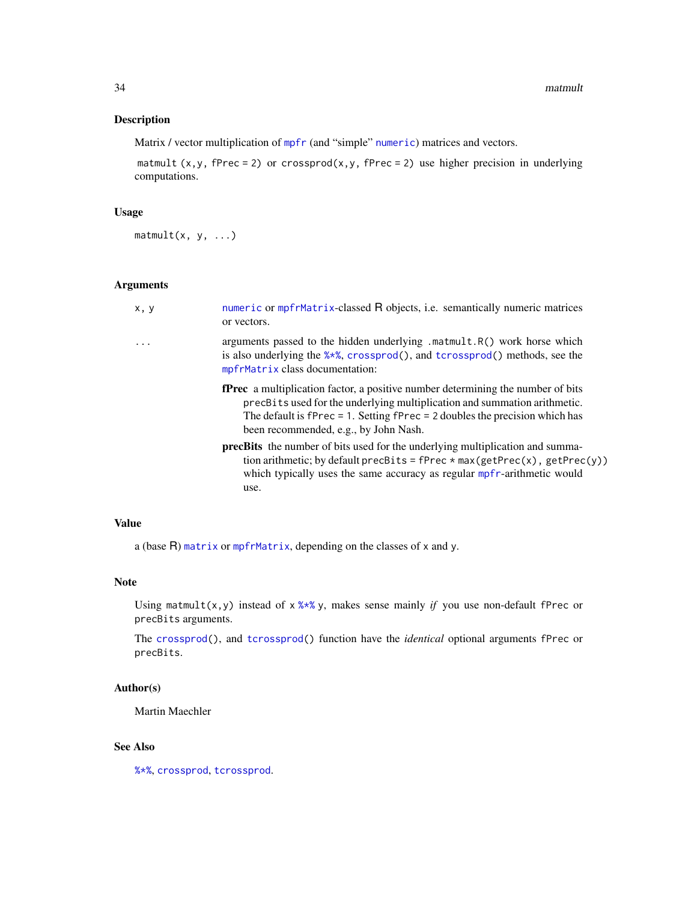## Description

Matrix / vector multiplication of `mpfr` (and "simple" `numeric`) matrices and vectors.

`matmult (x,y, fPrec = 2)` or `crossprod(x,y, fPrec = 2)` use higher precision in underlying computations.

## Usage

```
matmult(x, y, ...)
```

## Arguments

| | |
|---|---|
| `x, y` | `numeric` or `mpfrMatrix`-classed R objects, i.e. semantically numeric matrices or vectors. |
| `...` | arguments passed to the hidden underlying `.matmult.R()` work horse which is also underlying the `%*%`, `crossprod()`, and `tcrossprod()` methods, see the `mpfrMatrix` class documentation:<br>**fPrec** a multiplication factor, a positive number determining the number of bits `precBits` used for the underlying multiplication and summation arithmetic. The default is `fPrec = 1`. Setting `fPrec = 2` doubles the precision which has been recommended, e.g., by John Nash.<br>**precBits** the number of bits used for the underlying multiplication and summation arithmetic; by default `precBits = fPrec * max(getPrec(x), getPrec(y))` which typically uses the same accuracy as regular `mpfr`-arithmetic would use. |

## Value

a (base R) `matrix` or `mpfrMatrix`, depending on the classes of `x` and `y`.

## Note

Using `matmult(x,y)` instead of `x %*% y`, makes sense mainly *if* you use non-default `fPrec` or `precBits` arguments.

The `crossprod()`, and `tcrossprod()` function have the *identical* optional arguments `fPrec` or `precBits`.

## Author(s)

Martin Maechler

## See Also

`%*%`, `crossprod`, `tcrossprod`.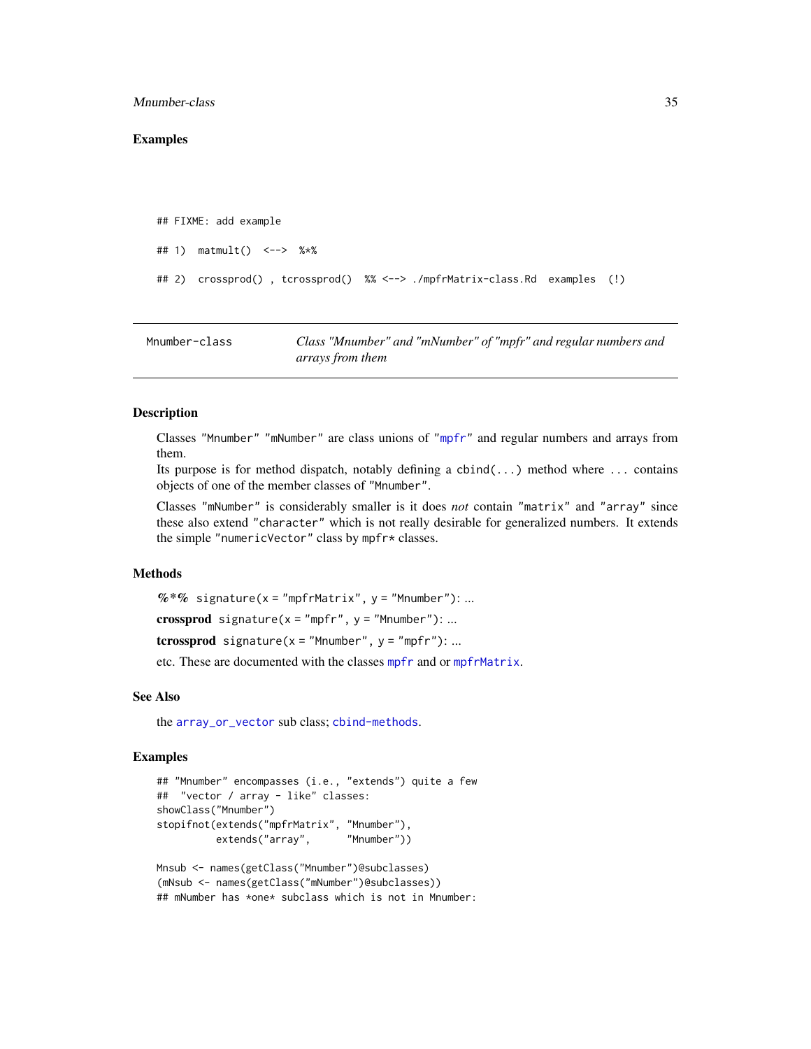### Examples

```
## FIXME: add example

## 1)  matmult()  <-->  %*%

## 2)  crossprod() , tcrossprod()  %% <--> ./mpfrMatrix-class.Rd  examples  (!)
```

---

## Mnumber-class

*Class "Mnumber" and "mNumber" of "mpfr" and regular numbers and arrays from them*

---

### Description

Classes "Mnumber" "mNumber" are class unions of "mpfr" and regular numbers and arrays from them.
Its purpose is for method dispatch, notably defining a `cbind(...)` method where `...` contains objects of one of the member classes of "Mnumber".

Classes "mNumber" is considerably smaller is it does *not* contain "matrix" and "array" since these also extend "character" which is not really desirable for generalized numbers. It extends the simple "numericVector" class by `mpfr*` classes.

### Methods

**%*%** `signature(x = "mpfrMatrix", y = "Mnumber")`: ...

**crossprod** `signature(x = "mpfr", y = "Mnumber")`: ...

**tcrossprod** `signature(x = "Mnumber", y = "mpfr")`: ...

etc. These are documented with the classes `mpfr` and or `mpfrMatrix`.

### See Also

the `array_or_vector` sub class; `cbind-methods`.

### Examples

```
## "Mnumber" encompasses (i.e., "extends") quite a few
##  "vector / array - like" classes:
showClass("Mnumber")
stopifnot(extends("mpfrMatrix", "Mnumber"),
          extends("array",      "Mnumber"))

Mnsub <- names(getClass("Mnumber")@subclasses)
(mNsub <- names(getClass("mNumber")@subclasses))
## mNumber has *one* subclass which is not in Mnumber:
```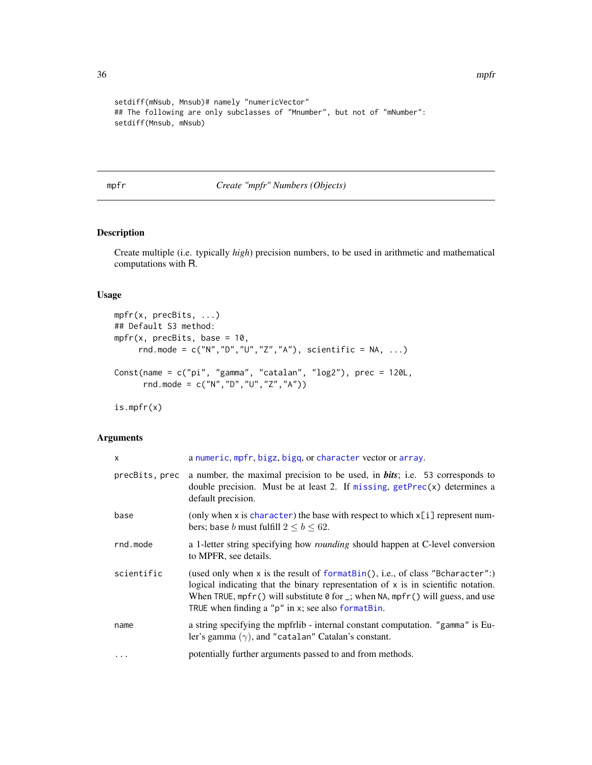```
setdiff(mNsub, Mnsub)# namely "numericVector"
## The following are only subclasses of "Mnumber", but not of "mNumber":
setdiff(Mnsub, mNsub)
```

---

mpfr — *Create "mpfr" Numbers (Objects)*

---

## Description

Create multiple (i.e. typically *high*) precision numbers, to be used in arithmetic and mathematical computations with R.

## Usage

```
mpfr(x, precBits, ...)
## Default S3 method:
mpfr(x, precBits, base = 10,
     rnd.mode = c("N","D","U","Z","A"), scientific = NA, ...)

Const(name = c("pi", "gamma", "catalan", "log2"), prec = 120L,
      rnd.mode = c("N","D","U","Z","A"))

is.mpfr(x)
```

## Arguments

| | |
|---|---|
| `x` | a `numeric`, `mpfr`, `bigz`, `bigq`, or `character` vector or `array`. |
| `precBits, prec` | a number, the maximal precision to be used, in ***bits***; i.e. `53` corresponds to double precision. Must be at least 2. If `missing`, `getPrec(x)` determines a default precision. |
| `base` | (only when `x` is `character`) the base with respect to which `x[i]` represent numbers; base $b$ must fulfill $2 \le b \le 62$. |
| `rnd.mode` | a 1-letter string specifying how *rounding* should happen at C-level conversion to MPFR, see details. |
| `scientific` | (used only when `x` is the result of `formatBin()`, i.e., of class `"Bcharacter"`:) logical indicating that the binary representation of `x` is in scientific notation. When `TRUE`, `mpfr()` will substitute `0` for `_`; when `NA`, `mpfr()` will guess, and use `TRUE` when finding a `"p"` in `x`; see also `formatBin`. |
| `name` | a string specifying the mpfrlib - internal constant computation. `"gamma"` is Euler's gamma ($\gamma$), and `"catalan"` Catalan's constant. |
| `...` | potentially further arguments passed to and from methods. |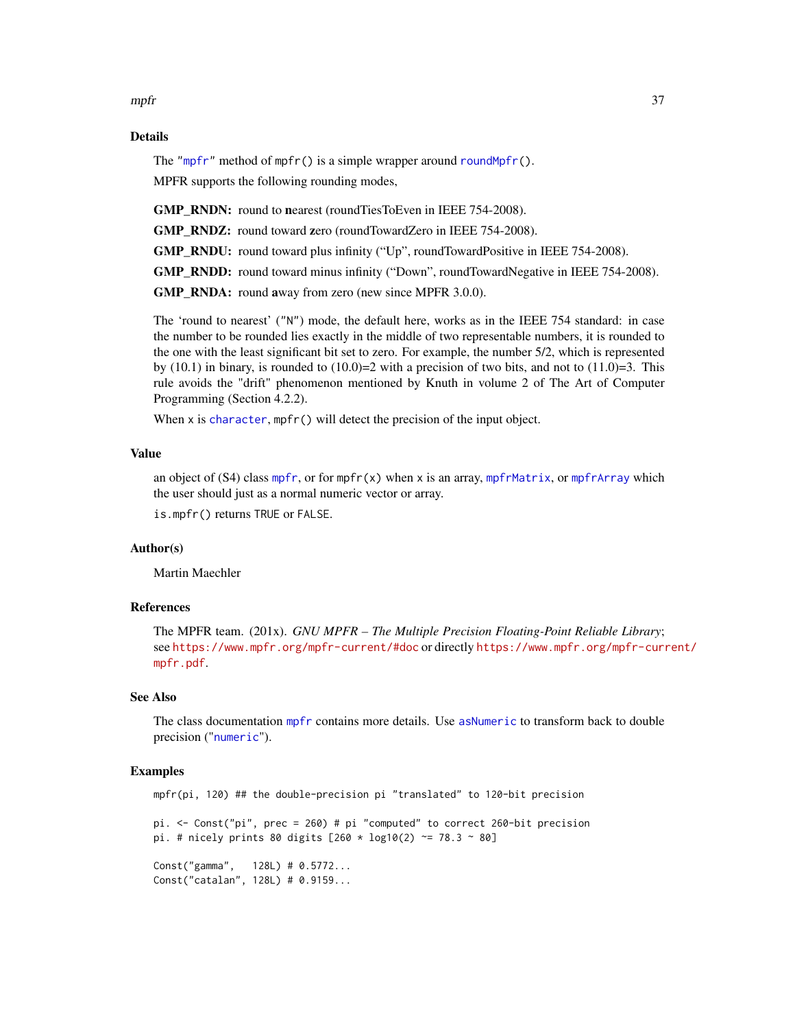## Details

The "mpfr" method of `mpfr()` is a simple wrapper around `roundMpfr()`.

MPFR supports the following rounding modes,

**GMP_RNDN:** round to **n**earest (roundTiesToEven in IEEE 754-2008).

**GMP_RNDZ:** round toward **z**ero (roundTowardZero in IEEE 754-2008).

**GMP_RNDU:** round toward plus infinity ("Up", roundTowardPositive in IEEE 754-2008).

**GMP_RNDD:** round toward minus infinity ("Down", roundTowardNegative in IEEE 754-2008).

**GMP_RNDA:** round **a**way from zero (new since MPFR 3.0.0).

The 'round to nearest' ("N") mode, the default here, works as in the IEEE 754 standard: in case the number to be rounded lies exactly in the middle of two representable numbers, it is rounded to the one with the least significant bit set to zero. For example, the number 5/2, which is represented by (10.1) in binary, is rounded to (10.0)=2 with a precision of two bits, and not to (11.0)=3. This rule avoids the "drift" phenomenon mentioned by Knuth in volume 2 of The Art of Computer Programming (Section 4.2.2).

When `x` is `character`, `mpfr()` will detect the precision of the input object.

## Value

an object of (S4) class `mpfr`, or for `mpfr(x)` when `x` is an array, `mpfrMatrix`, or `mpfrArray` which the user should just as a normal numeric vector or array.

`is.mpfr()` returns `TRUE` or `FALSE`.

## Author(s)

Martin Maechler

## References

The MPFR team. (201x). *GNU MPFR – The Multiple Precision Floating-Point Reliable Library*; see https://www.mpfr.org/mpfr-current/#doc or directly https://www.mpfr.org/mpfr-current/mpfr.pdf.

## See Also

The class documentation `mpfr` contains more details. Use `asNumeric` to transform back to double precision ("numeric").

## Examples

```
mpfr(pi, 120) ## the double-precision pi "translated" to 120-bit precision

pi. <- Const("pi", prec = 260) # pi "computed" to correct 260-bit precision
pi. # nicely prints 80 digits [260 * log10(2) ~= 78.3 ~ 80]

Const("gamma",   128L) # 0.5772...
Const("catalan", 128L) # 0.9159...
```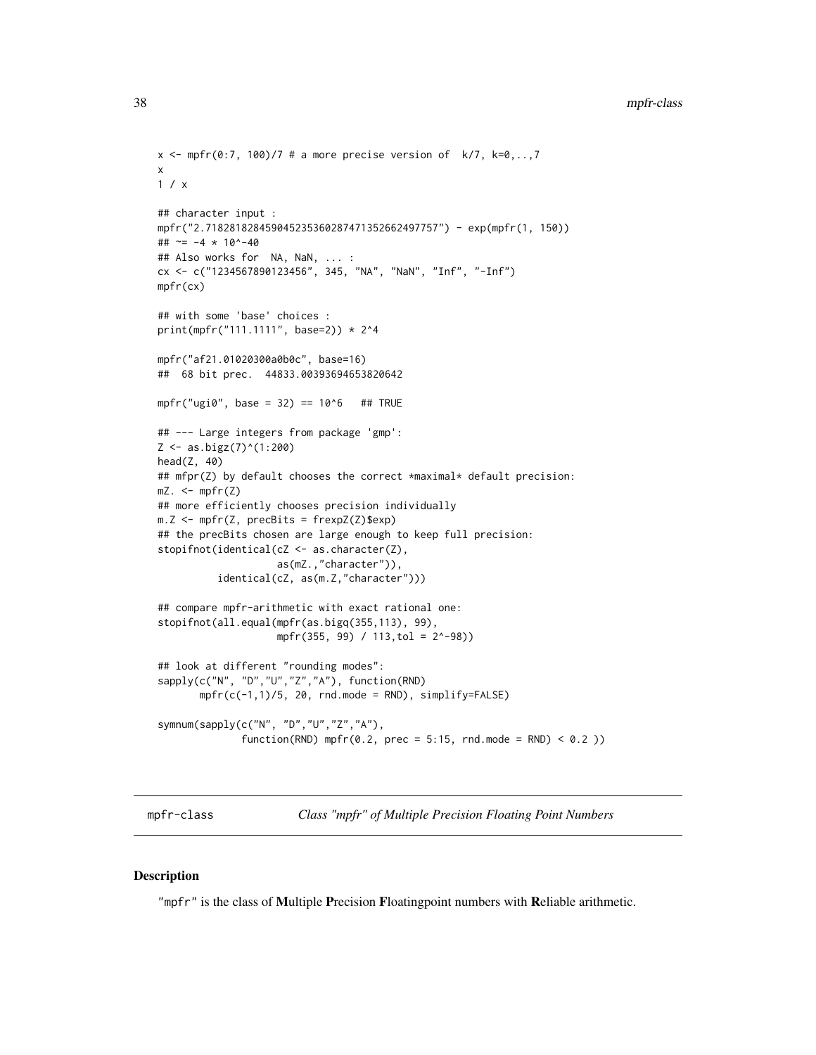```
x <- mpfr(0:7, 100)/7 # a more precise version of  k/7, k=0,..,7
x
1 / x

## character input :
mpfr("2.718281828459045235360287471352662497757") - exp(mpfr(1, 150))
## ~= -4 * 10^-40
## Also works for  NA, NaN, ... :
cx <- c("1234567890123456", 345, "NA", "NaN", "Inf", "-Inf")
mpfr(cx)

## with some 'base' choices :
print(mpfr("111.1111", base=2)) * 2^4

mpfr("af21.01020300a0b0c", base=16)
##  68 bit prec.  44833.00393694653820642

mpfr("ugi0", base = 32) == 10^6   ## TRUE

## --- Large integers from package 'gmp':
Z <- as.bigz(7)^(1:200)
head(Z, 40)
## mfpr(Z) by default chooses the correct *maximal* default precision:
mZ. <- mpfr(Z)
## more efficiently chooses precision individually
m.Z <- mpfr(Z, precBits = frexpZ(Z)$exp)
## the precBits chosen are large enough to keep full precision:
stopifnot(identical(cZ <- as.character(Z),
                    as(mZ.,"character")),
          identical(cZ, as(m.Z,"character")))

## compare mpfr-arithmetic with exact rational one:
stopifnot(all.equal(mpfr(as.bigq(355,113), 99),
                    mpfr(355, 99) / 113,tol = 2^-98))

## look at different "rounding modes":
sapply(c("N", "D","U","Z","A"), function(RND)
       mpfr(c(-1,1)/5, 20, rnd.mode = RND), simplify=FALSE)

symnum(sapply(c("N", "D","U","Z","A"),
              function(RND) mpfr(0.2, prec = 5:15, rnd.mode = RND) < 0.2 ))
```

---

`mpfr-class` *Class "mpfr" of Multiple Precision Floating Point Numbers*

---

## Description

"`mpfr`" is the class of **M**ultiple **P**recision **F**loatingpoint numbers with **R**eliable arithmetic.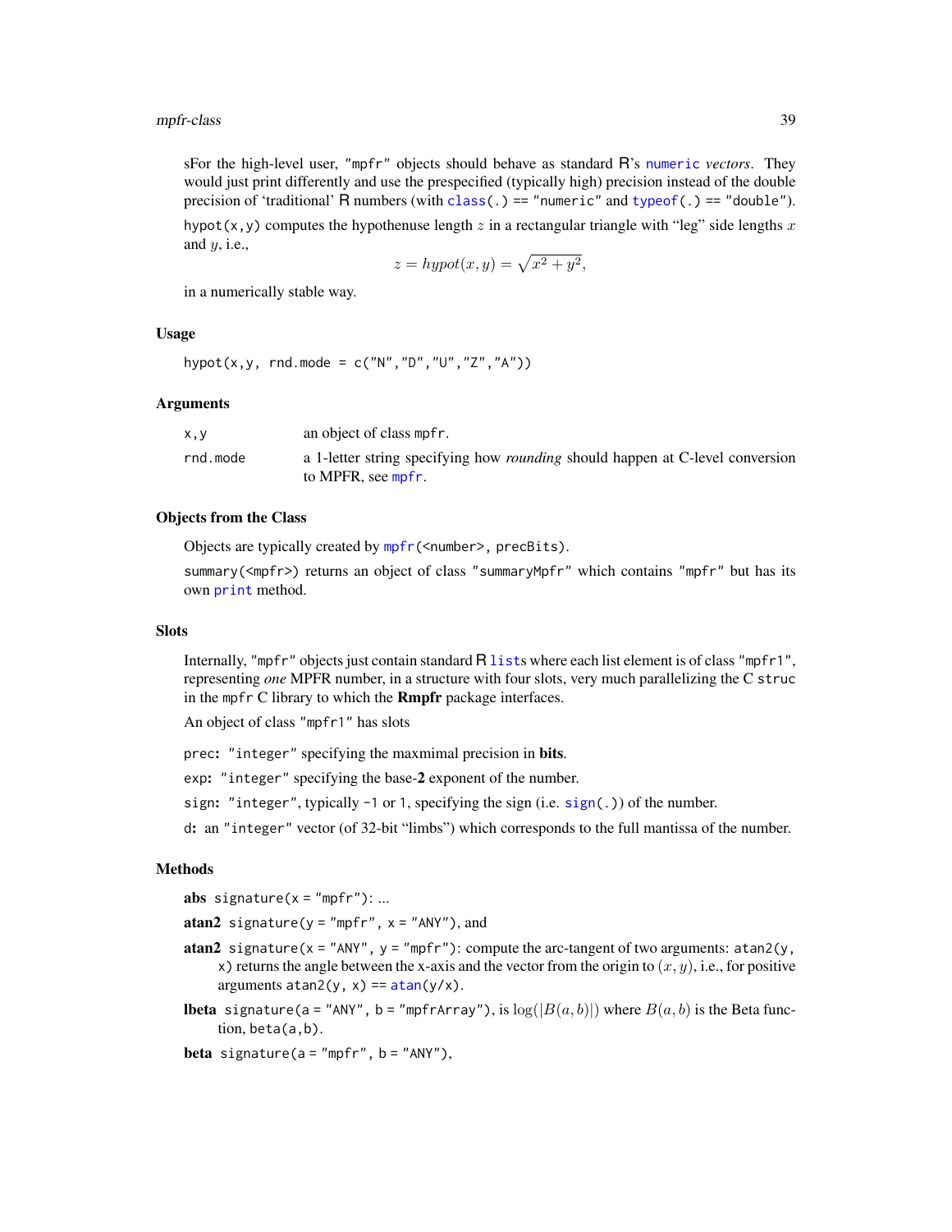sFor the high-level user, "mpfr" objects should behave as standard R's `numeric` *vectors*. They would just print differently and use the prespecified (typically high) precision instead of the double precision of 'traditional' R numbers (with `class(.) == "numeric"` and `typeof(.) == "double"`).

`hypot(x,y)` computes the hypothenuse length $z$ in a rectangular triangle with "leg" side lengths $x$ and $y$, i.e.,

$$z = hypot(x, y) = \sqrt{x^2 + y^2},$$

in a numerically stable way.

### Usage

```
hypot(x,y, rnd.mode = c("N","D","U","Z","A"))
```

### Arguments

| | |
|---|---|
| `x,y` | an object of class `mpfr`. |
| `rnd.mode` | a 1-letter string specifying how *rounding* should happen at C-level conversion to MPFR, see `mpfr`. |

### Objects from the Class

Objects are typically created by `mpfr(<number>, precBits)`.

`summary(<mpfr>)` returns an object of class "summaryMpfr" which contains "mpfr" but has its own `print` method.

### Slots

Internally, "mpfr" objects just contain standard R `list`s where each list element is of class "mpfr1", representing *one* MPFR number, in a structure with four slots, very much parallelizing the C `struc` in the `mpfr` C library to which the **Rmpfr** package interfaces.

An object of class "mpfr1" has slots

`prec`: "integer" specifying the maxmimal precision in **bits**.

`exp`: "integer" specifying the base-**2** exponent of the number.

`sign`: "integer", typically `-1` or `1`, specifying the sign (i.e. `sign(.)`) of the number.

`d`: an "integer" vector (of 32-bit "limbs") which corresponds to the full mantissa of the number.

### Methods

**abs** `signature(x = "mpfr")`: ...

**atan2** `signature(y = "mpfr", x = "ANY")`, and

**atan2** `signature(x = "ANY", y = "mpfr")`: compute the arc-tangent of two arguments: `atan2(y, x)` returns the angle between the x-axis and the vector from the origin to $(x, y)$, i.e., for positive arguments `atan2(y, x) == atan(y/x)`.

**lbeta** `signature(a = "ANY", b = "mpfrArray")`, is $\log(|B(a, b)|)$ where $B(a, b)$ is the Beta function, `beta(a,b)`.

**beta** `signature(a = "mpfr", b = "ANY")`,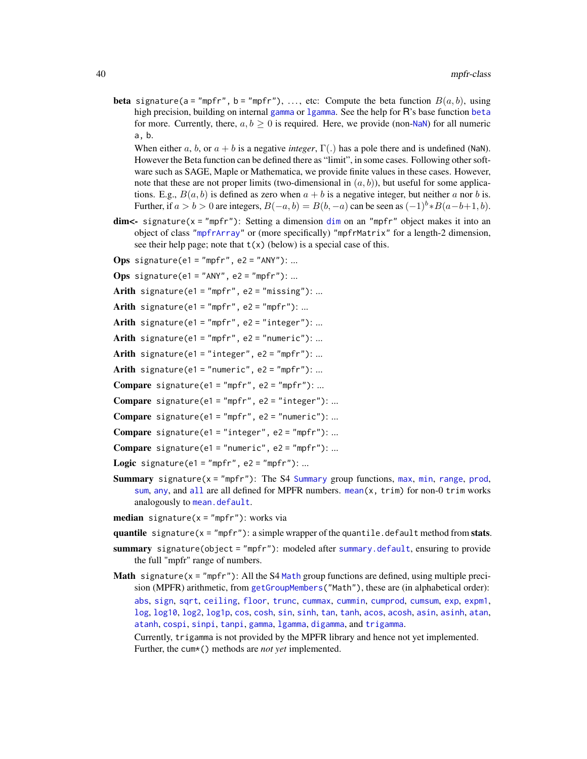**beta** `signature(a = "mpfr", b = "mpfr")`, ..., etc: Compute the beta function $B(a, b)$, using high precision, building on internal `gamma` or `lgamma`. See the help for R's base function `beta` for more. Currently, there, $a, b \geq 0$ is required. Here, we provide (non-`NaN`) for all numeric `a, b`.

When either $a$, $b$, or $a + b$ is a negative *integer*, $\Gamma(.)$ has a pole there and is undefined (`NaN`). However the Beta function can be defined there as "limit", in some cases. Following other software such as SAGE, Maple or Mathematica, we provide finite values in these cases. However, note that these are not proper limits (two-dimensional in $(a, b)$), but useful for some applications. E.g., $B(a, b)$ is defined as zero when $a + b$ is a negative integer, but neither $a$ nor $b$ is. Further, if $a > b > 0$ are integers, $B(-a, b) = B(b, -a)$ can be seen as $(-1)^b * B(a-b+1, b)$.

**dim<-** `signature(x = "mpfr")`: Setting a dimension `dim` on an `"mpfr"` object makes it into an object of class `"mpfrArray"` or (more specifically) `"mpfrMatrix"` for a length-2 dimension, see their help page; note that `t(x)` (below) is a special case of this.

**Ops** `signature(e1 = "mpfr", e2 = "ANY")`: ...

**Ops** `signature(e1 = "ANY", e2 = "mpfr")`: ...

**Arith** `signature(e1 = "mpfr", e2 = "missing")`: ...

**Arith** `signature(e1 = "mpfr", e2 = "mpfr")`: ...

**Arith** `signature(e1 = "mpfr", e2 = "integer")`: ...

**Arith** `signature(e1 = "mpfr", e2 = "numeric")`: ...

**Arith** `signature(e1 = "integer", e2 = "mpfr")`: ...

**Arith** `signature(e1 = "numeric", e2 = "mpfr")`: ...

**Compare** `signature(e1 = "mpfr", e2 = "mpfr")`: ...

**Compare** `signature(e1 = "mpfr", e2 = "integer")`: ...

**Compare** `signature(e1 = "mpfr", e2 = "numeric")`: ...

**Compare** `signature(e1 = "integer", e2 = "mpfr")`: ...

**Compare** `signature(e1 = "numeric", e2 = "mpfr")`: ...

**Logic** `signature(e1 = "mpfr", e2 = "mpfr")`: ...

**Summary** `signature(x = "mpfr")`: The S4 `Summary` group functions, `max`, `min`, `range`, `prod`, `sum`, `any`, and `all` are all defined for MPFR numbers. `mean(x, trim)` for non-0 `trim` works analogously to `mean.default`.

**median** `signature(x = "mpfr")`: works via

**quantile** `signature(x = "mpfr")`: a simple wrapper of the `quantile.default` method from **stats**.

**summary** `signature(object = "mpfr")`: modeled after `summary.default`, ensuring to provide the full "mpfr" range of numbers.

**Math** `signature(x = "mpfr")`: All the S4 `Math` group functions are defined, using multiple precision (MPFR) arithmetic, from `getGroupMembers("Math")`, these are (in alphabetical order): `abs`, `sign`, `sqrt`, `ceiling`, `floor`, `trunc`, `cummax`, `cummin`, `cumprod`, `cumsum`, `exp`, `expm1`, `log`, `log10`, `log2`, `log1p`, `cos`, `cosh`, `sin`, `sinh`, `tan`, `tanh`, `acos`, `acosh`, `asin`, `asinh`, `atan`, `atanh`, `cospi`, `sinpi`, `tanpi`, `gamma`, `lgamma`, `digamma`, and `trigamma`.

Currently, `trigamma` is not provided by the MPFR library and hence not yet implemented. Further, the `cum*()` methods are *not yet* implemented.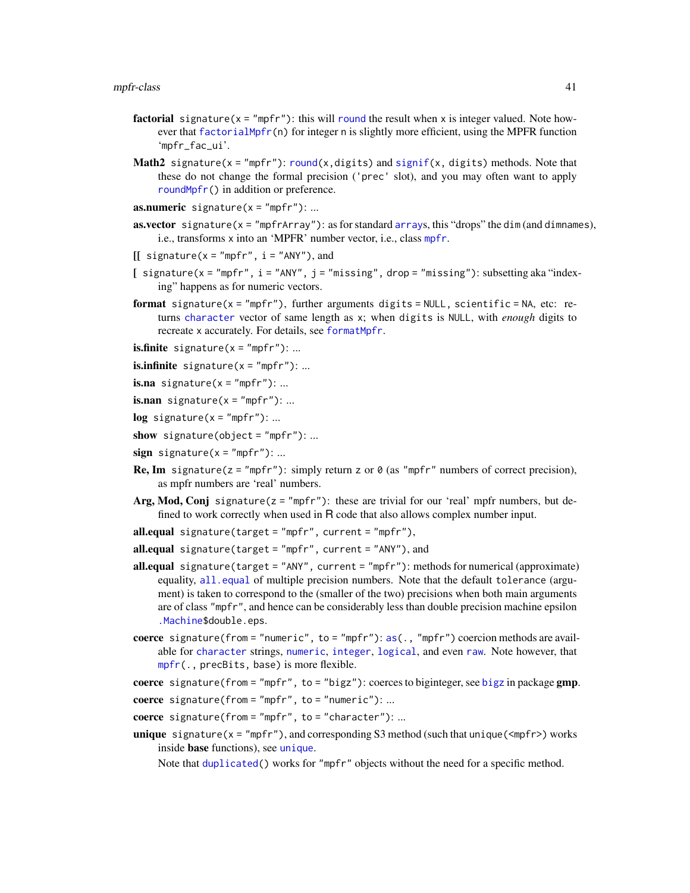**factorial** `signature(x = "mpfr")`: this will `round` the result when `x` is integer valued. Note however that `factorialMpfr(n)` for integer `n` is slightly more efficient, using the MPFR function 'mpfr_fac_ui'.

**Math2** `signature(x = "mpfr")`: `round(x,digits)` and `signif(x, digits)` methods. Note that these do not change the formal precision ('prec' slot), and you may often want to apply `roundMpfr()` in addition or preference.

**as.numeric** `signature(x = "mpfr")`: ...

**as.vector** `signature(x = "mpfrArray")`: as for standard `array`s, this "drops" the `dim` (and `dimnames`), i.e., transforms `x` into an 'MPFR' number vector, i.e., class `mpfr`.

**[[** `signature(x = "mpfr", i = "ANY")`, and

**[** `signature(x = "mpfr", i = "ANY", j = "missing", drop = "missing")`: subsetting aka "indexing" happens as for numeric vectors.

**format** `signature(x = "mpfr")`, further arguments `digits = NULL`, `scientific = NA`, etc: returns `character` vector of same length as `x`; when `digits` is `NULL`, with *enough* digits to recreate `x` accurately. For details, see `formatMpfr`.

**is.finite** `signature(x = "mpfr")`: ...

**is.infinite** `signature(x = "mpfr")`: ...

**is.na** `signature(x = "mpfr")`: ...

**is.nan** `signature(x = "mpfr")`: ...

**log** `signature(x = "mpfr")`: ...

**show** `signature(object = "mpfr")`: ...

**sign** `signature(x = "mpfr")`: ...

**Re, Im** `signature(z = "mpfr")`: simply return `z` or `0` (as `"mpfr"` numbers of correct precision), as mpfr numbers are 'real' numbers.

**Arg, Mod, Conj** `signature(z = "mpfr")`: these are trivial for our 'real' mpfr numbers, but defined to work correctly when used in R code that also allows complex number input.

**all.equal** `signature(target = "mpfr", current = "mpfr")`,

**all.equal** `signature(target = "mpfr", current = "ANY")`, and

**all.equal** `signature(target = "ANY", current = "mpfr")`: methods for numerical (approximate) equality, `all.equal` of multiple precision numbers. Note that the default `tolerance` (argument) is taken to correspond to the (smaller of the two) precisions when both main arguments are of class `"mpfr"`, and hence can be considerably less than double precision machine epsilon `.Machine$double.eps`.

**coerce** `signature(from = "numeric", to = "mpfr")`: `as(., "mpfr")` coercion methods are available for `character` strings, `numeric`, `integer`, `logical`, and even `raw`. Note however, that `mpfr(., precBits, base)` is more flexible.

**coerce** `signature(from = "mpfr", to = "bigz")`: coerces to biginteger, see `bigz` in package **gmp**.

**coerce** `signature(from = "mpfr", to = "numeric")`: ...

**coerce** `signature(from = "mpfr", to = "character")`: ...

**unique** `signature(x = "mpfr")`, and corresponding S3 method (such that `unique(<mpfr>)` works inside **base** functions), see `unique`.

Note that `duplicated()` works for `"mpfr"` objects without the need for a specific method.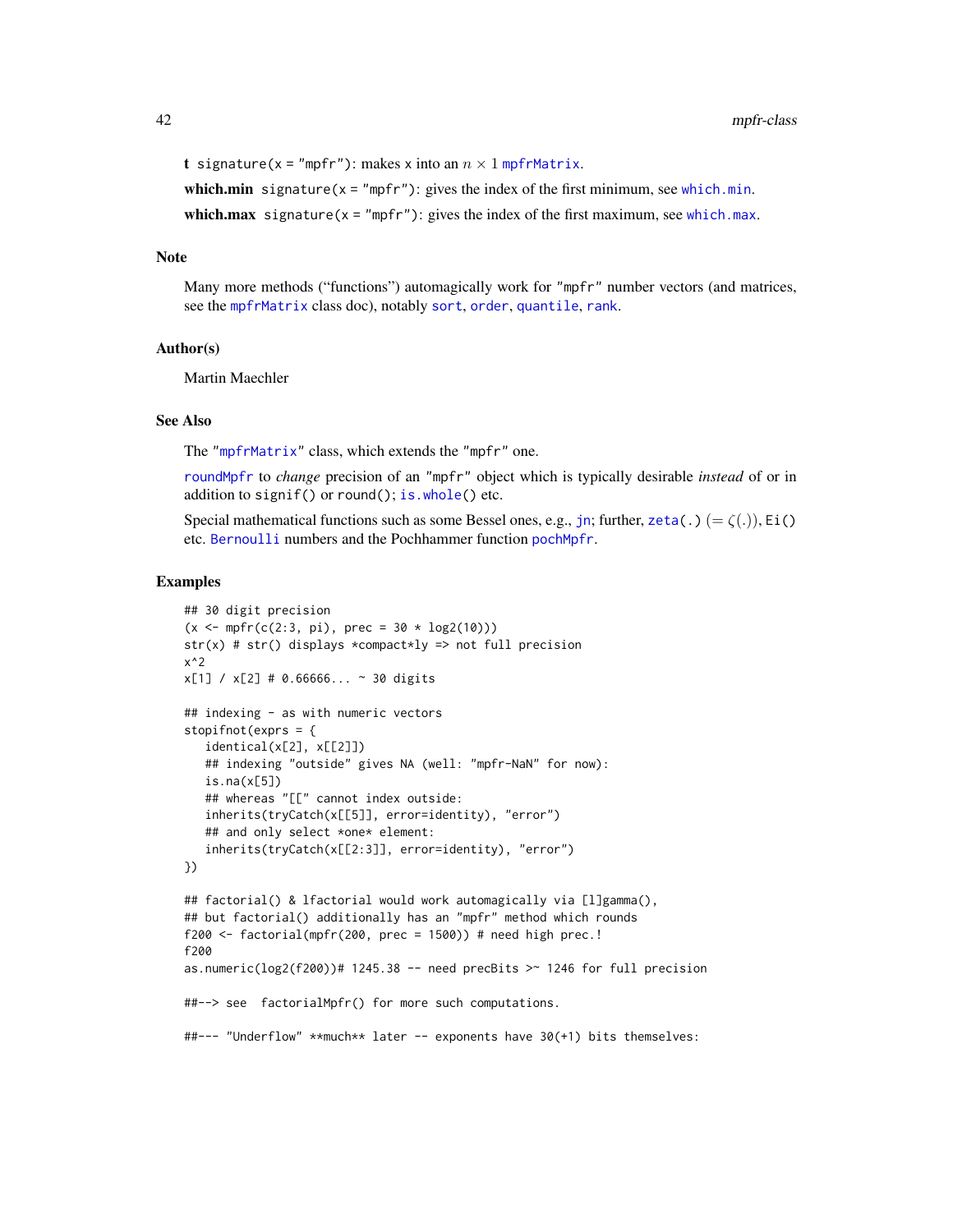**t** `signature(x = "mpfr")`: makes x into an $n \times 1$ `mpfrMatrix`.

**which.min** `signature(x = "mpfr")`: gives the index of the first minimum, see `which.min`.

**which.max** `signature(x = "mpfr")`: gives the index of the first maximum, see `which.max`.

## Note

Many more methods ("functions") automagically work for `"mpfr"` number vectors (and matrices, see the `mpfrMatrix` class doc), notably `sort`, `order`, `quantile`, `rank`.

## Author(s)

Martin Maechler

## See Also

The `"mpfrMatrix"` class, which extends the `"mpfr"` one.

`roundMpfr` to *change* precision of an `"mpfr"` object which is typically desirable *instead* of or in addition to `signif()` or `round()`; `is.whole()` etc.

Special mathematical functions such as some Bessel ones, e.g., `jn`; further, `zeta(.)` $(= \zeta(.))$, `Ei()` etc. `Bernoulli` numbers and the Pochhammer function `pochMpfr`.

## Examples

```
## 30 digit precision
(x <- mpfr(c(2:3, pi), prec = 30 * log2(10)))
str(x) # str() displays *compact*ly => not full precision
x^2
x[1] / x[2] # 0.66666... ~ 30 digits

## indexing - as with numeric vectors
stopifnot(exprs = {
   identical(x[2], x[[2]])
   ## indexing "outside" gives NA (well: "mpfr-NaN" for now):
   is.na(x[5])
   ## whereas "[[" cannot index outside:
   inherits(tryCatch(x[[5]], error=identity), "error")
   ## and only select *one* element:
   inherits(tryCatch(x[[2:3]], error=identity), "error")
})

## factorial() & lfactorial would work automagically via [l]gamma(),
## but factorial() additionally has an "mpfr" method which rounds
f200 <- factorial(mpfr(200, prec = 1500)) # need high prec.!
f200
as.numeric(log2(f200))# 1245.38 -- need precBits >~ 1246 for full precision

##--> see  factorialMpfr() for more such computations.

##--- "Underflow" **much** later -- exponents have 30(+1) bits themselves:
```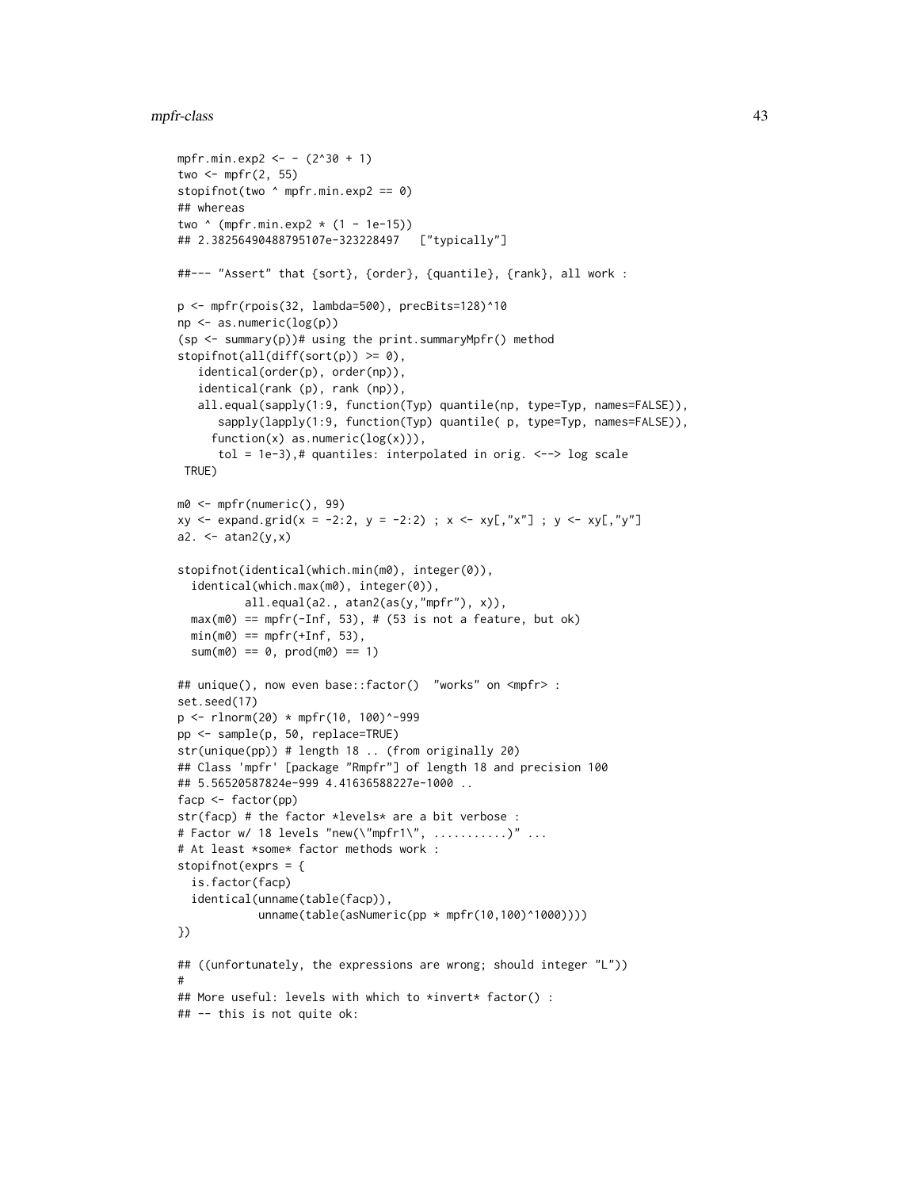```
mpfr.min.exp2 <- - (2^30 + 1)
two <- mpfr(2, 55)
stopifnot(two ^ mpfr.min.exp2 == 0)
## whereas
two ^ (mpfr.min.exp2 * (1 - 1e-15))
## 2.38256490488795107e-323228497   ["typically"]

##--- "Assert" that {sort}, {order}, {quantile}, {rank}, all work :

p <- mpfr(rpois(32, lambda=500), precBits=128)^10
np <- as.numeric(log(p))
(sp <- summary(p))# using the print.summaryMpfr() method
stopifnot(all(diff(sort(p)) >= 0),
   identical(order(p), order(np)),
   identical(rank (p), rank (np)),
   all.equal(sapply(1:9, function(Typ) quantile(np, type=Typ, names=FALSE)),
      sapply(lapply(1:9, function(Typ) quantile( p, type=Typ, names=FALSE)),
     function(x) as.numeric(log(x))),
      tol = 1e-3),# quantiles: interpolated in orig. <--> log scale
 TRUE)

m0 <- mpfr(numeric(), 99)
xy <- expand.grid(x = -2:2, y = -2:2) ; x <- xy[,"x"] ; y <- xy[,"y"]
a2. <- atan2(y,x)

stopifnot(identical(which.min(m0), integer(0)),
  identical(which.max(m0), integer(0)),
          all.equal(a2., atan2(as(y,"mpfr"), x)),
  max(m0) == mpfr(-Inf, 53), # (53 is not a feature, but ok)
  min(m0) == mpfr(+Inf, 53),
  sum(m0) == 0, prod(m0) == 1)

## unique(), now even base::factor()  "works" on <mpfr> :
set.seed(17)
p <- rlnorm(20) * mpfr(10, 100)^-999
pp <- sample(p, 50, replace=TRUE)
str(unique(pp)) # length 18 .. (from originally 20)
## Class 'mpfr' [package "Rmpfr"] of length 18 and precision 100
## 5.56520587824e-999 4.41636588227e-1000 ..
facp <- factor(pp)
str(facp) # the factor *levels* are a bit verbose :
# Factor w/ 18 levels "new(\"mpfr1\", ...........)" ...
# At least *some* factor methods work :
stopifnot(exprs = {
  is.factor(facp)
  identical(unname(table(facp)),
            unname(table(asNumeric(pp * mpfr(10,100)^1000))))
})

## ((unfortunately, the expressions are wrong; should integer "L"))
#
## More useful: levels with which to *invert* factor() :
## -- this is not quite ok:
```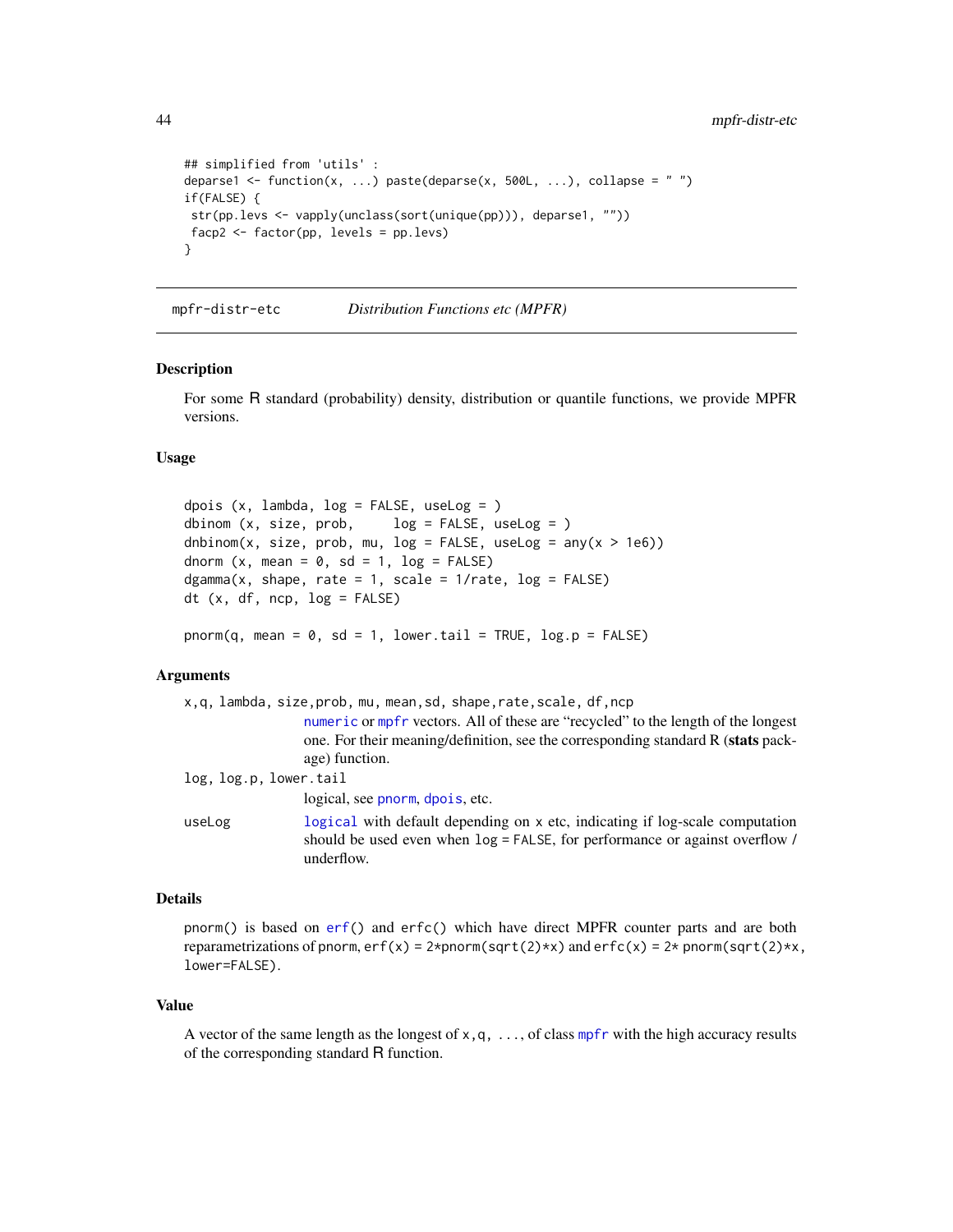```
## simplified from 'utils' :
deparse1 <- function(x, ...) paste(deparse(x, 500L, ...), collapse = " ")
if(FALSE) {
 str(pp.levs <- vapply(unclass(sort(unique(pp))), deparse1, ""))
 facp2 <- factor(pp, levels = pp.levs)
}
```

---

mpfr-distr-etc *Distribution Functions etc (MPFR)*

---

## Description

For some R standard (probability) density, distribution or quantile functions, we provide MPFR versions.

## Usage

```
dpois (x, lambda, log = FALSE, useLog = )
dbinom (x, size, prob,     log = FALSE, useLog = )
dnbinom(x, size, prob, mu, log = FALSE, useLog = any(x > 1e6))
dnorm (x, mean = 0, sd = 1, log = FALSE)
dgamma(x, shape, rate = 1, scale = 1/rate, log = FALSE)
dt (x, df, ncp, log = FALSE)

pnorm(q, mean = 0, sd = 1, lower.tail = TRUE, log.p = FALSE)
```

## Arguments

`x,q, lambda, size,prob, mu, mean,sd, shape,rate,scale, df,ncp`
: `numeric` or `mpfr` vectors. All of these are "recycled" to the length of the longest one. For their meaning/definition, see the corresponding standard R (**stats** package) function.

`log, log.p, lower.tail`
: logical, see `pnorm`, `dpois`, etc.

`useLog`
: `logical` with default depending on `x` etc, indicating if log-scale computation should be used even when `log = FALSE`, for performance or against overflow / underflow.

## Details

`pnorm()` is based on `erf()` and `erfc()` which have direct MPFR counter parts and are both reparametrizations of `pnorm`, `erf(x) = 2*pnorm(sqrt(2)*x)` and `erfc(x) = 2* pnorm(sqrt(2)*x, lower=FALSE)`.

## Value

A vector of the same length as the longest of `x,q, ...`, of class `mpfr` with the high accuracy results of the corresponding standard R function.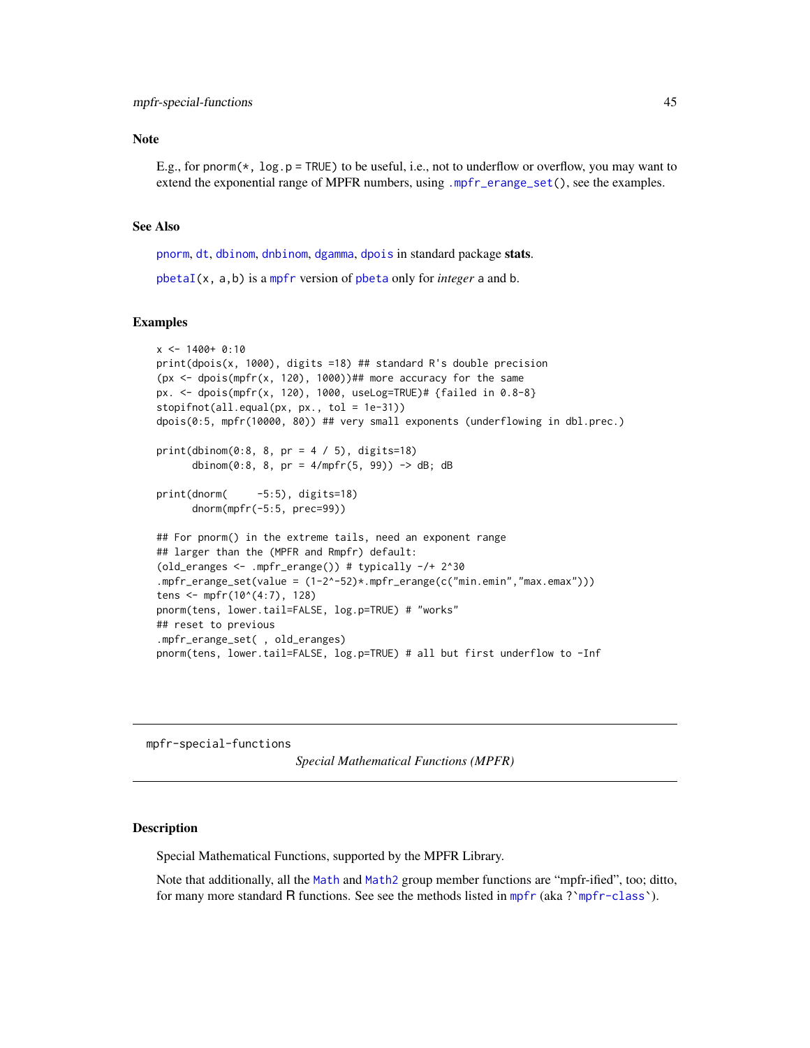### Note

E.g., for pnorm(*, log.p = TRUE) to be useful, i.e., not to underflow or overflow, you may want to extend the exponential range of MPFR numbers, using .mpfr_erange_set(), see the examples.

### See Also

pnorm, dt, dbinom, dnbinom, dgamma, dpois in standard package **stats**.

pbetaI(x, a,b) is a mpfr version of pbeta only for *integer* a and b.

### Examples

```
x <- 1400+ 0:10
print(dpois(x, 1000), digits =18) ## standard R's double precision
(px <- dpois(mpfr(x, 120), 1000))## more accuracy for the same
px. <- dpois(mpfr(x, 120), 1000, useLog=TRUE)# {failed in 0.8-8}
stopifnot(all.equal(px, px., tol = 1e-31))
dpois(0:5, mpfr(10000, 80)) ## very small exponents (underflowing in dbl.prec.)

print(dbinom(0:8, 8, pr = 4 / 5), digits=18)
      dbinom(0:8, 8, pr = 4/mpfr(5, 99)) -> dB; dB

print(dnorm(     -5:5), digits=18)
      dnorm(mpfr(-5:5, prec=99))

## For pnorm() in the extreme tails, need an exponent range
## larger than the (MPFR and Rmpfr) default:
(old_eranges <- .mpfr_erange()) # typically -/+ 2^30
.mpfr_erange_set(value = (1-2^-52)*.mpfr_erange(c("min.emin","max.emax")))
tens <- mpfr(10^(4:7), 128)
pnorm(tens, lower.tail=FALSE, log.p=TRUE) # "works"
## reset to previous
.mpfr_erange_set( , old_eranges)
pnorm(tens, lower.tail=FALSE, log.p=TRUE) # all but first underflow to -Inf
```

---

mpfr-special-functions        *Special Mathematical Functions (MPFR)*

---

### Description

Special Mathematical Functions, supported by the MPFR Library.

Note that additionally, all the Math and Math2 group member functions are "mpfr-ified", too; ditto, for many more standard R functions. See see the methods listed in mpfr (aka ?`mpfr-class`).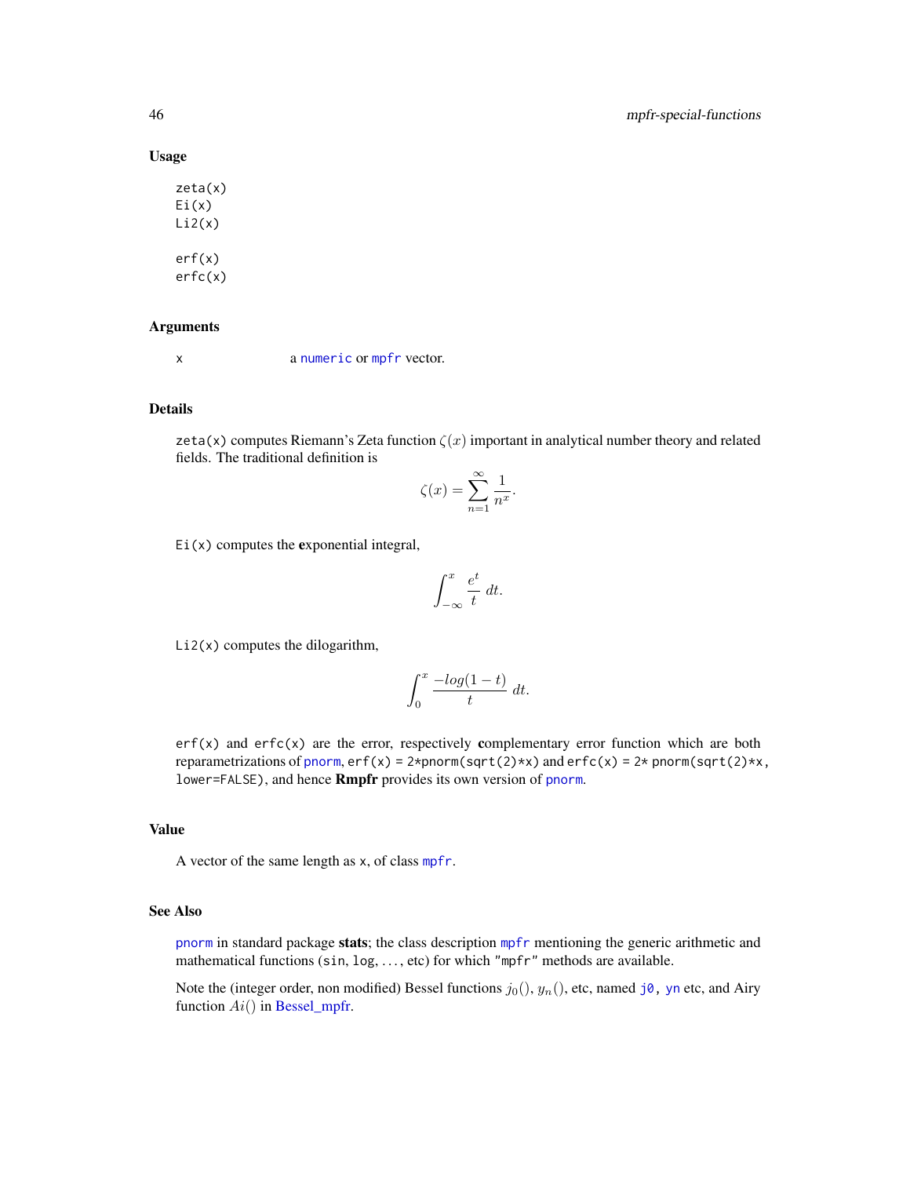### Usage

```
zeta(x)
Ei(x)
Li2(x)

erf(x)
erfc(x)
```

### Arguments

| | |
|---|---|
| x | a numeric or mpfr vector. |

### Details

zeta(x) computes Riemann's Zeta function $\zeta(x)$ important in analytical number theory and related fields. The traditional definition is

$$\zeta(x) = \sum_{n=1}^{\infty} \frac{1}{n^x}.$$

Ei(x) computes the **e**xponential integral,

$$\int_{-\infty}^{x} \frac{e^t}{t}\, dt.$$

Li2(x) computes the dilogarithm,

$$\int_{0}^{x} \frac{-log(1-t)}{t}\, dt.$$

erf(x) and erfc(x) are the error, respectively **c**omplementary error function which are both reparametrizations of pnorm, erf(x) = 2*pnorm(sqrt(2)*x) and erfc(x) = 2* pnorm(sqrt(2)*x, lower=FALSE), and hence **Rmpfr** provides its own version of pnorm.

### Value

A vector of the same length as x, of class mpfr.

### See Also

pnorm in standard package **stats**; the class description mpfr mentioning the generic arithmetic and mathematical functions (sin, log, ..., etc) for which "mpfr" methods are available.

Note the (integer order, non modified) Bessel functions $j_0()$, $y_n()$, etc, named j0, yn etc, and Airy function $Ai()$ in Bessel_mpfr.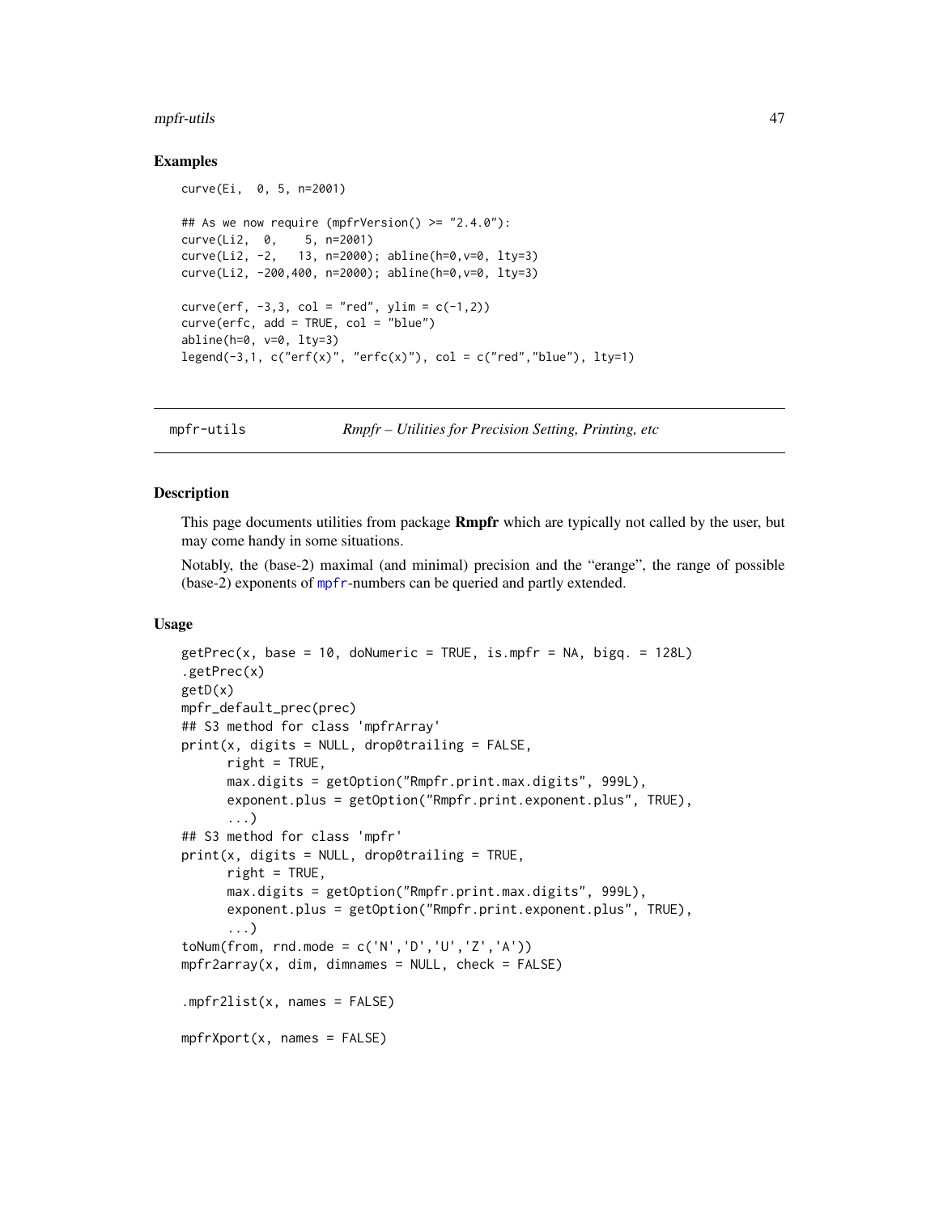## Examples

```
curve(Ei,  0, 5, n=2001)

## As we now require (mpfrVersion() >= "2.4.0"):
curve(Li2,  0,    5, n=2001)
curve(Li2, -2,   13, n=2000); abline(h=0,v=0, lty=3)
curve(Li2, -200,400, n=2000); abline(h=0,v=0, lty=3)

curve(erf, -3,3, col = "red", ylim = c(-1,2))
curve(erfc, add = TRUE, col = "blue")
abline(h=0, v=0, lty=3)
legend(-3,1, c("erf(x)", "erfc(x)"), col = c("red","blue"), lty=1)
```

---

# mpfr-utils — *Rmpfr – Utilities for Precision Setting, Printing, etc*

## Description

This page documents utilities from package **Rmpfr** which are typically not called by the user, but may come handy in some situations.

Notably, the (base-2) maximal (and minimal) precision and the "erange", the range of possible (base-2) exponents of mpfr-numbers can be queried and partly extended.

## Usage

```
getPrec(x, base = 10, doNumeric = TRUE, is.mpfr = NA, bigq. = 128L)
.getPrec(x)
getD(x)
mpfr_default_prec(prec)
## S3 method for class 'mpfrArray'
print(x, digits = NULL, drop0trailing = FALSE,
      right = TRUE,
      max.digits = getOption("Rmpfr.print.max.digits", 999L),
      exponent.plus = getOption("Rmpfr.print.exponent.plus", TRUE),
      ...)
## S3 method for class 'mpfr'
print(x, digits = NULL, drop0trailing = TRUE,
      right = TRUE,
      max.digits = getOption("Rmpfr.print.max.digits", 999L),
      exponent.plus = getOption("Rmpfr.print.exponent.plus", TRUE),
      ...)
toNum(from, rnd.mode = c('N','D','U','Z','A'))
mpfr2array(x, dim, dimnames = NULL, check = FALSE)

.mpfr2list(x, names = FALSE)

mpfrXport(x, names = FALSE)
```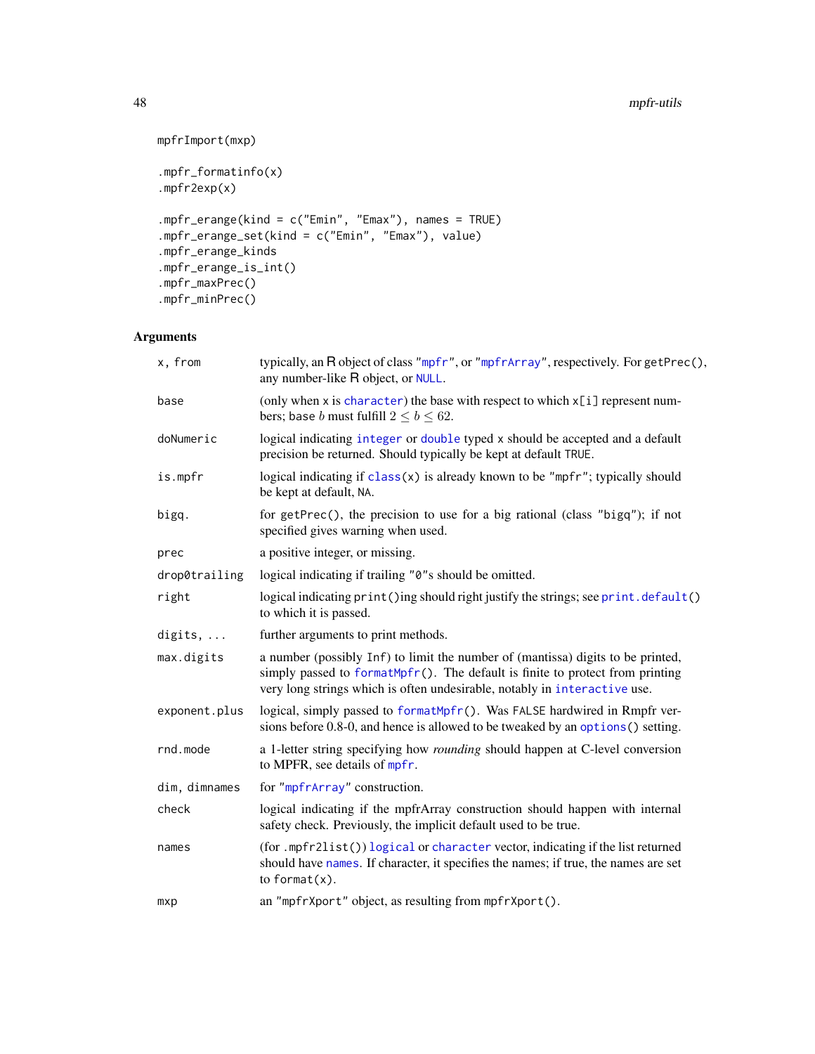```
mpfrImport(mxp)

.mpfr_formatinfo(x)
.mpfr2exp(x)

.mpfr_erange(kind = c("Emin", "Emax"), names = TRUE)
.mpfr_erange_set(kind = c("Emin", "Emax"), value)
.mpfr_erange_kinds
.mpfr_erange_is_int()
.mpfr_maxPrec()
.mpfr_minPrec()
```

## Arguments

| | |
|---|---|
| `x, from` | typically, an R object of class "`mpfr`", or "`mpfrArray`", respectively. For `getPrec()`, any number-like R object, or `NULL`. |
| `base` | (only when `x` is `character`) the base with respect to which `x[i]` represent numbers; `base` $b$ must fulfill $2 \leq b \leq 62$. |
| `doNumeric` | logical indicating `integer` or `double` typed `x` should be accepted and a default precision be returned. Should typically be kept at default `TRUE`. |
| `is.mpfr` | logical indicating if `class(x)` is already known to be `"mpfr"`; typically should be kept at default, `NA`. |
| `bigq.` | for `getPrec()`, the precision to use for a big rational (class `"bigq"`); if not specified gives warning when used. |
| `prec` | a positive integer, or missing. |
| `drop0trailing` | logical indicating if trailing `"0"`s should be omitted. |
| `right` | logical indicating `print()`ing should right justify the strings; see `print.default()` to which it is passed. |
| `digits, ...` | further arguments to print methods. |
| `max.digits` | a number (possibly `Inf`) to limit the number of (mantissa) digits to be printed, simply passed to `formatMpfr()`. The default is finite to protect from printing very long strings which is often undesirable, notably in `interactive` use. |
| `exponent.plus` | logical, simply passed to `formatMpfr()`. Was `FALSE` hardwired in Rmpfr versions before 0.8-0, and hence is allowed to be tweaked by an `options()` setting. |
| `rnd.mode` | a 1-letter string specifying how *rounding* should happen at C-level conversion to MPFR, see details of `mpfr`. |
| `dim, dimnames` | for "`mpfrArray`" construction. |
| `check` | logical indicating if the mpfrArray construction should happen with internal safety check. Previously, the implicit default used to be true. |
| `names` | (for `.mpfr2list()`) `logical` or `character` vector, indicating if the list returned should have `names`. If character, it specifies the names; if true, the names are set to `format(x)`. |
| `mxp` | an `"mpfrXport"` object, as resulting from `mpfrXport()`. |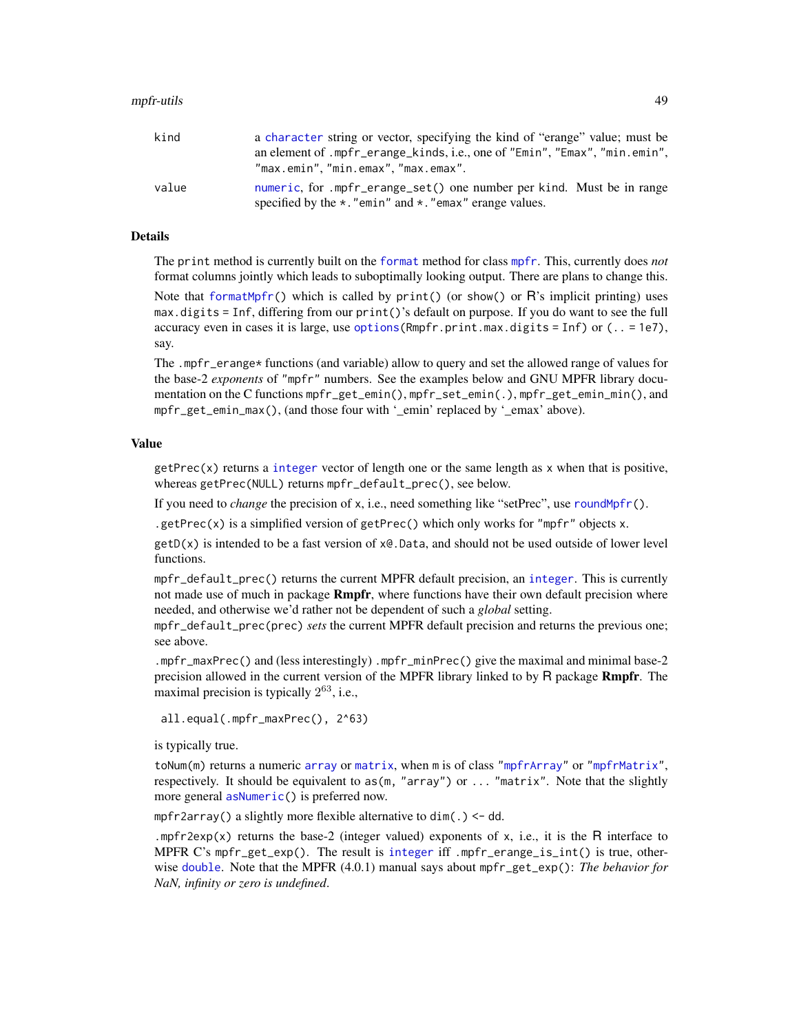| | |
|---|---|
| `kind` | a `character` string or vector, specifying the kind of "erange" value; must be an element of `.mpfr_erange_kinds`, i.e., one of `"Emin"`, `"Emax"`, `"min.emin"`, `"max.emin"`, `"min.emax"`, `"max.emax"`. |
| `value` | `numeric`, for `.mpfr_erange_set()` one number per `kind`. Must be in range specified by the `*."emin"` and `*."emax"` erange values. |

### Details

The `print` method is currently built on the `format` method for class `mpfr`. This, currently does *not* format columns jointly which leads to suboptimally looking output. There are plans to change this.

Note that `formatMpfr()` which is called by `print()` (or `show()` or R's implicit printing) uses `max.digits = Inf`, differing from our `print()`'s default on purpose. If you do want to see the full accuracy even in cases it is large, use `options(Rmpfr.print.max.digits = Inf)` or `(.. = 1e7)`, say.

The `.mpfr_erange*` functions (and variable) allow to query and set the allowed range of values for the base-2 *exponents* of `"mpfr"` numbers. See the examples below and GNU MPFR library documentation on the C functions `mpfr_get_emin()`, `mpfr_set_emin(.)`, `mpfr_get_emin_min()`, and `mpfr_get_emin_max()`, (and those four with '_emin' replaced by '_emax' above).

### Value

`getPrec(x)` returns a `integer` vector of length one or the same length as `x` when that is positive, whereas `getPrec(NULL)` returns `mpfr_default_prec()`, see below.

If you need to *change* the precision of `x`, i.e., need something like "setPrec", use `roundMpfr()`.

`.getPrec(x)` is a simplified version of `getPrec()` which only works for `"mpfr"` objects `x`.

`getD(x)` is intended to be a fast version of `x@.Data`, and should not be used outside of lower level functions.

`mpfr_default_prec()` returns the current MPFR default precision, an `integer`. This is currently not made use of much in package **Rmpfr**, where functions have their own default precision where needed, and otherwise we'd rather not be dependent of such a *global* setting.

`mpfr_default_prec(prec)` *sets* the current MPFR default precision and returns the previous one; see above.

`.mpfr_maxPrec()` and (less interestingly) `.mpfr_minPrec()` give the maximal and minimal base-2 precision allowed in the current version of the MPFR library linked to by R package **Rmpfr**. The maximal precision is typically $2^{63}$, i.e.,

```
all.equal(.mpfr_maxPrec(), 2^63)
```

is typically true.

`toNum(m)` returns a numeric `array` or `matrix`, when `m` is of class `"mpfrArray"` or `"mpfrMatrix"`, respectively. It should be equivalent to `as(m, "array")` or `... "matrix"`. Note that the slightly more general `asNumeric()` is preferred now.

`mpfr2array()` a slightly more flexible alternative to `dim(.) <- dd`.

`.mpfr2exp(x)` returns the base-2 (integer valued) exponents of `x`, i.e., it is the R interface to MPFR C's `mpfr_get_exp()`. The result is `integer` iff `.mpfr_erange_is_int()` is true, otherwise `double`. Note that the MPFR (4.0.1) manual says about `mpfr_get_exp()`: *The behavior for NaN, infinity or zero is undefined.*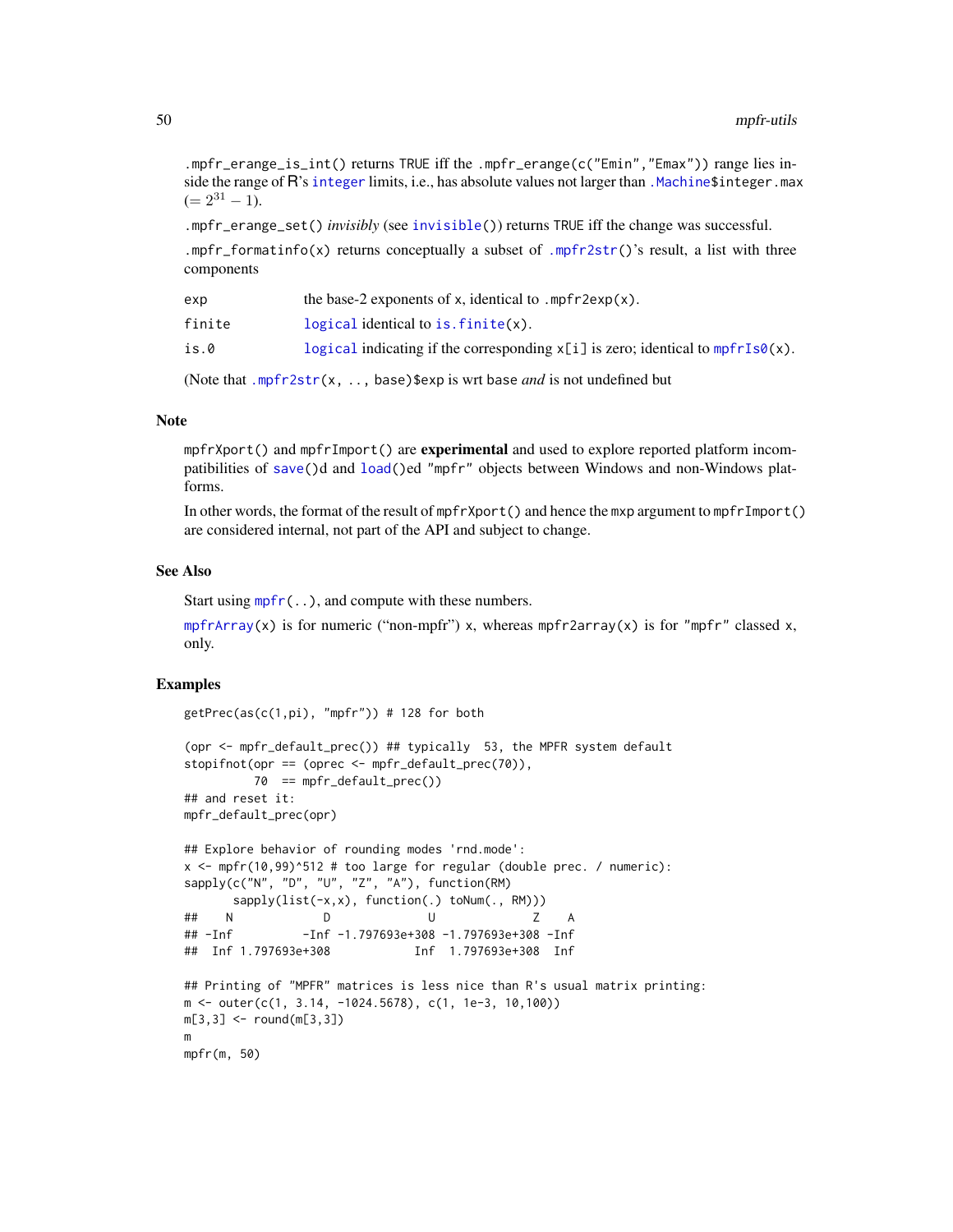`.mpfr_erange_is_int()` returns TRUE iff the `.mpfr_erange(c("Emin","Emax"))` range lies inside the range of R's `integer` limits, i.e., has absolute values not larger than `.Machine$integer.max` ($= 2^{31} - 1$).

`.mpfr_erange_set()` *invisibly* (see `invisible()`) returns TRUE iff the change was successful.

`.mpfr_formatinfo(x)` returns conceptually a subset of `.mpfr2str()`'s result, a list with three components

| | |
|---|---|
| exp | the base-2 exponents of x, identical to `.mpfr2exp(x)`. |
| finite | `logical` identical to `is.finite(x)`. |
| is.0 | `logical` indicating if the corresponding `x[i]` is zero; identical to `mpfrIs0(x)`. |

(Note that `.mpfr2str(x, .., base)$exp` is wrt `base` *and* is not undefined but

## Note

`mpfrXport()` and `mpfrImport()` are **experimental** and used to explore reported platform incompatibilities of `save()`d and `load()`ed `"mpfr"` objects between Windows and non-Windows platforms.

In other words, the format of the result of `mpfrXport()` and hence the `mxp` argument to `mpfrImport()` are considered internal, not part of the API and subject to change.

## See Also

Start using `mpfr(..)`, and compute with these numbers.

`mpfrArray(x)` is for numeric ("non-mpfr") x, whereas `mpfr2array(x)` is for `"mpfr"` classed x, only.

## Examples

```
getPrec(as(c(1,pi), "mpfr")) # 128 for both

(opr <- mpfr_default_prec()) ## typically  53, the MPFR system default
stopifnot(opr == (oprec <- mpfr_default_prec(70)),
          70  == mpfr_default_prec())
## and reset it:
mpfr_default_prec(opr)

## Explore behavior of rounding modes 'rnd.mode':
x <- mpfr(10,99)^512 # too large for regular (double prec. / numeric):
sapply(c("N", "D", "U", "Z", "A"), function(RM)
       sapply(list(-x,x), function(.) toNum(., RM)))
##    N             D             U             Z    A
## -Inf          -Inf -1.797693e+308 -1.797693e+308 -Inf
##  Inf 1.797693e+308           Inf  1.797693e+308  Inf

## Printing of "MPFR" matrices is less nice than R's usual matrix printing:
m <- outer(c(1, 3.14, -1024.5678), c(1, 1e-3, 10,100))
m[3,3] <- round(m[3,3])
m
mpfr(m, 50)
```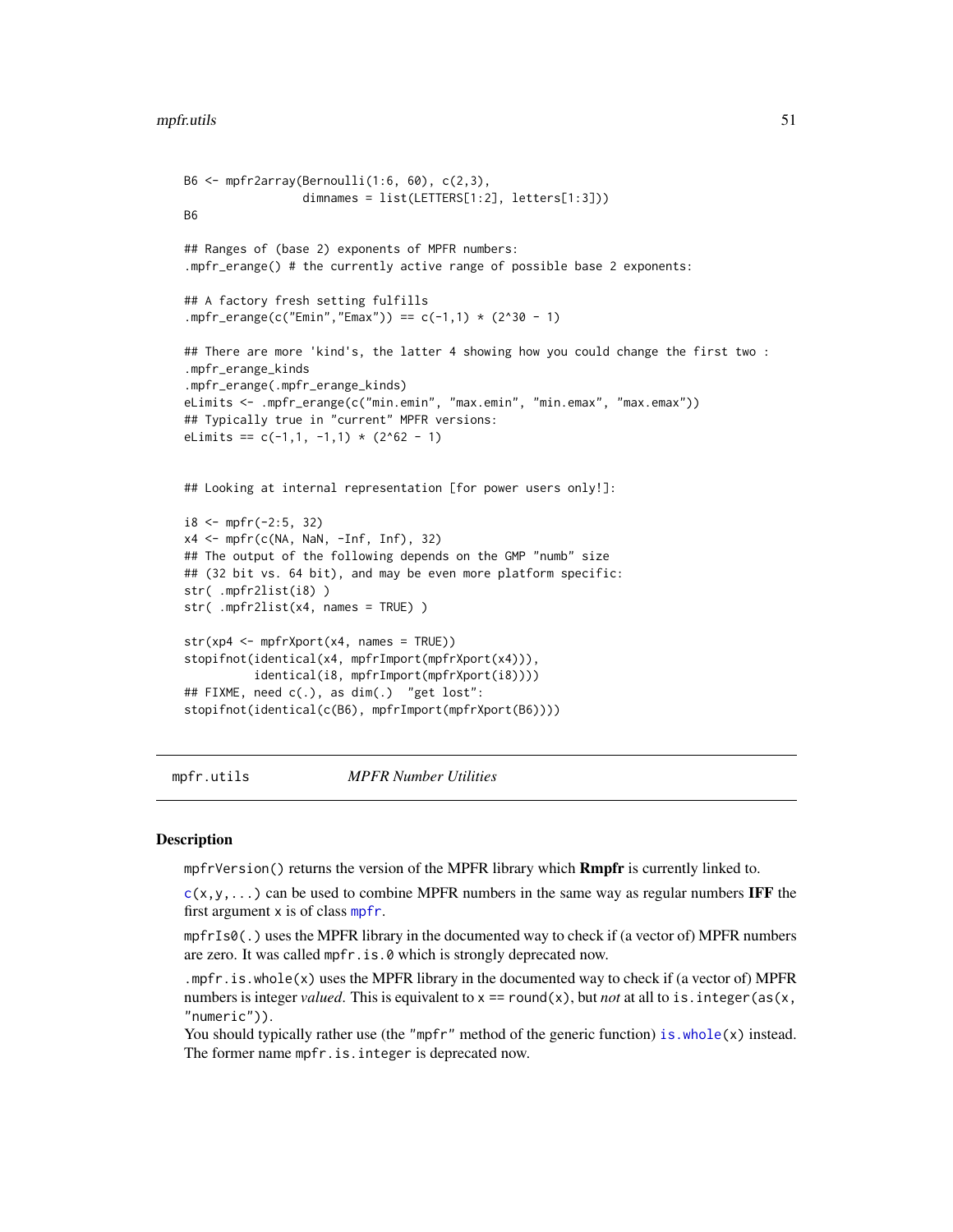```
B6 <- mpfr2array(Bernoulli(1:6, 60), c(2,3),
                 dimnames = list(LETTERS[1:2], letters[1:3]))
B6

## Ranges of (base 2) exponents of MPFR numbers:
.mpfr_erange() # the currently active range of possible base 2 exponents:

## A factory fresh setting fulfills
.mpfr_erange(c("Emin","Emax")) == c(-1,1) * (2^30 - 1)

## There are more 'kind's, the latter 4 showing how you could change the first two :
.mpfr_erange_kinds
.mpfr_erange(.mpfr_erange_kinds)
eLimits <- .mpfr_erange(c("min.emin", "max.emin", "min.emax", "max.emax"))
## Typically true in "current" MPFR versions:
eLimits == c(-1,1, -1,1) * (2^62 - 1)


## Looking at internal representation [for power users only!]:

i8 <- mpfr(-2:5, 32)
x4 <- mpfr(c(NA, NaN, -Inf, Inf), 32)
## The output of the following depends on the GMP "numb" size
## (32 bit vs. 64 bit), and may be even more platform specific:
str( .mpfr2list(i8) )
str( .mpfr2list(x4, names = TRUE) )

str(xp4 <- mpfrXport(x4, names = TRUE))
stopifnot(identical(x4, mpfrImport(mpfrXport(x4))),
          identical(i8, mpfrImport(mpfrXport(i8))))
## FIXME, need c(.), as dim(.)  "get lost":
stopifnot(identical(c(B6), mpfrImport(mpfrXport(B6))))
```

## mpfr.utils    *MPFR Number Utilities*

### Description

`mpfrVersion()` returns the version of the MPFR library which **Rmpfr** is currently linked to.

`c(x,y,...)` can be used to combine MPFR numbers in the same way as regular numbers **IFF** the first argument `x` is of class `mpfr`.

`mpfrIs0(.)` uses the MPFR library in the documented way to check if (a vector of) MPFR numbers are zero. It was called `mpfr.is.0` which is strongly deprecated now.

`.mpfr.is.whole(x)` uses the MPFR library in the documented way to check if (a vector of) MPFR numbers is integer *valued*. This is equivalent to `x == round(x)`, but *not* at all to `is.integer(as(x, "numeric"))`.
You should typically rather use (the `"mpfr"` method of the generic function) `is.whole(x)` instead. The former name `mpfr.is.integer` is deprecated now.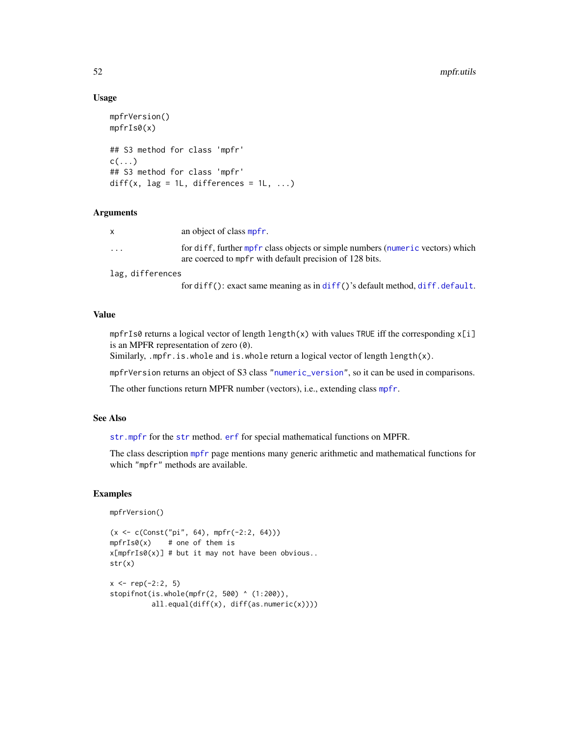### Usage

```
mpfrVersion()
mpfrIs0(x)

## S3 method for class 'mpfr'
c(...)
## S3 method for class 'mpfr'
diff(x, lag = 1L, differences = 1L, ...)
```

### Arguments

| | |
|---|---|
| `x` | an object of class `mpfr`. |
| `...` | for `diff`, further `mpfr` class objects or simple numbers (`numeric` vectors) which are coerced to `mpfr` with default precision of 128 bits. |
| `lag, differences` | for `diff()`: exact same meaning as in `diff()`'s default method, `diff.default`. |

### Value

`mpfrIs0` returns a logical vector of length `length(x)` with values `TRUE` iff the corresponding `x[i]` is an MPFR representation of zero (`0`).
Similarly, `.mpfr.is.whole` and `is.whole` return a logical vector of length `length(x)`.

`mpfrVersion` returns an object of S3 class `"numeric_version"`, so it can be used in comparisons.

The other functions return MPFR number (vectors), i.e., extending class `mpfr`.

### See Also

`str.mpfr` for the `str` method. `erf` for special mathematical functions on MPFR.

The class description `mpfr` page mentions many generic arithmetic and mathematical functions for which `"mpfr"` methods are available.

### Examples

```
mpfrVersion()

(x <- c(Const("pi", 64), mpfr(-2:2, 64)))
mpfrIs0(x)    # one of them is
x[mpfrIs0(x)] # but it may not have been obvious..
str(x)

x <- rep(-2:2, 5)
stopifnot(is.whole(mpfr(2, 500) ^ (1:200)),
          all.equal(diff(x), diff(as.numeric(x))))
```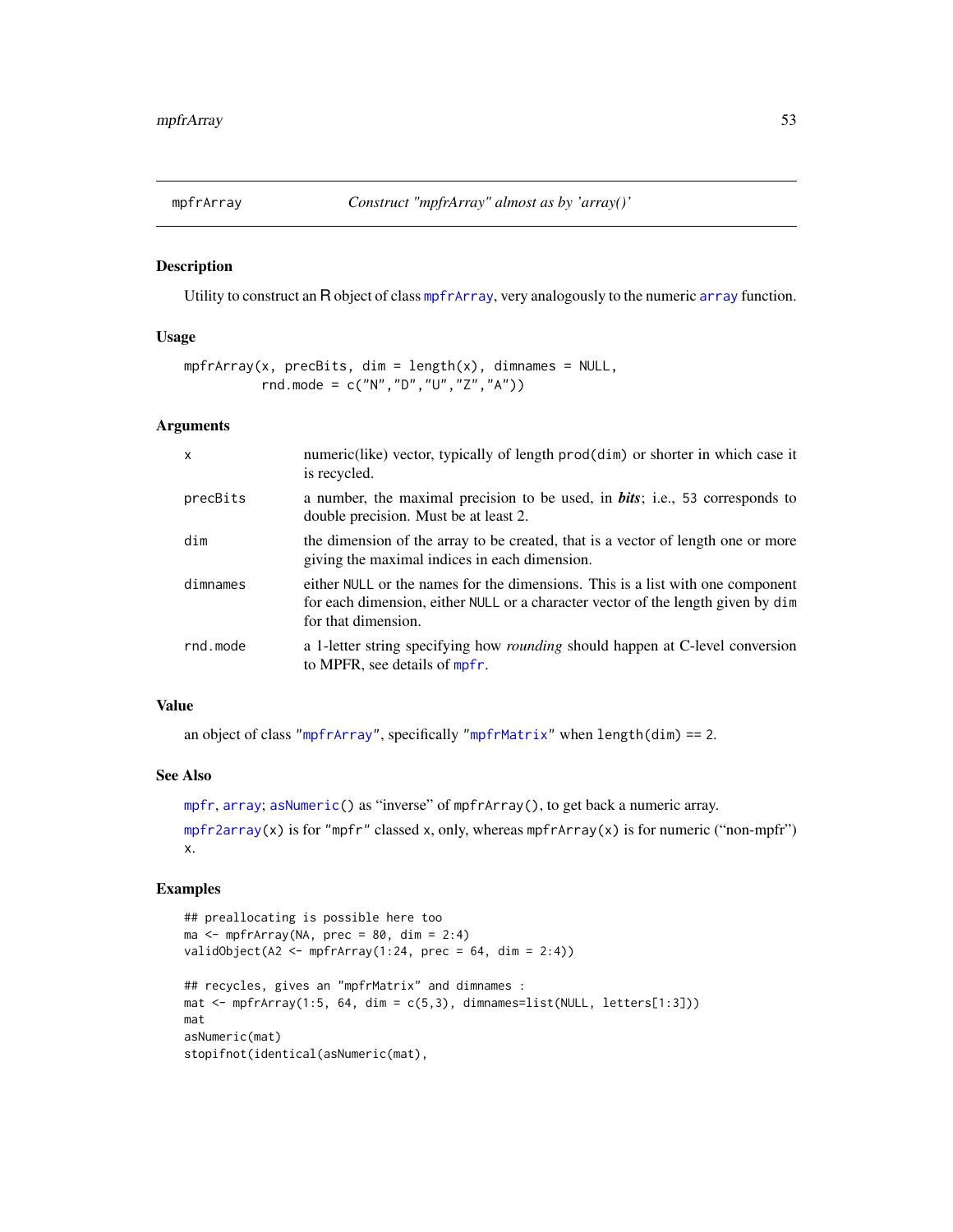# mpfrArray — Construct "mpfrArray" almost as by 'array()'

## Description

Utility to construct an R object of class mpfrArray, very analogously to the numeric array function.

## Usage

```
mpfrArray(x, precBits, dim = length(x), dimnames = NULL,
          rnd.mode = c("N","D","U","Z","A"))
```

## Arguments

| | |
|---|---|
| x | numeric(like) vector, typically of length prod(dim) or shorter in which case it is recycled. |
| precBits | a number, the maximal precision to be used, in ***bits***; i.e., 53 corresponds to double precision. Must be at least 2. |
| dim | the dimension of the array to be created, that is a vector of length one or more giving the maximal indices in each dimension. |
| dimnames | either NULL or the names for the dimensions. This is a list with one component for each dimension, either NULL or a character vector of the length given by dim for that dimension. |
| rnd.mode | a 1-letter string specifying how *rounding* should happen at C-level conversion to MPFR, see details of mpfr. |

## Value

an object of class "mpfrArray", specifically "mpfrMatrix" when length(dim) == 2.

## See Also

mpfr, array; asNumeric() as "inverse" of mpfrArray(), to get back a numeric array.

mpfr2array(x) is for "mpfr" classed x, only, whereas mpfrArray(x) is for numeric ("non-mpfr") x.

## Examples

```
## preallocating is possible here too
ma <- mpfrArray(NA, prec = 80, dim = 2:4)
validObject(A2 <- mpfrArray(1:24, prec = 64, dim = 2:4))

## recycles, gives an "mpfrMatrix" and dimnames :
mat <- mpfrArray(1:5, 64, dim = c(5,3), dimnames=list(NULL, letters[1:3]))
mat
asNumeric(mat)
stopifnot(identical(asNumeric(mat),
```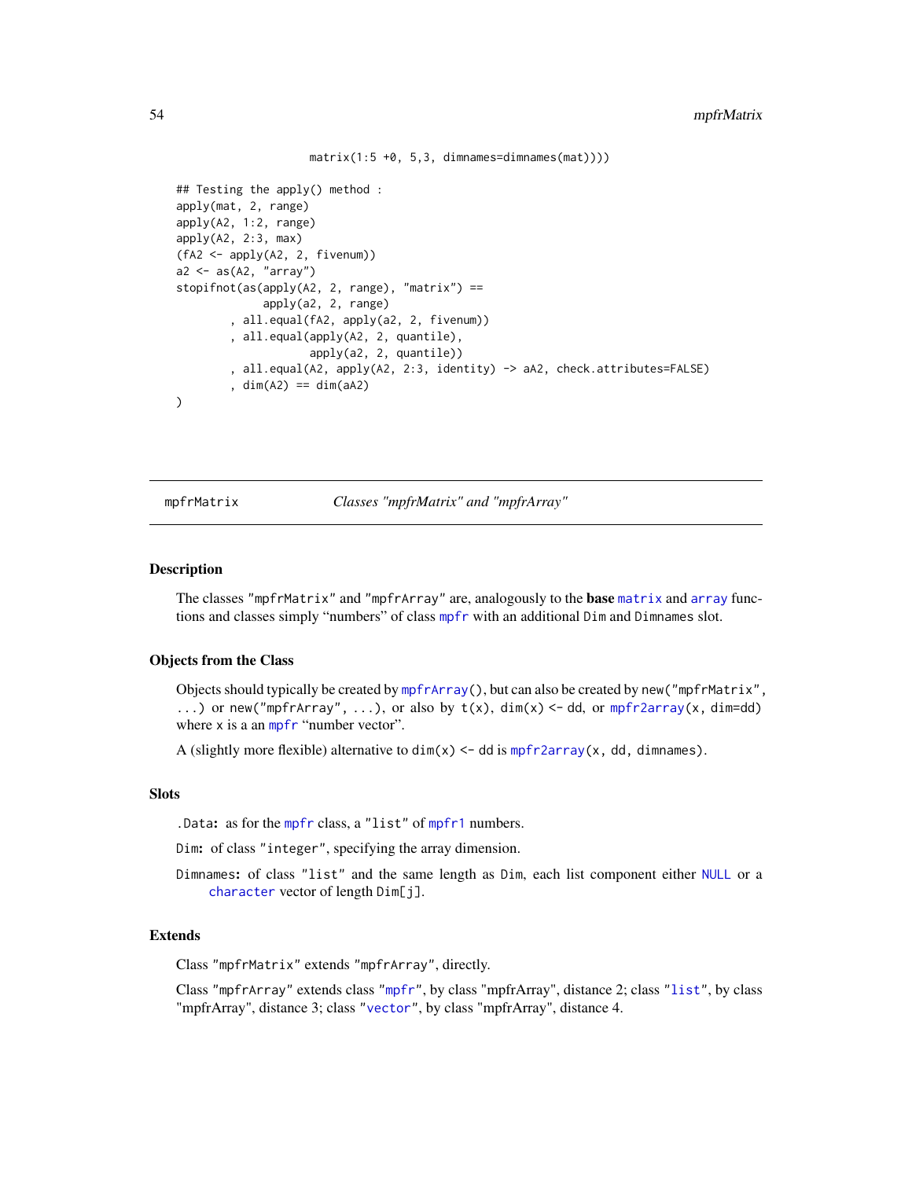```
                    matrix(1:5 +0, 5,3, dimnames=dimnames(mat))))

## Testing the apply() method :
apply(mat, 2, range)
apply(A2, 1:2, range)
apply(A2, 2:3, max)
(fA2 <- apply(A2, 2, fivenum))
a2 <- as(A2, "array")
stopifnot(as(apply(A2, 2, range), "matrix") ==
             apply(a2, 2, range)
        , all.equal(fA2, apply(a2, 2, fivenum))
        , all.equal(apply(A2, 2, quantile),
                    apply(a2, 2, quantile))
        , all.equal(A2, apply(A2, 2:3, identity) -> aA2, check.attributes=FALSE)
        , dim(A2) == dim(aA2)
)
```

---

mpfrMatrix — *Classes "mpfrMatrix" and "mpfrArray"*

---

## Description

The classes "mpfrMatrix" and "mpfrArray" are, analogously to the **base** matrix and array functions and classes simply "numbers" of class mpfr with an additional Dim and Dimnames slot.

## Objects from the Class

Objects should typically be created by mpfrArray(), but can also be created by new("mpfrMatrix", ...) or new("mpfrArray", ...), or also by t(x), dim(x) <- dd, or mpfr2array(x, dim=dd) where x is a an mpfr "number vector".

A (slightly more flexible) alternative to dim(x) <- dd is mpfr2array(x, dd, dimnames).

## Slots

.Data: as for the mpfr class, a "list" of mpfr1 numbers.

Dim: of class "integer", specifying the array dimension.

Dimnames: of class "list" and the same length as Dim, each list component either NULL or a character vector of length Dim[j].

## Extends

Class "mpfrMatrix" extends "mpfrArray", directly.

Class "mpfrArray" extends class "mpfr", by class "mpfrArray", distance 2; class "list", by class "mpfrArray", distance 3; class "vector", by class "mpfrArray", distance 4.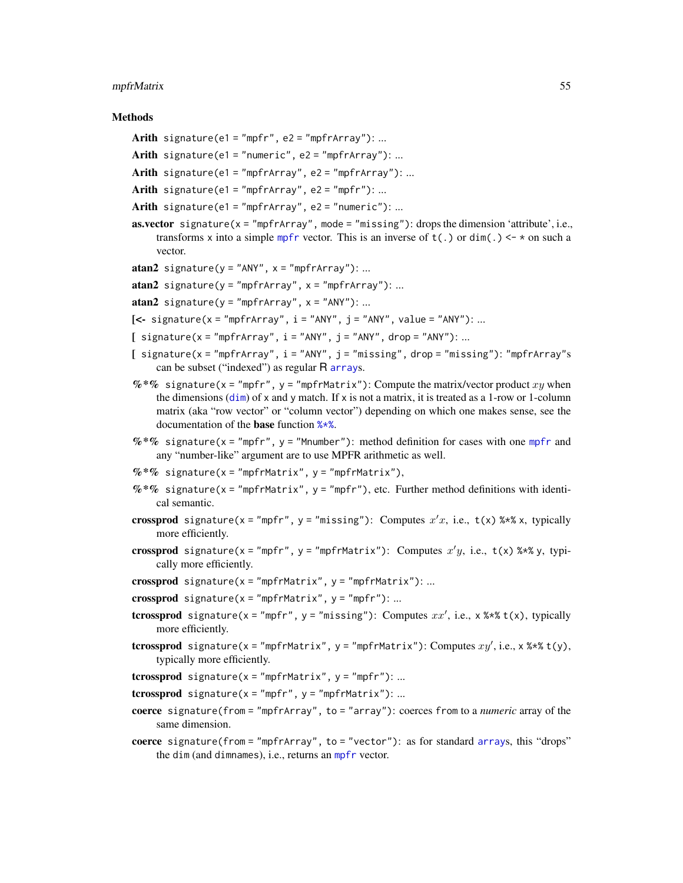### Methods

**Arith** `signature(e1 = "mpfr", e2 = "mpfrArray")`: ...

**Arith** `signature(e1 = "numeric", e2 = "mpfrArray")`: ...

**Arith** `signature(e1 = "mpfrArray", e2 = "mpfrArray")`: ...

**Arith** `signature(e1 = "mpfrArray", e2 = "mpfr")`: ...

**Arith** `signature(e1 = "mpfrArray", e2 = "numeric")`: ...

**as.vector** `signature(x = "mpfrArray", mode = "missing")`: drops the dimension 'attribute', i.e., transforms `x` into a simple `mpfr` vector. This is an inverse of `t(.)` or `dim(.) <- *` on such a vector.

**atan2** `signature(y = "ANY", x = "mpfrArray")`: ...

**atan2** `signature(y = "mpfrArray", x = "mpfrArray")`: ...

**atan2** `signature(y = "mpfrArray", x = "ANY")`: ...

**[<-** `signature(x = "mpfrArray", i = "ANY", j = "ANY", value = "ANY")`: ...

**[** `signature(x = "mpfrArray", i = "ANY", j = "ANY", drop = "ANY")`: ...

**[** `signature(x = "mpfrArray", i = "ANY", j = "missing", drop = "missing")`: `"mpfrArray"`s can be subset ("indexed") as regular R `array`s.

**%*%** `signature(x = "mpfr", y = "mpfrMatrix")`: Compute the matrix/vector product $xy$ when the dimensions (`dim`) of `x` and `y` match. If `x` is not a matrix, it is treated as a 1-row or 1-column matrix (aka "row vector" or "column vector") depending on which one makes sense, see the documentation of the **base** function `%*%`.

**%*%** `signature(x = "mpfr", y = "Mnumber")`: method definition for cases with one `mpfr` and any "number-like" argument are to use MPFR arithmetic as well.

**%*%** `signature(x = "mpfrMatrix", y = "mpfrMatrix")`,

**%*%** `signature(x = "mpfrMatrix", y = "mpfr")`, etc. Further method definitions with identical semantic.

**crossprod** `signature(x = "mpfr", y = "missing")`: Computes $x'x$, i.e., `t(x) %*% x`, typically more efficiently.

**crossprod** `signature(x = "mpfr", y = "mpfrMatrix")`: Computes $x'y$, i.e., `t(x) %*% y`, typically more efficiently.

**crossprod** `signature(x = "mpfrMatrix", y = "mpfrMatrix")`: ...

**crossprod** `signature(x = "mpfrMatrix", y = "mpfr")`: ...

**tcrossprod** `signature(x = "mpfr", y = "missing")`: Computes $xx'$, i.e., `x %*% t(x)`, typically more efficiently.

**tcrossprod** `signature(x = "mpfrMatrix", y = "mpfrMatrix")`: Computes $xy'$, i.e., `x %*% t(y)`, typically more efficiently.

**tcrossprod** `signature(x = "mpfrMatrix", y = "mpfr")`: ...

**tcrossprod** `signature(x = "mpfr", y = "mpfrMatrix")`: ...

**coerce** `signature(from = "mpfrArray", to = "array")`: coerces `from` to a *numeric* array of the same dimension.

**coerce** `signature(from = "mpfrArray", to = "vector")`: as for standard `array`s, this "drops" the `dim` (and `dimnames`), i.e., returns an `mpfr` vector.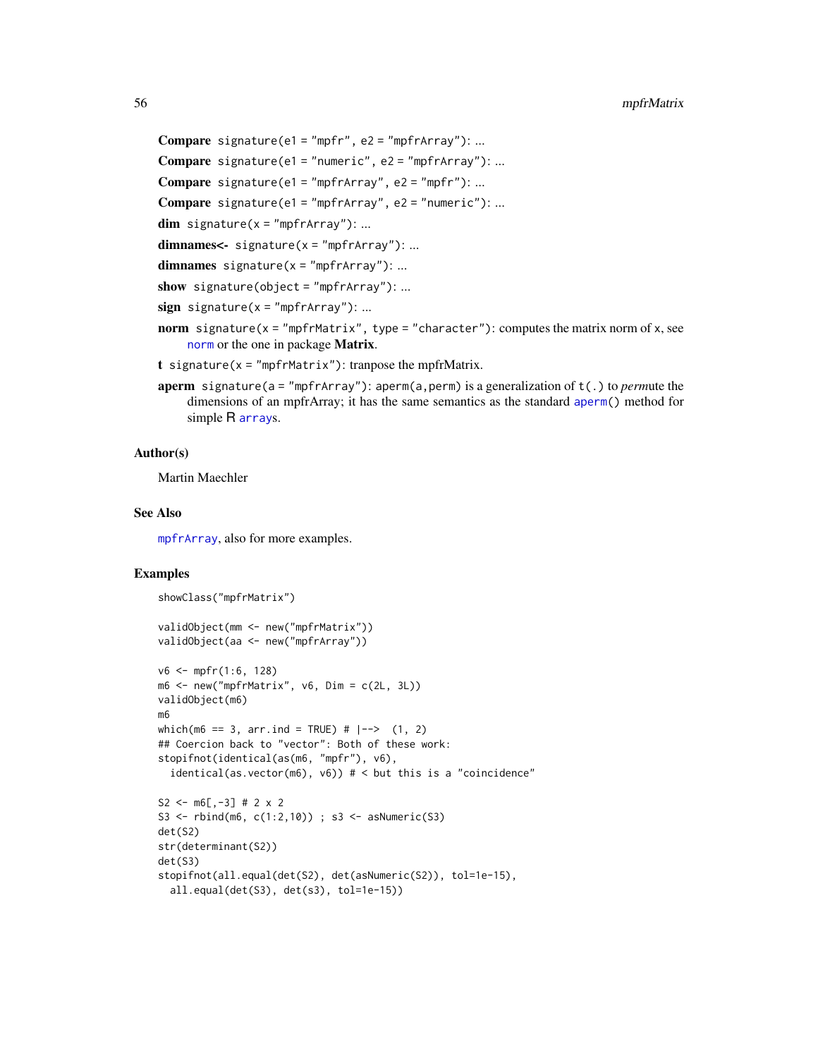**Compare** `signature(e1 = "mpfr", e2 = "mpfrArray")`: ...

**Compare** `signature(e1 = "numeric", e2 = "mpfrArray")`: ...

**Compare** `signature(e1 = "mpfrArray", e2 = "mpfr")`: ...

**Compare** `signature(e1 = "mpfrArray", e2 = "numeric")`: ...

**dim** `signature(x = "mpfrArray")`: ...

**dimnames<-** `signature(x = "mpfrArray")`: ...

**dimnames** `signature(x = "mpfrArray")`: ...

**show** `signature(object = "mpfrArray")`: ...

**sign** `signature(x = "mpfrArray")`: ...

**norm** `signature(x = "mpfrMatrix", type = "character")`: computes the matrix norm of `x`, see `norm` or the one in package **Matrix**.

**t** `signature(x = "mpfrMatrix")`: tranpose the mpfrMatrix.

**aperm** `signature(a = "mpfrArray")`: `aperm(a,perm)` is a generalization of `t(.)` to *perm*ute the dimensions of an mpfrArray; it has the same semantics as the standard `aperm()` method for simple R `array`s.

## Author(s)

Martin Maechler

## See Also

`mpfrArray`, also for more examples.

## Examples

```
showClass("mpfrMatrix")

validObject(mm <- new("mpfrMatrix"))
validObject(aa <- new("mpfrArray"))

v6 <- mpfr(1:6, 128)
m6 <- new("mpfrMatrix", v6, Dim = c(2L, 3L))
validObject(m6)
m6
which(m6 == 3, arr.ind = TRUE) # |-->  (1, 2)
## Coercion back to "vector": Both of these work:
stopifnot(identical(as(m6, "mpfr"), v6),
  identical(as.vector(m6), v6)) # < but this is a "coincidence"

S2 <- m6[,-3] # 2 x 2
S3 <- rbind(m6, c(1:2,10)) ; s3 <- asNumeric(S3)
det(S2)
str(determinant(S2))
det(S3)
stopifnot(all.equal(det(S2), det(asNumeric(S2)), tol=1e-15),
  all.equal(det(S3), det(s3), tol=1e-15))
```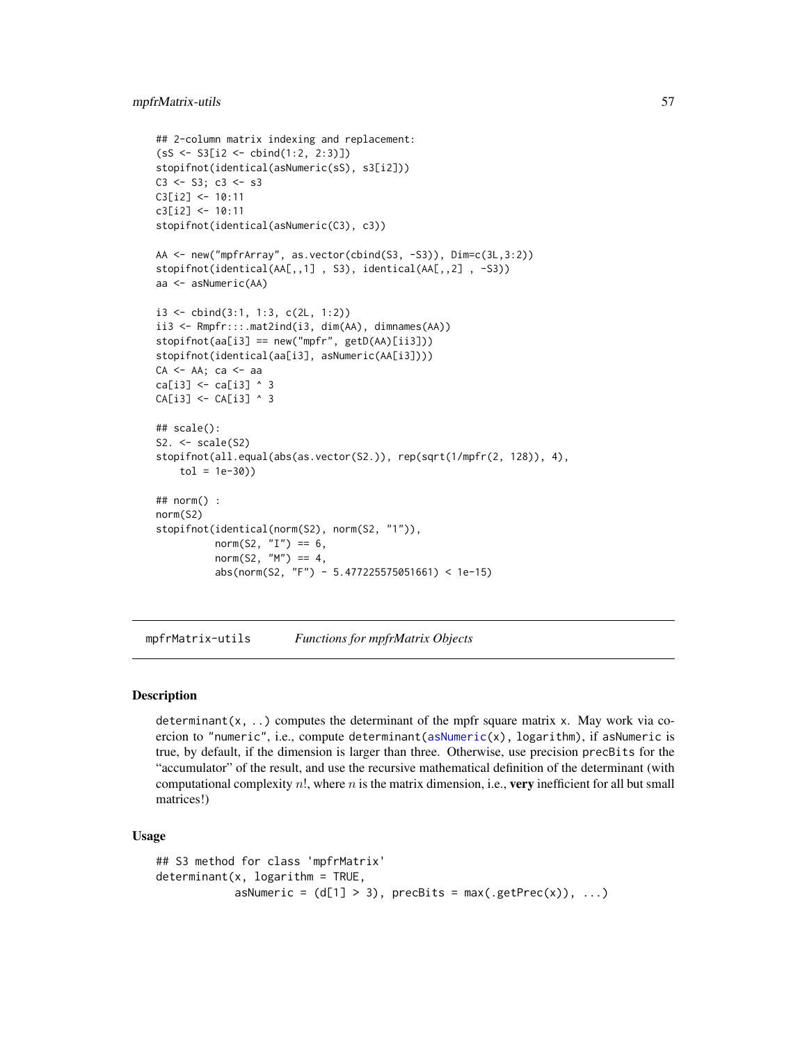```
## 2-column matrix indexing and replacement:
(sS <- S3[i2 <- cbind(1:2, 2:3)])
stopifnot(identical(asNumeric(sS), s3[i2]))
C3 <- S3; c3 <- s3
C3[i2] <- 10:11
c3[i2] <- 10:11
stopifnot(identical(asNumeric(C3), c3))

AA <- new("mpfrArray", as.vector(cbind(S3, -S3)), Dim=c(3L,3:2))
stopifnot(identical(AA[,,1] , S3), identical(AA[,,2] , -S3))
aa <- asNumeric(AA)

i3 <- cbind(3:1, 1:3, c(2L, 1:2))
ii3 <- Rmpfr:::.mat2ind(i3, dim(AA), dimnames(AA))
stopifnot(aa[i3] == new("mpfr", getD(AA)[ii3]))
stopifnot(identical(aa[i3], asNumeric(AA[i3])))
CA <- AA; ca <- aa
ca[i3] <- ca[i3] ^ 3
CA[i3] <- CA[i3] ^ 3

## scale():
S2. <- scale(S2)
stopifnot(all.equal(abs(as.vector(S2.)), rep(sqrt(1/mpfr(2, 128)), 4),
    tol = 1e-30))

## norm() :
norm(S2)
stopifnot(identical(norm(S2), norm(S2, "1")),
          norm(S2, "I") == 6,
          norm(S2, "M") == 4,
          abs(norm(S2, "F") - 5.477225575051661) < 1e-15)
```

---

# mpfrMatrix-utils *Functions for mpfrMatrix Objects*

## Description

determinant(x, ..) computes the determinant of the mpfr square matrix x. May work via coercion to "numeric", i.e., compute determinant(asNumeric(x), logarithm), if asNumeric is true, by default, if the dimension is larger than three. Otherwise, use precision precBits for the "accumulator" of the result, and use the recursive mathematical definition of the determinant (with computational complexity $n!$, where $n$ is the matrix dimension, i.e., **very** inefficient for all but small matrices!)

## Usage

```
## S3 method for class 'mpfrMatrix'
determinant(x, logarithm = TRUE,
            asNumeric = (d[1] > 3), precBits = max(.getPrec(x)), ...)
```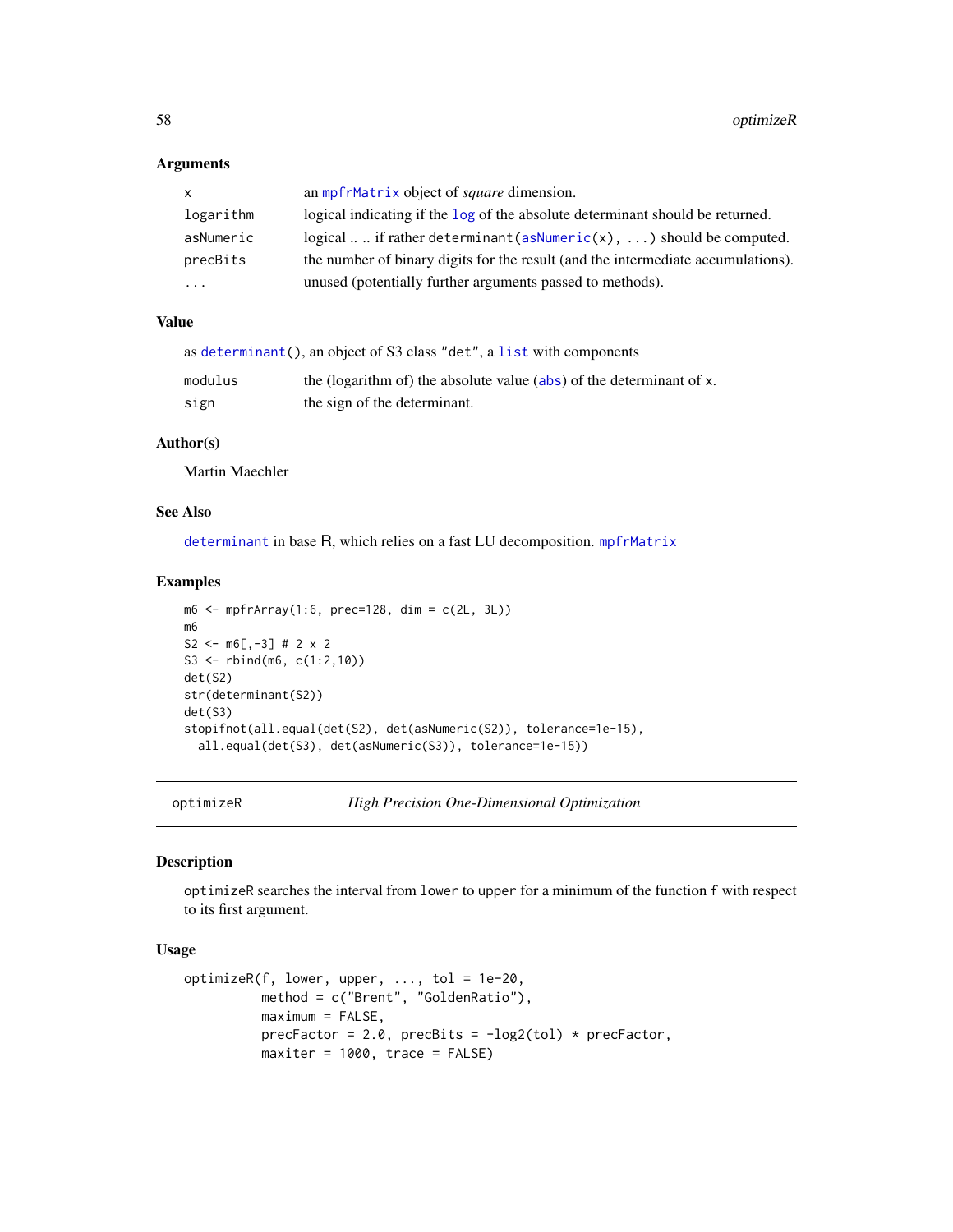### Arguments

| | |
|---|---|
| x | an mpfrMatrix object of *square* dimension. |
| logarithm | logical indicating if the log of the absolute determinant should be returned. |
| asNumeric | logical .. .. if rather `determinant(asNumeric(x), ...)` should be computed. |
| precBits | the number of binary digits for the result (and the intermediate accumulations). |
| ... | unused (potentially further arguments passed to methods). |

### Value

as `determinant()`, an object of S3 class "det", a `list` with components

| | |
|---|---|
| modulus | the (logarithm of) the absolute value (abs) of the determinant of x. |
| sign | the sign of the determinant. |

### Author(s)

Martin Maechler

### See Also

`determinant` in base R, which relies on a fast LU decomposition. `mpfrMatrix`

### Examples

```
m6 <- mpfrArray(1:6, prec=128, dim = c(2L, 3L))
m6
S2 <- m6[,-3] # 2 x 2
S3 <- rbind(m6, c(1:2,10))
det(S2)
str(determinant(S2))
det(S3)
stopifnot(all.equal(det(S2), det(asNumeric(S2)), tolerance=1e-15),
  all.equal(det(S3), det(asNumeric(S3)), tolerance=1e-15))
```

---

## optimizeR — *High Precision One-Dimensional Optimization*

---

### Description

`optimizeR` searches the interval from `lower` to `upper` for a minimum of the function `f` with respect to its first argument.

### Usage

```
optimizeR(f, lower, upper, ..., tol = 1e-20,
          method = c("Brent", "GoldenRatio"),
          maximum = FALSE,
          precFactor = 2.0, precBits = -log2(tol) * precFactor,
          maxiter = 1000, trace = FALSE)
```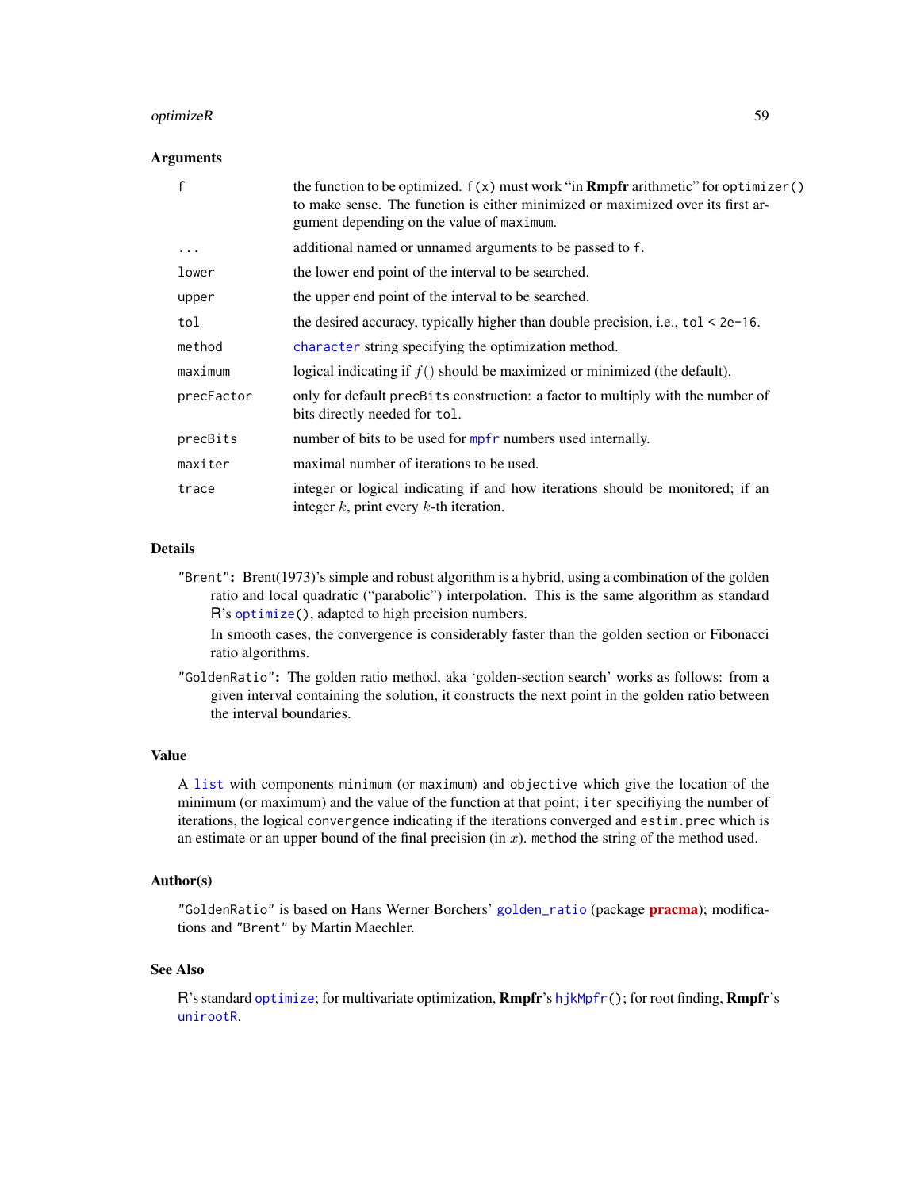### Arguments

| | |
|---|---|
| `f` | the function to be optimized. `f(x)` must work "in **Rmpfr** arithmetic" for `optimizer()` to make sense. The function is either minimized or maximized over its first argument depending on the value of `maximum`. |
| `...` | additional named or unnamed arguments to be passed to `f`. |
| `lower` | the lower end point of the interval to be searched. |
| `upper` | the upper end point of the interval to be searched. |
| `tol` | the desired accuracy, typically higher than double precision, i.e., `tol < 2e-16`. |
| `method` | `character` string specifying the optimization method. |
| `maximum` | logical indicating if $f()$ should be maximized or minimized (the default). |
| `precFactor` | only for default `precBits` construction: a factor to multiply with the number of bits directly needed for `tol`. |
| `precBits` | number of bits to be used for `mpfr` numbers used internally. |
| `maxiter` | maximal number of iterations to be used. |
| `trace` | integer or logical indicating if and how iterations should be monitored; if an integer $k$, print every $k$-th iteration. |

### Details

`"Brent"`: Brent(1973)'s simple and robust algorithm is a hybrid, using a combination of the golden ratio and local quadratic ("parabolic") interpolation. This is the same algorithm as standard R's `optimize()`, adapted to high precision numbers.

In smooth cases, the convergence is considerably faster than the golden section or Fibonacci ratio algorithms.

`"GoldenRatio"`: The golden ratio method, aka 'golden-section search' works as follows: from a given interval containing the solution, it constructs the next point in the golden ratio between the interval boundaries.

### Value

A `list` with components `minimum` (or `maximum`) and `objective` which give the location of the minimum (or maximum) and the value of the function at that point; `iter` specifiying the number of iterations, the logical `convergence` indicating if the iterations converged and `estim.prec` which is an estimate or an upper bound of the final precision (in $x$). `method` the string of the method used.

### Author(s)

`"GoldenRatio"` is based on Hans Werner Borchers' `golden_ratio` (package **pracma**); modifications and `"Brent"` by Martin Maechler.

### See Also

R's standard `optimize`; for multivariate optimization, **Rmpfr**'s `hjkMpfr()`; for root finding, **Rmpfr**'s `unirootR`.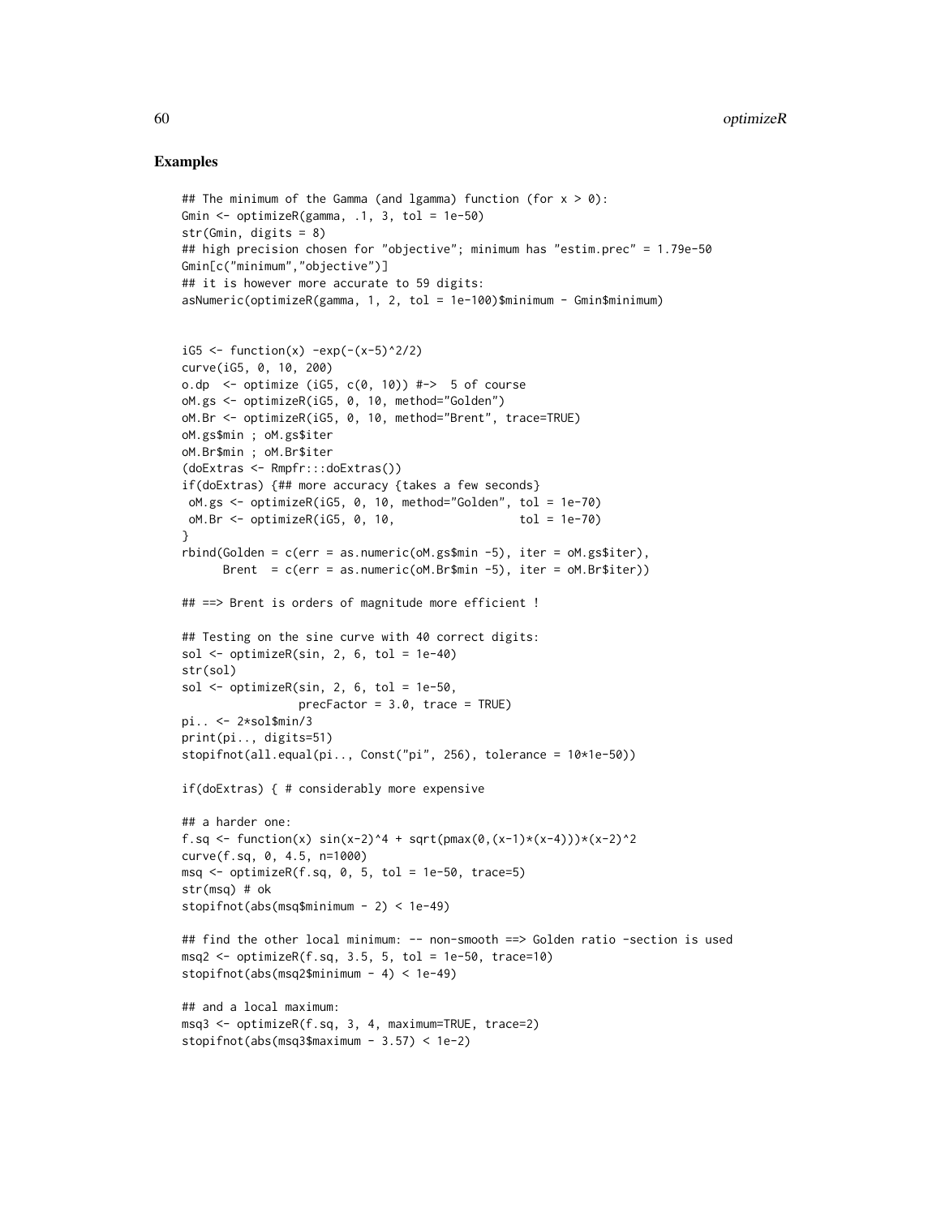### Examples

```
## The minimum of the Gamma (and lgamma) function (for x > 0):
Gmin <- optimizeR(gamma, .1, 3, tol = 1e-50)
str(Gmin, digits = 8)
## high precision chosen for "objective"; minimum has "estim.prec" = 1.79e-50
Gmin[c("minimum","objective")]
## it is however more accurate to 59 digits:
asNumeric(optimizeR(gamma, 1, 2, tol = 1e-100)$minimum - Gmin$minimum)


iG5 <- function(x) -exp(-(x-5)^2/2)
curve(iG5, 0, 10, 200)
o.dp  <- optimize (iG5, c(0, 10)) #->  5 of course
oM.gs <- optimizeR(iG5, 0, 10, method="Golden")
oM.Br <- optimizeR(iG5, 0, 10, method="Brent", trace=TRUE)
oM.gs$min ; oM.gs$iter
oM.Br$min ; oM.Br$iter
(doExtras <- Rmpfr:::doExtras())
if(doExtras) {## more accuracy {takes a few seconds}
 oM.gs <- optimizeR(iG5, 0, 10, method="Golden", tol = 1e-70)
 oM.Br <- optimizeR(iG5, 0, 10,                  tol = 1e-70)
}
rbind(Golden = c(err = as.numeric(oM.gs$min -5), iter = oM.gs$iter),
      Brent  = c(err = as.numeric(oM.Br$min -5), iter = oM.Br$iter))

## ==> Brent is orders of magnitude more efficient !

## Testing on the sine curve with 40 correct digits:
sol <- optimizeR(sin, 2, 6, tol = 1e-40)
str(sol)
sol <- optimizeR(sin, 2, 6, tol = 1e-50,
                 precFactor = 3.0, trace = TRUE)
pi.. <- 2*sol$min/3
print(pi.., digits=51)
stopifnot(all.equal(pi.., Const("pi", 256), tolerance = 10*1e-50))

if(doExtras) { # considerably more expensive

## a harder one:
f.sq <- function(x) sin(x-2)^4 + sqrt(pmax(0,(x-1)*(x-4)))*(x-2)^2
curve(f.sq, 0, 4.5, n=1000)
msq <- optimizeR(f.sq, 0, 5, tol = 1e-50, trace=5)
str(msq) # ok
stopifnot(abs(msq$minimum - 2) < 1e-49)

## find the other local minimum: -- non-smooth ==> Golden ratio -section is used
msq2 <- optimizeR(f.sq, 3.5, 5, tol = 1e-50, trace=10)
stopifnot(abs(msq2$minimum - 4) < 1e-49)

## and a local maximum:
msq3 <- optimizeR(f.sq, 3, 4, maximum=TRUE, trace=2)
stopifnot(abs(msq3$maximum - 3.57) < 1e-2)
```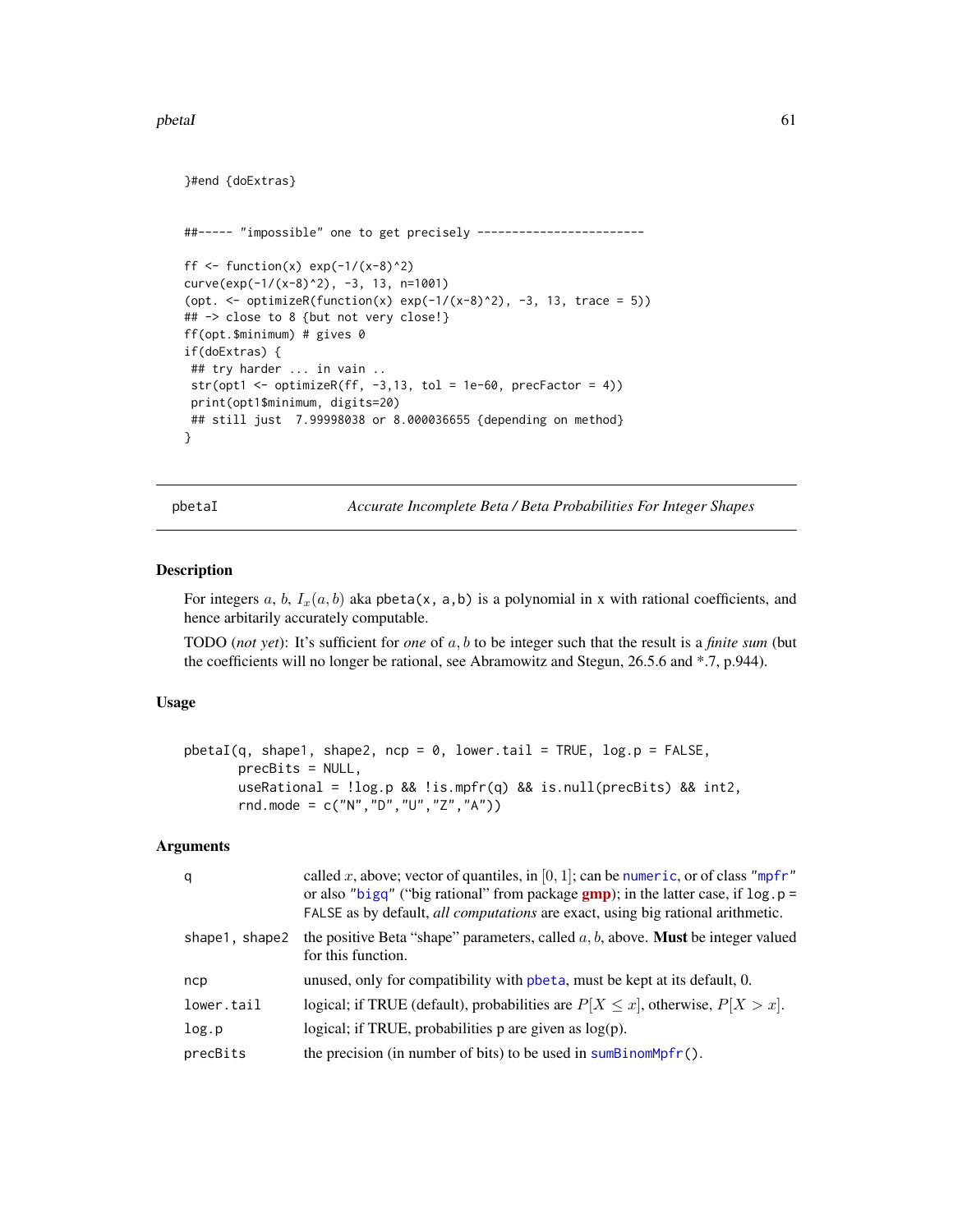```
}#end {doExtras}


##----- "impossible" one to get precisely ------------------------

ff <- function(x) exp(-1/(x-8)^2)
curve(exp(-1/(x-8)^2), -3, 13, n=1001)
(opt. <- optimizeR(function(x) exp(-1/(x-8)^2), -3, 13, trace = 5))
## -> close to 8 {but not very close!}
ff(opt.$minimum) # gives 0
if(doExtras) {
 ## try harder ... in vain ..
 str(opt1 <- optimizeR(ff, -3,13, tol = 1e-60, precFactor = 4))
 print(opt1$minimum, digits=20)
 ## still just  7.99998038 or 8.000036655 {depending on method}
}
```

---

pbetaI — *Accurate Incomplete Beta / Beta Probabilities For Integer Shapes*

---

## Description

For integers $a$, $b$, $I_x(a, b)$ aka pbeta(x, a,b) is a polynomial in x with rational coefficients, and hence arbitarily accurately computable.

TODO (*not yet*): It's sufficient for *one* of $a, b$ to be integer such that the result is a *finite sum* (but the coefficients will no longer be rational, see Abramowitz and Stegun, 26.5.6 and *.7, p.944).

## Usage

```
pbetaI(q, shape1, shape2, ncp = 0, lower.tail = TRUE, log.p = FALSE,
       precBits = NULL,
       useRational = !log.p && !is.mpfr(q) && is.null(precBits) && int2,
       rnd.mode = c("N","D","U","Z","A"))
```

## Arguments

| | |
|---|---|
| q | called $x$, above; vector of quantiles, in $[0, 1]$; can be numeric, or of class "mpfr" or also "bigq" ("big rational" from package **gmp**); in the latter case, if log.p = FALSE as by default, *all computations* are exact, using big rational arithmetic. |
| shape1, shape2 | the positive Beta "shape" parameters, called $a, b$, above. **Must** be integer valued for this function. |
| ncp | unused, only for compatibility with pbeta, must be kept at its default, 0. |
| lower.tail | logical; if TRUE (default), probabilities are $P[X \leq x]$, otherwise, $P[X > x]$. |
| log.p | logical; if TRUE, probabilities p are given as log(p). |
| precBits | the precision (in number of bits) to be used in sumBinomMpfr(). |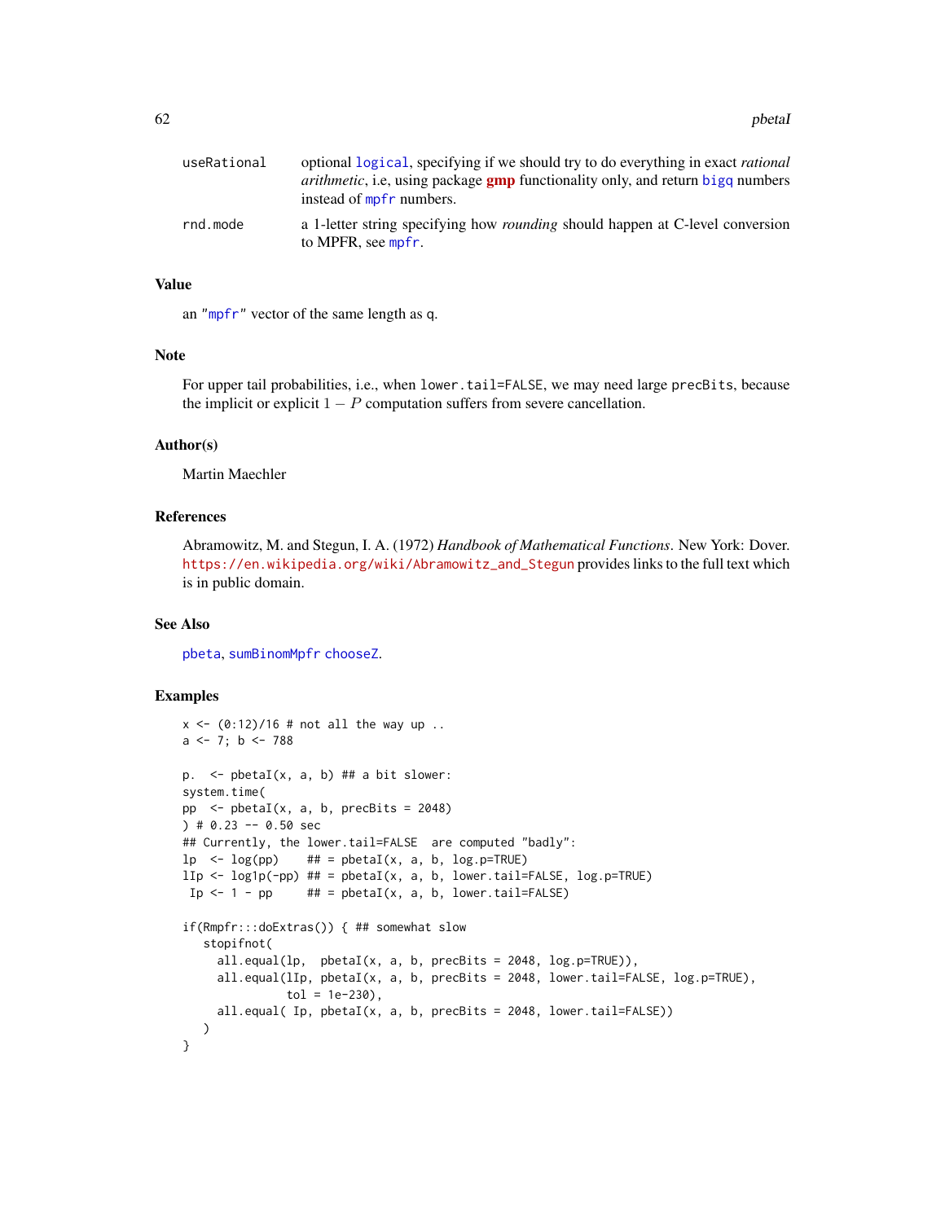| | |
|---|---|
| useRational | optional logical, specifying if we should try to do everything in exact *rational arithmetic*, i.e, using package **gmp** functionality only, and return bigq numbers instead of mpfr numbers. |
| rnd.mode | a 1-letter string specifying how *rounding* should happen at C-level conversion to MPFR, see mpfr. |

## Value

an "mpfr" vector of the same length as q.

## Note

For upper tail probabilities, i.e., when lower.tail=FALSE, we may need large precBits, because the implicit or explicit $1 - P$ computation suffers from severe cancellation.

## Author(s)

Martin Maechler

## References

Abramowitz, M. and Stegun, I. A. (1972) *Handbook of Mathematical Functions*. New York: Dover. https://en.wikipedia.org/wiki/Abramowitz_and_Stegun provides links to the full text which is in public domain.

## See Also

pbeta, sumBinomMpfr chooseZ.

## Examples

```
x <- (0:12)/16 # not all the way up ..
a <- 7; b <- 788

p.  <- pbetaI(x, a, b) ## a bit slower:
system.time(
pp  <- pbetaI(x, a, b, precBits = 2048)
) # 0.23 -- 0.50 sec
## Currently, the lower.tail=FALSE  are computed "badly":
lp  <- log(pp)    ## = pbetaI(x, a, b, log.p=TRUE)
lIp <- log1p(-pp) ## = pbetaI(x, a, b, lower.tail=FALSE, log.p=TRUE)
 Ip <- 1 - pp     ## = pbetaI(x, a, b, lower.tail=FALSE)

if(Rmpfr:::doExtras()) { ## somewhat slow
   stopifnot(
     all.equal(lp,  pbetaI(x, a, b, precBits = 2048, log.p=TRUE)),
     all.equal(lIp, pbetaI(x, a, b, precBits = 2048, lower.tail=FALSE, log.p=TRUE),
               tol = 1e-230),
     all.equal( Ip, pbetaI(x, a, b, precBits = 2048, lower.tail=FALSE))
   )
}
```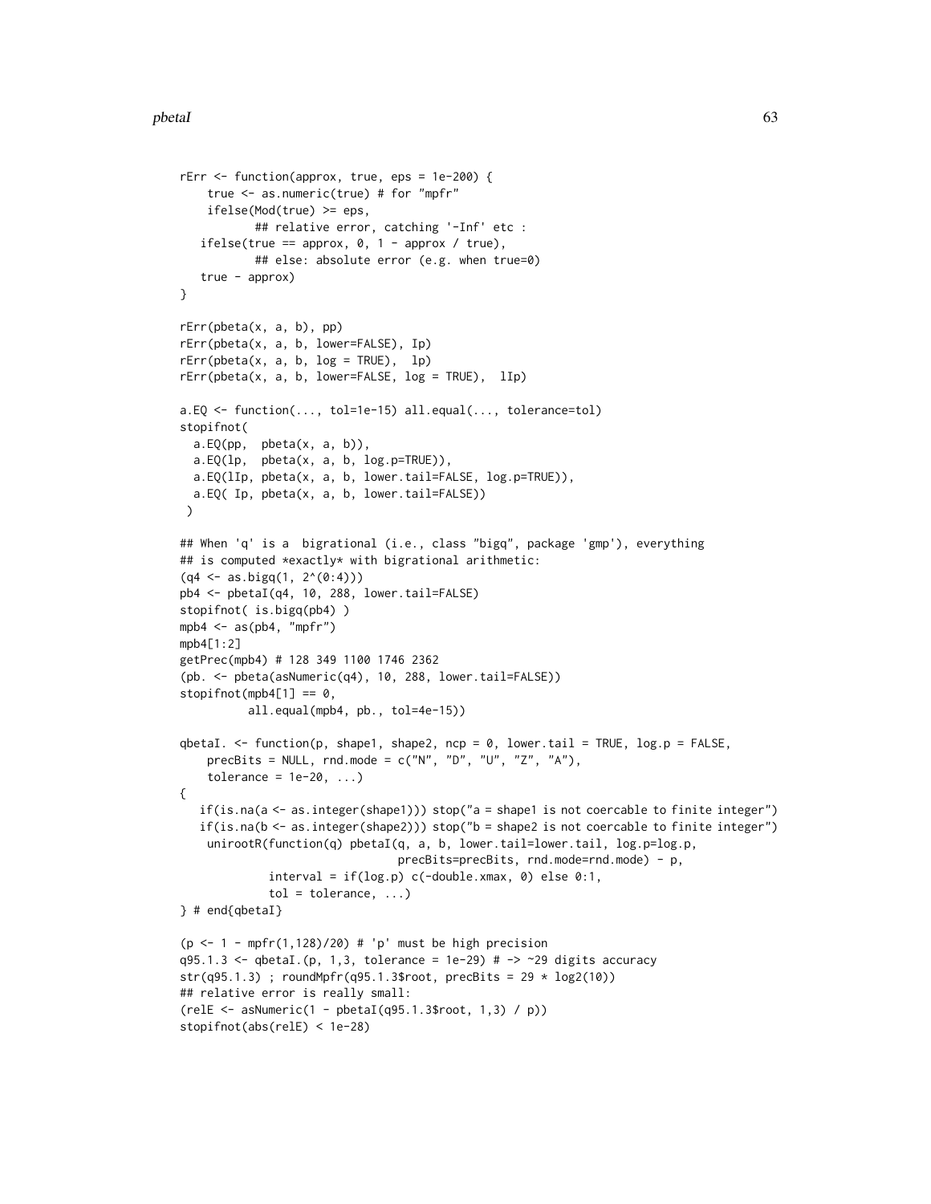```
rErr <- function(approx, true, eps = 1e-200) {
    true <- as.numeric(true) # for "mpfr"
    ifelse(Mod(true) >= eps,
           ## relative error, catching '-Inf' etc :
   ifelse(true == approx, 0, 1 - approx / true),
           ## else: absolute error (e.g. when true=0)
   true - approx)
}

rErr(pbeta(x, a, b), pp)
rErr(pbeta(x, a, b, lower=FALSE), Ip)
rErr(pbeta(x, a, b, log = TRUE),  lp)
rErr(pbeta(x, a, b, lower=FALSE, log = TRUE),  lIp)

a.EQ <- function(..., tol=1e-15) all.equal(..., tolerance=tol)
stopifnot(
  a.EQ(pp,  pbeta(x, a, b)),
  a.EQ(lp,  pbeta(x, a, b, log.p=TRUE)),
  a.EQ(lIp, pbeta(x, a, b, lower.tail=FALSE, log.p=TRUE)),
  a.EQ( Ip, pbeta(x, a, b, lower.tail=FALSE))
 )

## When 'q' is a  bigrational (i.e., class "bigq", package 'gmp'), everything
## is computed *exactly* with bigrational arithmetic:
(q4 <- as.bigq(1, 2^(0:4)))
pb4 <- pbetaI(q4, 10, 288, lower.tail=FALSE)
stopifnot( is.bigq(pb4) )
mpb4 <- as(pb4, "mpfr")
mpb4[1:2]
getPrec(mpb4) # 128 349 1100 1746 2362
(pb. <- pbeta(asNumeric(q4), 10, 288, lower.tail=FALSE))
stopifnot(mpb4[1] == 0,
          all.equal(mpb4, pb., tol=4e-15))

qbetaI. <- function(p, shape1, shape2, ncp = 0, lower.tail = TRUE, log.p = FALSE,
    precBits = NULL, rnd.mode = c("N", "D", "U", "Z", "A"),
    tolerance = 1e-20, ...)
{
   if(is.na(a <- as.integer(shape1))) stop("a = shape1 is not coercable to finite integer")
   if(is.na(b <- as.integer(shape2))) stop("b = shape2 is not coercable to finite integer")
    unirootR(function(q) pbetaI(q, a, b, lower.tail=lower.tail, log.p=log.p,
                                precBits=precBits, rnd.mode=rnd.mode) - p,
             interval = if(log.p) c(-double.xmax, 0) else 0:1,
             tol = tolerance, ...)
} # end{qbetaI}

(p <- 1 - mpfr(1,128)/20) # 'p' must be high precision
q95.1.3 <- qbetaI.(p, 1,3, tolerance = 1e-29) # -> ~29 digits accuracy
str(q95.1.3) ; roundMpfr(q95.1.3$root, precBits = 29 * log2(10))
## relative error is really small:
(relE <- asNumeric(1 - pbetaI(q95.1.3$root, 1,3) / p))
stopifnot(abs(relE) < 1e-28)
```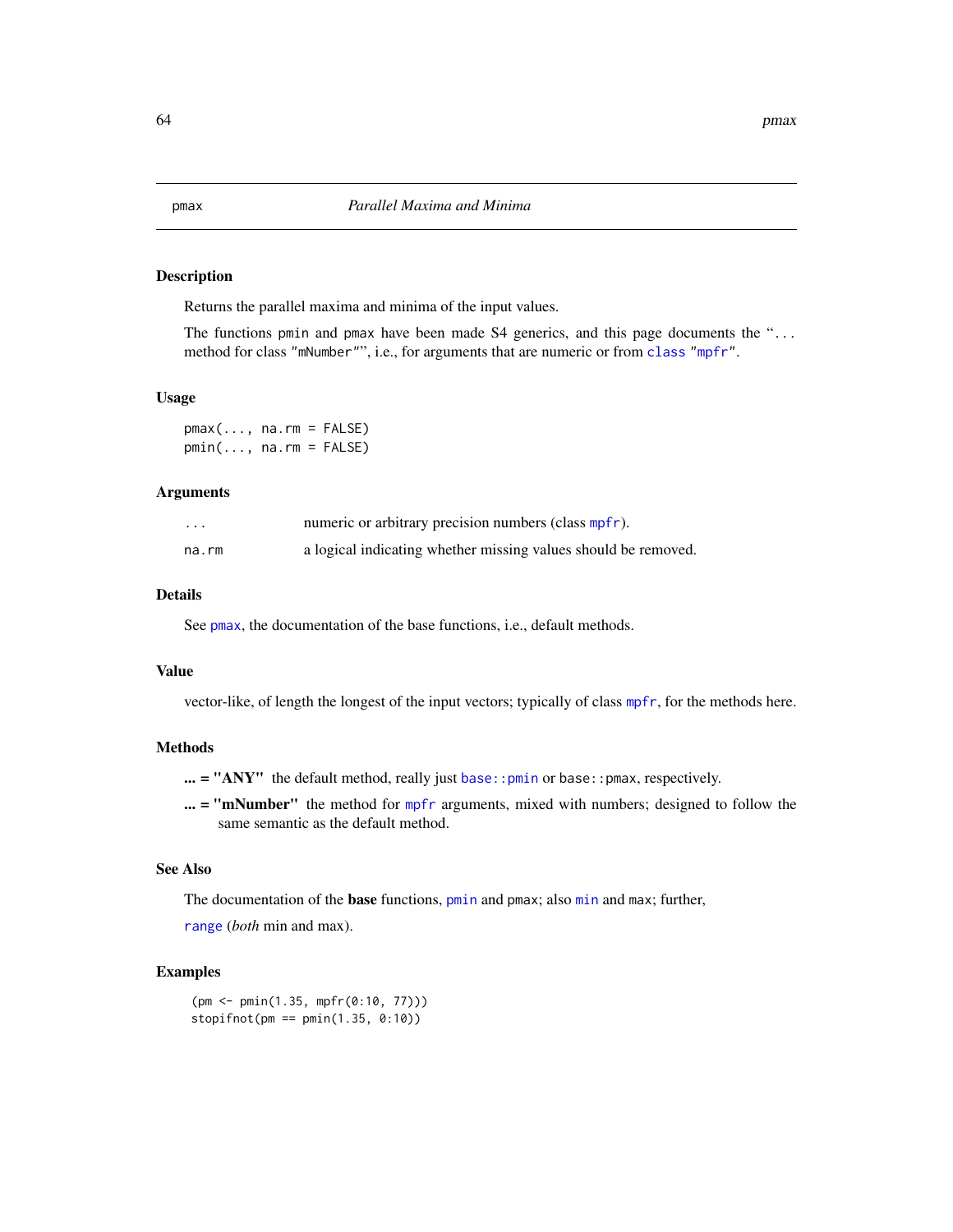pmax *Parallel Maxima and Minima*

## Description

Returns the parallel maxima and minima of the input values.

The functions `pmin` and `pmax` have been made S4 generics, and this page documents the "`...` method for class `"mNumber"`", i.e., for arguments that are numeric or from `class` `"mpfr"`.

## Usage

```
pmax(..., na.rm = FALSE)
pmin(..., na.rm = FALSE)
```

## Arguments

| | |
|---|---|
| `...` | numeric or arbitrary precision numbers (class `mpfr`). |
| `na.rm` | a logical indicating whether missing values should be removed. |

## Details

See `pmax`, the documentation of the base functions, i.e., default methods.

## Value

vector-like, of length the longest of the input vectors; typically of class `mpfr`, for the methods here.

## Methods

**... = "ANY"** the default method, really just `base::pmin` or `base::pmax`, respectively.

**... = "mNumber"** the method for `mpfr` arguments, mixed with numbers; designed to follow the same semantic as the default method.

## See Also

The documentation of the **base** functions, `pmin` and `pmax`; also `min` and `max`; further,

`range` (*both* min and max).

## Examples

```
(pm <- pmin(1.35, mpfr(0:10, 77)))
stopifnot(pm == pmin(1.35, 0:10))
```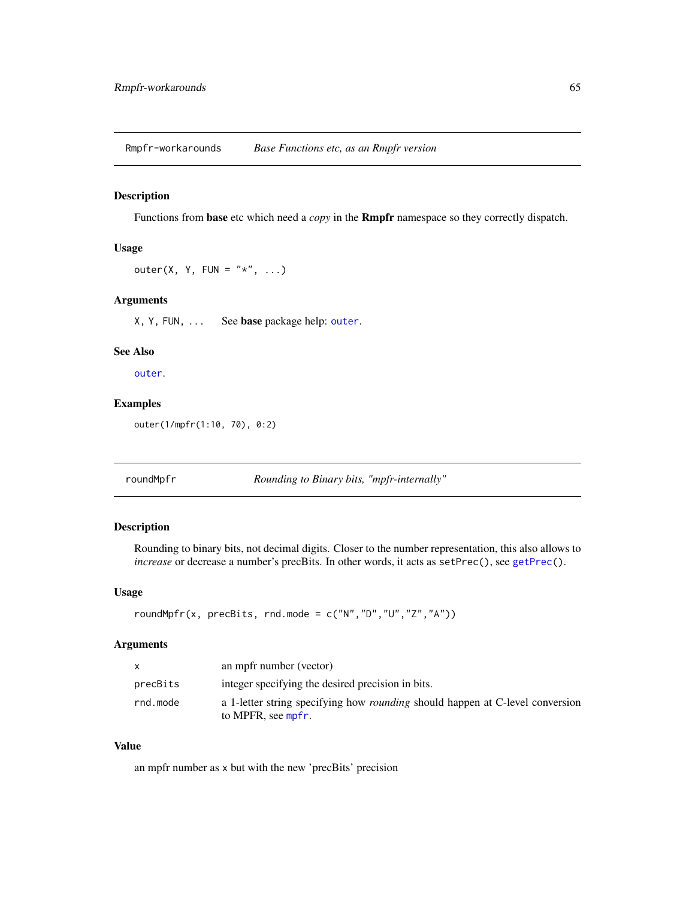## Rmpfr-workarounds — *Base Functions etc, as an Rmpfr version*

### Description

Functions from **base** etc which need a *copy* in the **Rmpfr** namespace so they correctly dispatch.

### Usage

```
outer(X, Y, FUN = "*", ...)
```

### Arguments

| | |
|---|---|
| `X, Y, FUN, ...` | See **base** package help: `outer`. |

### See Also

`outer`.

### Examples

```
outer(1/mpfr(1:10, 70), 0:2)
```

## roundMpfr — *Rounding to Binary bits, "mpfr-internally"*

### Description

Rounding to binary bits, not decimal digits. Closer to the number representation, this also allows to *increase* or decrease a number's precBits. In other words, it acts as `setPrec()`, see `getPrec()`.

### Usage

```
roundMpfr(x, precBits, rnd.mode = c("N","D","U","Z","A"))
```

### Arguments

| | |
|---|---|
| `x` | an mpfr number (vector) |
| `precBits` | integer specifying the desired precision in bits. |
| `rnd.mode` | a 1-letter string specifying how *rounding* should happen at C-level conversion to MPFR, see `mpfr`. |

### Value

an mpfr number as `x` but with the new 'precBits' precision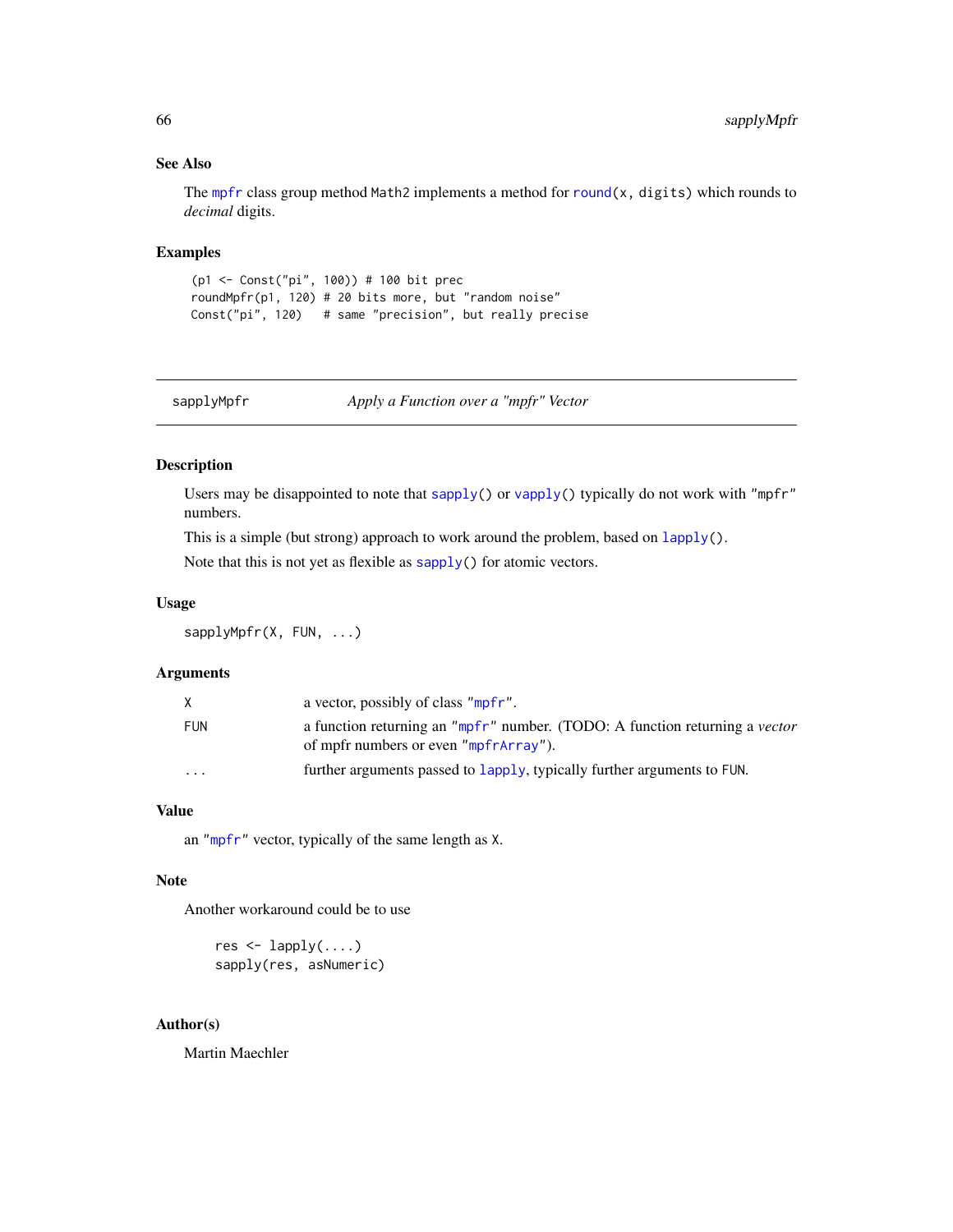## See Also

The `mpfr` class group method `Math2` implements a method for `round(x, digits)` which rounds to *decimal* digits.

## Examples

```
(p1 <- Const("pi", 100)) # 100 bit prec
roundMpfr(p1, 120) # 20 bits more, but "random noise"
Const("pi", 120)   # same "precision", but really precise
```

---

`sapplyMpfr` — *Apply a Function over a "mpfr" Vector*

---

## Description

Users may be disappointed to note that `sapply()` or `vapply()` typically do not work with `"mpfr"` numbers.

This is a simple (but strong) approach to work around the problem, based on `lapply()`.

Note that this is not yet as flexible as `sapply()` for atomic vectors.

## Usage

```
sapplyMpfr(X, FUN, ...)
```

## Arguments

| | |
|---|---|
| `X` | a vector, possibly of class `"mpfr"`. |
| `FUN` | a function returning an `"mpfr"` number. (TODO: A function returning a *vector* of mpfr numbers or even `"mpfrArray"`). |
| `...` | further arguments passed to `lapply`, typically further arguments to `FUN`. |

## Value

an `"mpfr"` vector, typically of the same length as `X`.

## Note

Another workaround could be to use

```
res <- lapply(....)
sapply(res, asNumeric)
```

## Author(s)

Martin Maechler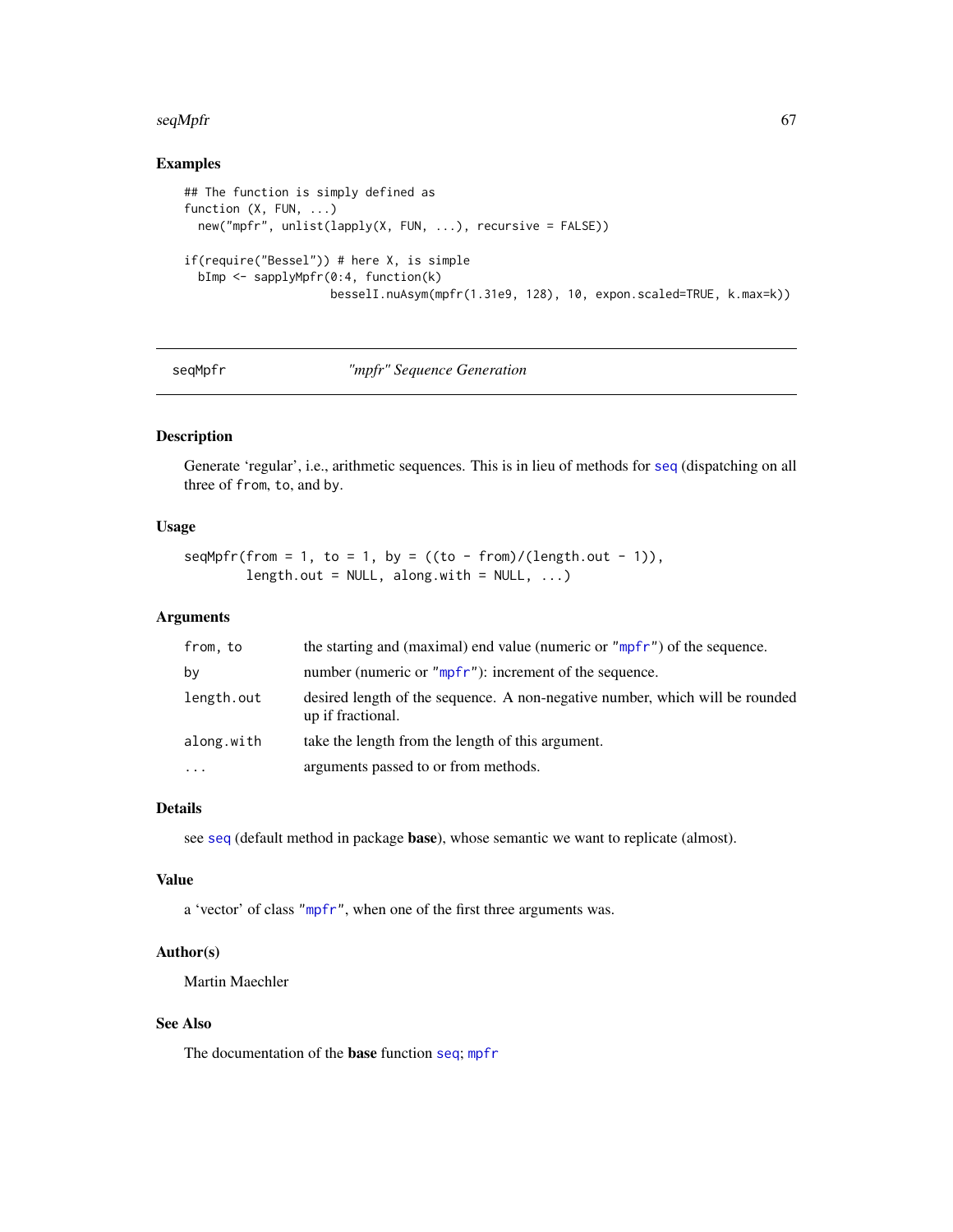### Examples

```
## The function is simply defined as
function (X, FUN, ...)
  new("mpfr", unlist(lapply(X, FUN, ...), recursive = FALSE))

if(require("Bessel")) # here X, is simple
  bImp <- sapplyMpfr(0:4, function(k)
                     besselI.nuAsym(mpfr(1.31e9, 128), 10, expon.scaled=TRUE, k.max=k))
```

---

## seqMpfr &nbsp;&nbsp;&nbsp;&nbsp; *"mpfr" Sequence Generation*

---

### Description

Generate 'regular', i.e., arithmetic sequences. This is in lieu of methods for `seq` (dispatching on all three of `from`, `to`, and `by`.

### Usage

```
seqMpfr(from = 1, to = 1, by = ((to - from)/(length.out - 1)),
        length.out = NULL, along.with = NULL, ...)
```

### Arguments

| | |
|---|---|
| `from, to` | the starting and (maximal) end value (numeric or `"mpfr"`) of the sequence. |
| `by` | number (numeric or `"mpfr"`): increment of the sequence. |
| `length.out` | desired length of the sequence. A non-negative number, which will be rounded up if fractional. |
| `along.with` | take the length from the length of this argument. |
| `...` | arguments passed to or from methods. |

### Details

see `seq` (default method in package **base**), whose semantic we want to replicate (almost).

### Value

a 'vector' of class `"mpfr"`, when one of the first three arguments was.

### Author(s)

Martin Maechler

### See Also

The documentation of the **base** function `seq`; `mpfr`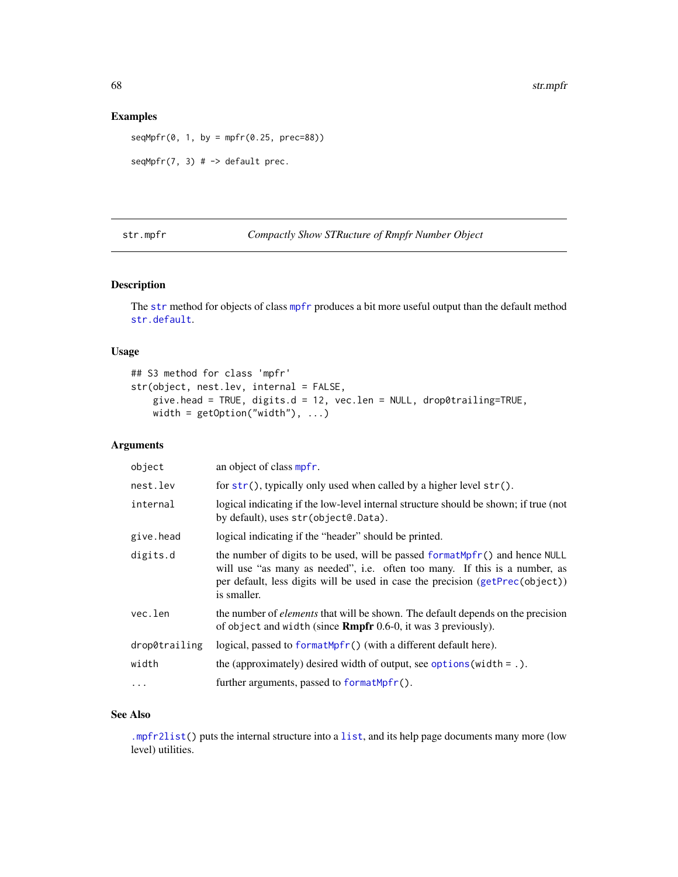## Examples

```
seqMpfr(0, 1, by = mpfr(0.25, prec=88))

seqMpfr(7, 3) # -> default prec.
```

---

str.mpfr *Compactly Show STRucture of Rmpfr Number Object*

---

### Description

The `str` method for objects of class `mpfr` produces a bit more useful output than the default method `str.default`.

### Usage

```
## S3 method for class 'mpfr'
str(object, nest.lev, internal = FALSE,
    give.head = TRUE, digits.d = 12, vec.len = NULL, drop0trailing=TRUE,
    width = getOption("width"), ...)
```

### Arguments

| | |
|---|---|
| `object` | an object of class `mpfr`. |
| `nest.lev` | for `str()`, typically only used when called by a higher level `str()`. |
| `internal` | logical indicating if the low-level internal structure should be shown; if true (not by default), uses `str(object@.Data)`. |
| `give.head` | logical indicating if the "header" should be printed. |
| `digits.d` | the number of digits to be used, will be passed `formatMpfr()` and hence `NULL` will use "as many as needed", i.e. often too many. If this is a number, as per default, less digits will be used in case the precision (`getPrec(object)`) is smaller. |
| `vec.len` | the number of *elements* that will be shown. The default depends on the precision of `object` and `width` (since **Rmpfr** 0.6-0, it was 3 previously). |
| `drop0trailing` | logical, passed to `formatMpfr()` (with a different default here). |
| `width` | the (approximately) desired width of output, see `options(width = .)`. |
| `...` | further arguments, passed to `formatMpfr()`. |

### See Also

`.mpfr2list()` puts the internal structure into a `list`, and its help page documents many more (low level) utilities.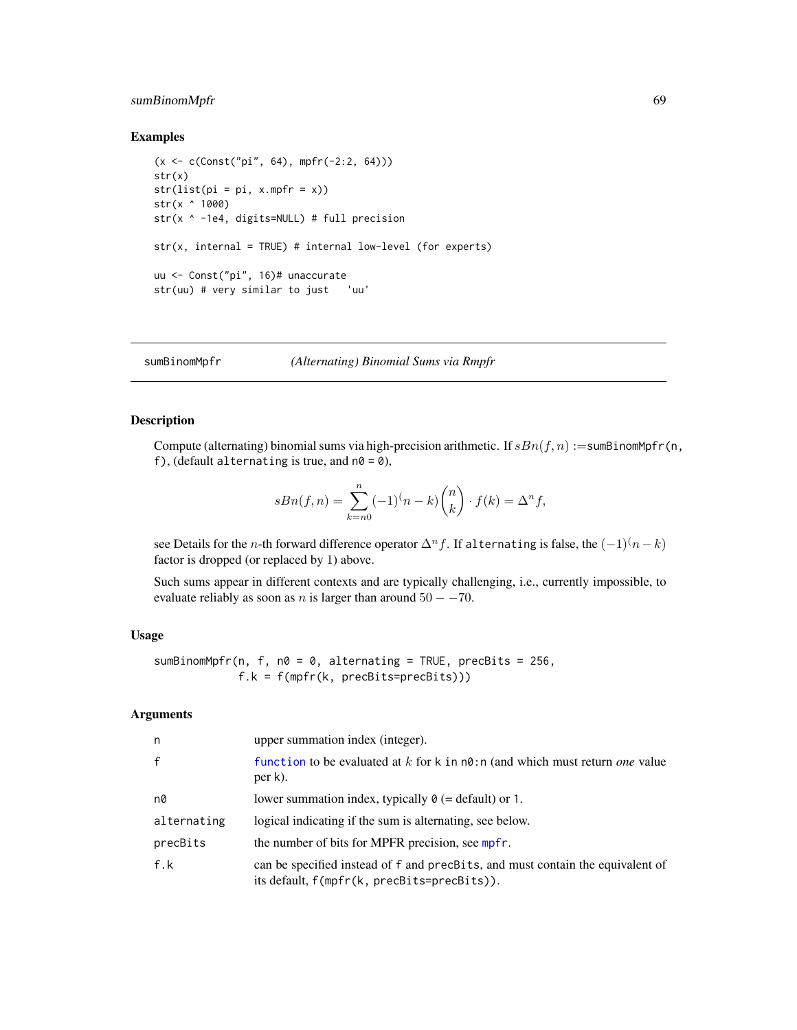## Examples

```
(x <- c(Const("pi", 64), mpfr(-2:2, 64)))
str(x)
str(list(pi = pi, x.mpfr = x))
str(x ^ 1000)
str(x ^ -1e4, digits=NULL) # full precision

str(x, internal = TRUE) # internal low-level (for experts)

uu <- Const("pi", 16)# unaccurate
str(uu) # very similar to just   'uu'
```

---

# sumBinomMpfr    *(Alternating) Binomial Sums via Rmpfr*

---

## Description

Compute (alternating) binomial sums via high-precision arithmetic. If $sBn(f,n) :=$`sumBinomMpfr(n, f)`, (default `alternating` is true, and `n0 = 0`),

$$sBn(f,n) = \sum_{k=n0}^{n} (-1)^(n-k) \binom{n}{k} \cdot f(k) = \Delta^n f,$$

see Details for the $n$-th forward difference operator $\Delta^n f$. If `alternating` is false, the $(-1)^(n-k)$ factor is dropped (or replaced by $1$) above.

Such sums appear in different contexts and are typically challenging, i.e., currently impossible, to evaluate reliably as soon as $n$ is larger than around $50 - -70$.

## Usage

```
sumBinomMpfr(n, f, n0 = 0, alternating = TRUE, precBits = 256,
             f.k = f(mpfr(k, precBits=precBits)))
```

## Arguments

| | |
|---|---|
| `n` | upper summation index (integer). |
| `f` | `function` to be evaluated at $k$ for `k` in `n0:n` (and which must return *one* value per `k`). |
| `n0` | lower summation index, typically `0` (= default) or `1`. |
| `alternating` | logical indicating if the sum is alternating, see below. |
| `precBits` | the number of bits for MPFR precision, see `mpfr`. |
| `f.k` | can be specified instead of `f` and `precBits`, and must contain the equivalent of its default, `f(mpfr(k, precBits=precBits))`. |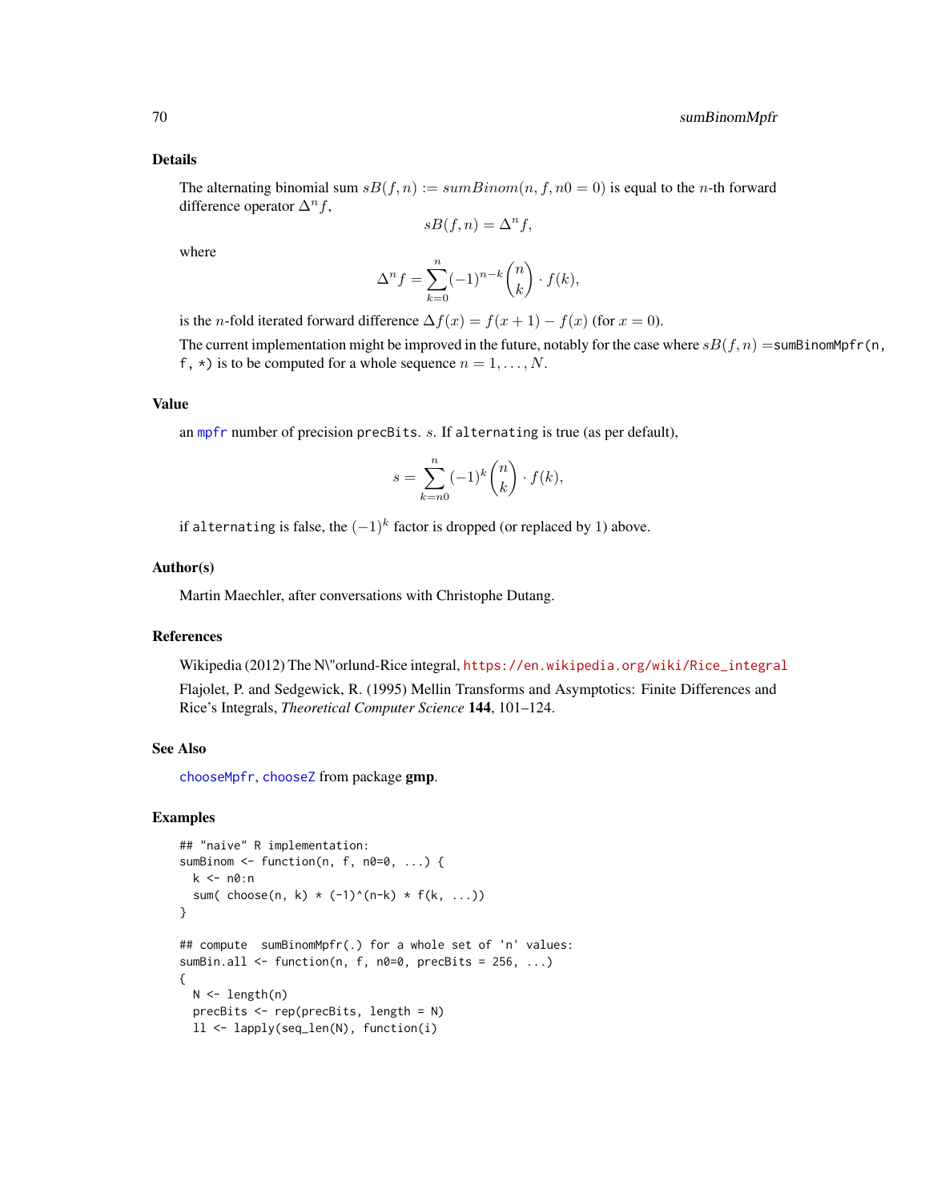### Details

The alternating binomial sum $sB(f, n) := sumBinom(n, f, n0 = 0)$ is equal to the $n$-th forward difference operator $\Delta^n f$,

$$sB(f, n) = \Delta^n f,$$

where

$$\Delta^n f = \sum_{k=0}^{n} (-1)^{n-k} \binom{n}{k} \cdot f(k),$$

is the $n$-fold iterated forward difference $\Delta f(x) = f(x+1) - f(x)$ (for $x = 0$).

The current implementation might be improved in the future, notably for the case where $sB(f, n) =$`sumBinomMpfr(n, f, *)` is to be computed for a whole sequence $n = 1, \ldots, N$.

### Value

an `mpfr` number of precision `precBits`. $s$. If `alternating` is true (as per default),

$$s = \sum_{k=n0}^{n} (-1)^k \binom{n}{k} \cdot f(k),$$

if `alternating` is false, the $(-1)^k$ factor is dropped (or replaced by 1) above.

### Author(s)

Martin Maechler, after conversations with Christophe Dutang.

### References

Wikipedia (2012) The N\"orlund-Rice integral, https://en.wikipedia.org/wiki/Rice_integral

Flajolet, P. and Sedgewick, R. (1995) Mellin Transforms and Asymptotics: Finite Differences and Rice's Integrals, *Theoretical Computer Science* **144**, 101–124.

### See Also

`chooseMpfr`, `chooseZ` from package **gmp**.

### Examples

```
## "naive" R implementation:
sumBinom <- function(n, f, n0=0, ...) {
  k <- n0:n
  sum( choose(n, k) * (-1)^(n-k) * f(k, ...))
}

## compute  sumBinomMpfr(.) for a whole set of 'n' values:
sumBin.all <- function(n, f, n0=0, precBits = 256, ...)
{
  N <- length(n)
  precBits <- rep(precBits, length = N)
  ll <- lapply(seq_len(N), function(i)
```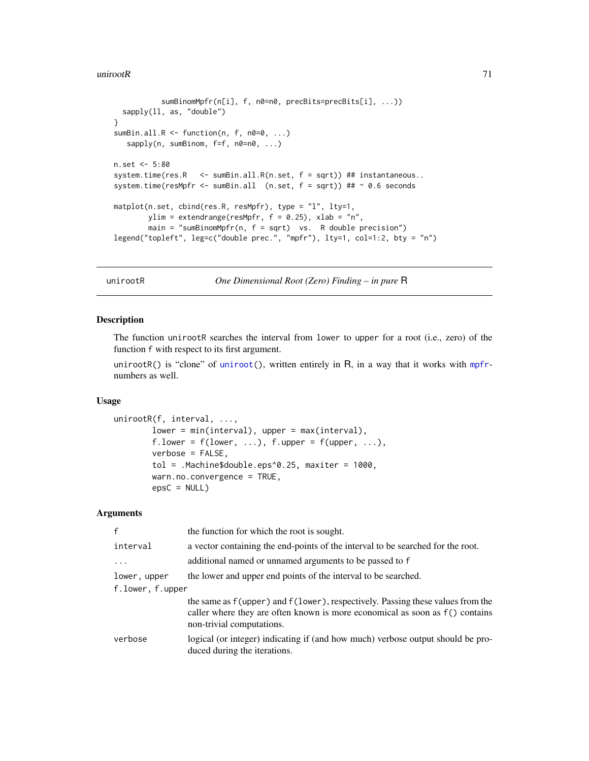```
            sumBinomMpfr(n[i], f, n0=n0, precBits=precBits[i], ...))
  sapply(ll, as, "double")
}
sumBin.all.R <- function(n, f, n0=0, ...)
   sapply(n, sumBinom, f=f, n0=n0, ...)

n.set <- 5:80
system.time(res.R   <- sumBin.all.R(n.set, f = sqrt)) ## instantaneous..
system.time(resMpfr <- sumBin.all  (n.set, f = sqrt)) ## ~ 0.6 seconds

matplot(n.set, cbind(res.R, resMpfr), type = "l", lty=1,
        ylim = extendrange(resMpfr, f = 0.25), xlab = "n",
        main = "sumBinomMpfr(n, f = sqrt)  vs.  R double precision")
legend("topleft", leg=c("double prec.", "mpfr"), lty=1, col=1:2, bty = "n")
```

---

## unirootR — *One Dimensional Root (Zero) Finding – in pure* R

### Description

The function `unirootR` searches the interval from `lower` to `upper` for a root (i.e., zero) of the function `f` with respect to its first argument.

`unirootR()` is "clone" of `uniroot()`, written entirely in R, in a way that it works with `mpfr`-numbers as well.

### Usage

```
unirootR(f, interval, ...,
         lower = min(interval), upper = max(interval),
         f.lower = f(lower, ...), f.upper = f(upper, ...),
         verbose = FALSE,
         tol = .Machine$double.eps^0.25, maxiter = 1000,
         warn.no.convergence = TRUE,
         epsC = NULL)
```

### Arguments

| | |
|---|---|
| `f` | the function for which the root is sought. |
| `interval` | a vector containing the end-points of the interval to be searched for the root. |
| `...` | additional named or unnamed arguments to be passed to `f` |
| `lower, upper` | the lower and upper end points of the interval to be searched. |
| `f.lower, f.upper` | the same as `f(upper)` and `f(lower)`, respectively. Passing these values from the caller where they are often known is more economical as soon as `f()` contains non-trivial computations. |
| `verbose` | logical (or integer) indicating if (and how much) verbose output should be produced during the iterations. |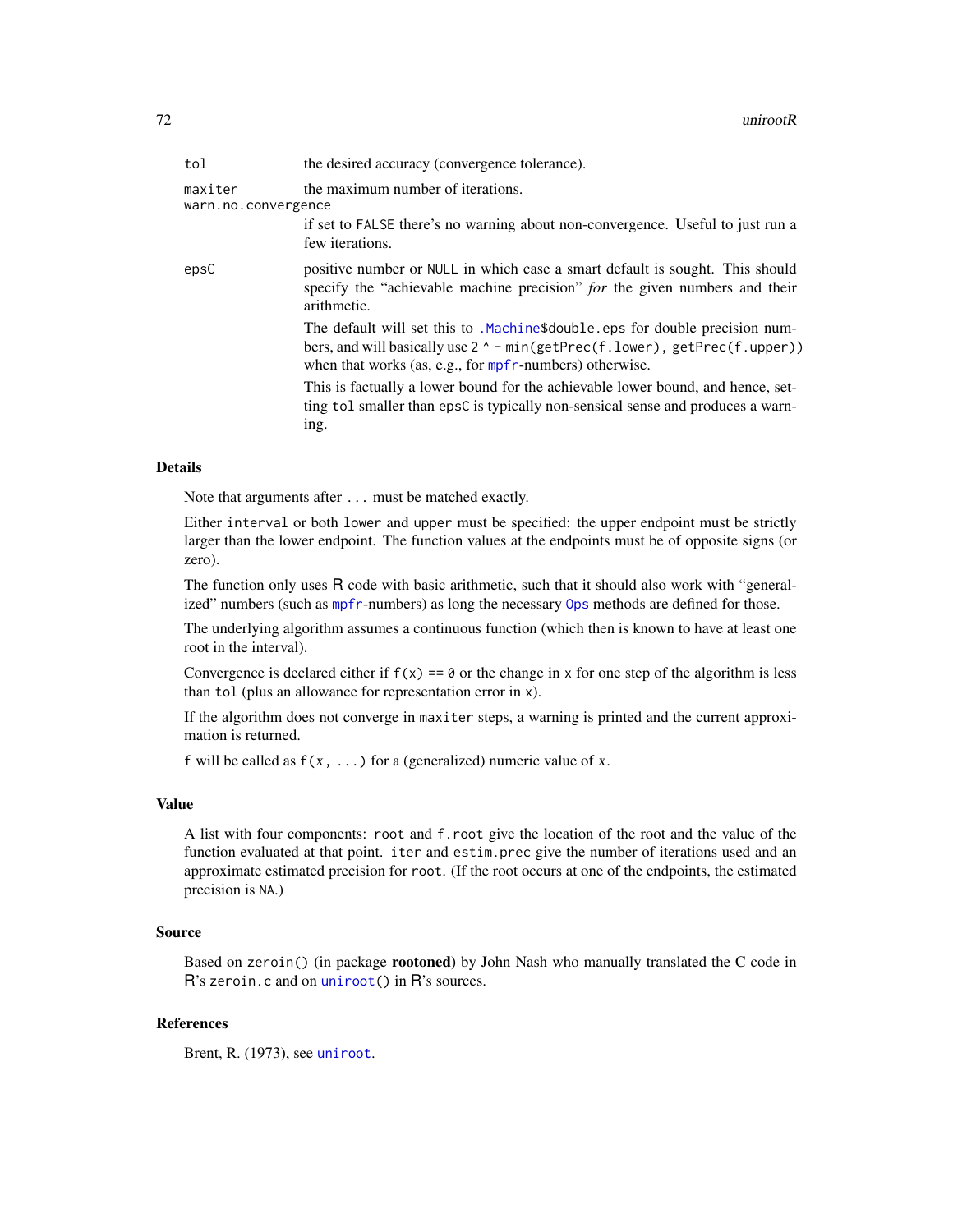| | |
|---|---|
| `tol` | the desired accuracy (convergence tolerance). |
| `maxiter` | the maximum number of iterations. |
| `warn.no.convergence` | if set to `FALSE` there's no warning about non-convergence. Useful to just run a few iterations. |
| `epsC` | positive number or `NULL` in which case a smart default is sought. This should specify the "achievable machine precision" *for* the given numbers and their arithmetic. The default will set this to `.Machine$double.eps` for double precision numbers, and will basically use `2 ^ - min(getPrec(f.lower), getPrec(f.upper))` when that works (as, e.g., for `mpfr`-numbers) otherwise. This is factually a lower bound for the achievable lower bound, and hence, setting `tol` smaller than `epsC` is typically non-sensical sense and produces a warning. |

## Details

Note that arguments after `...` must be matched exactly.

Either `interval` or both `lower` and `upper` must be specified: the upper endpoint must be strictly larger than the lower endpoint. The function values at the endpoints must be of opposite signs (or zero).

The function only uses R code with basic arithmetic, such that it should also work with "generalized" numbers (such as `mpfr`-numbers) as long the necessary `Ops` methods are defined for those.

The underlying algorithm assumes a continuous function (which then is known to have at least one root in the interval).

Convergence is declared either if `f(x) == 0` or the change in `x` for one step of the algorithm is less than `tol` (plus an allowance for representation error in `x`).

If the algorithm does not converge in `maxiter` steps, a warning is printed and the current approximation is returned.

`f` will be called as `f(x, ...)` for a (generalized) numeric value of *x*.

## Value

A list with four components: `root` and `f.root` give the location of the root and the value of the function evaluated at that point. `iter` and `estim.prec` give the number of iterations used and an approximate estimated precision for `root`. (If the root occurs at one of the endpoints, the estimated precision is `NA`.)

## Source

Based on `zeroin()` (in package **rootoned**) by John Nash who manually translated the C code in R's `zeroin.c` and on `uniroot()` in R's sources.

## References

Brent, R. (1973), see `uniroot`.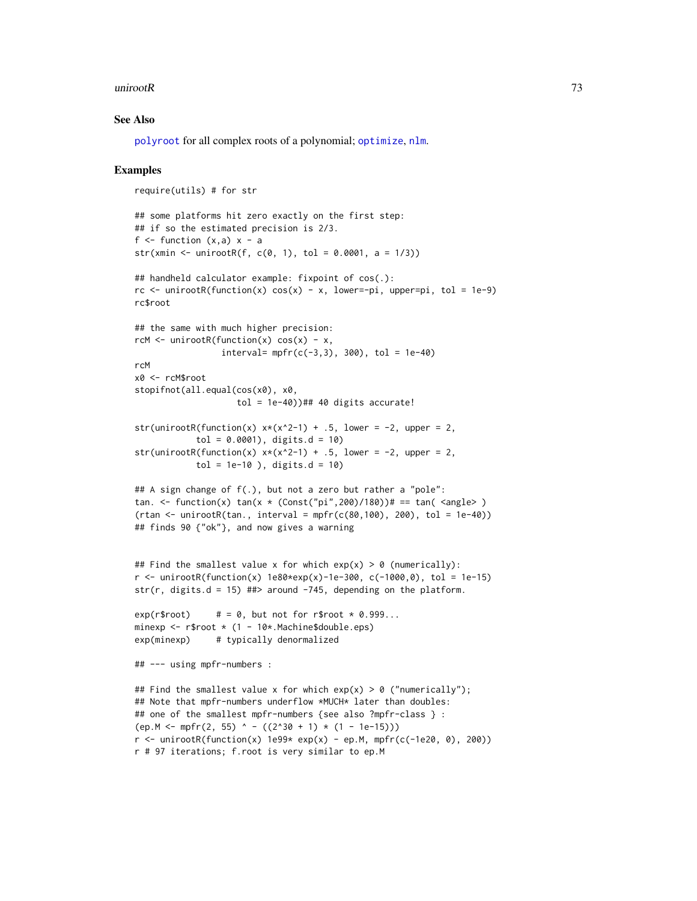## See Also

polyroot for all complex roots of a polynomial; optimize, nlm.

## Examples

```
require(utils) # for str

## some platforms hit zero exactly on the first step:
## if so the estimated precision is 2/3.
f <- function (x,a) x - a
str(xmin <- unirootR(f, c(0, 1), tol = 0.0001, a = 1/3))

## handheld calculator example: fixpoint of cos(.):
rc <- unirootR(function(x) cos(x) - x, lower=-pi, upper=pi, tol = 1e-9)
rc$root

## the same with much higher precision:
rcM <- unirootR(function(x) cos(x) - x,
                interval= mpfr(c(-3,3), 300), tol = 1e-40)
rcM
x0 <- rcM$root
stopifnot(all.equal(cos(x0), x0,
                    tol = 1e-40))## 40 digits accurate!

str(unirootR(function(x) x*(x^2-1) + .5, lower = -2, upper = 2,
           tol = 0.0001), digits.d = 10)
str(unirootR(function(x) x*(x^2-1) + .5, lower = -2, upper = 2,
           tol = 1e-10 ), digits.d = 10)

## A sign change of f(.), but not a zero but rather a "pole":
tan. <- function(x) tan(x * (Const("pi",200)/180))# == tan( <angle> )
(rtan <- unirootR(tan., interval = mpfr(c(80,100), 200), tol = 1e-40))
## finds 90 {"ok"}, and now gives a warning


## Find the smallest value x for which exp(x) > 0 (numerically):
r <- unirootR(function(x) 1e80*exp(x)-1e-300, c(-1000,0), tol = 1e-15)
str(r, digits.d = 15) ##> around -745, depending on the platform.

exp(r$root)     # = 0, but not for r$root * 0.999...
minexp <- r$root * (1 - 10*.Machine$double.eps)
exp(minexp)     # typically denormalized

## --- using mpfr-numbers :

## Find the smallest value x for which exp(x) > 0 ("numerically");
## Note that mpfr-numbers underflow *MUCH* later than doubles:
## one of the smallest mpfr-numbers {see also ?mpfr-class } :
(ep.M <- mpfr(2, 55) ^ - ((2^30 + 1) * (1 - 1e-15)))
r <- unirootR(function(x) 1e99* exp(x) - ep.M, mpfr(c(-1e20, 0), 200))
r # 97 iterations; f.root is very similar to ep.M
```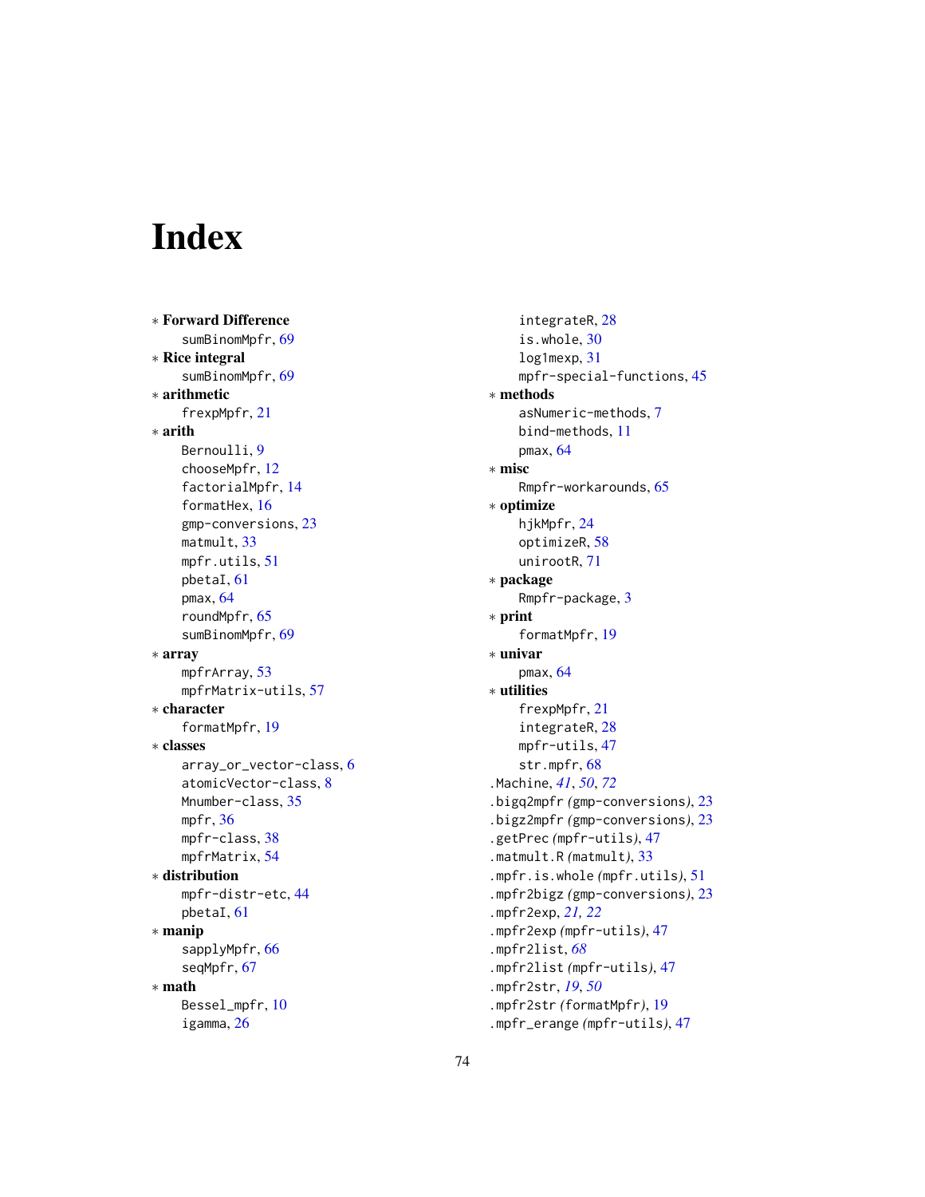# Index

∗ **Forward Difference**
    sumBinomMpfr, 69
∗ **Rice integral**
    sumBinomMpfr, 69
∗ **arithmetic**
    frexpMpfr, 21
∗ **arith**
    Bernoulli, 9
    chooseMpfr, 12
    factorialMpfr, 14
    formatHex, 16
    gmp-conversions, 23
    matmult, 33
    mpfr.utils, 51
    pbetaI, 61
    pmax, 64
    roundMpfr, 65
    sumBinomMpfr, 69
∗ **array**
    mpfrArray, 53
    mpfrMatrix-utils, 57
∗ **character**
    formatMpfr, 19
∗ **classes**
    array_or_vector-class, 6
    atomicVector-class, 8
    Mnumber-class, 35
    mpfr, 36
    mpfr-class, 38
    mpfrMatrix, 54
∗ **distribution**
    mpfr-distr-etc, 44
    pbetaI, 61
∗ **manip**
    sapplyMpfr, 66
    seqMpfr, 67
∗ **math**
    Bessel_mpfr, 10
    igamma, 26
    integrateR, 28
    is.whole, 30
    log1mexp, 31
    mpfr-special-functions, 45
∗ **methods**
    asNumeric-methods, 7
    bind-methods, 11
    pmax, 64
∗ **misc**
    Rmpfr-workarounds, 65
∗ **optimize**
    hjkMpfr, 24
    optimizeR, 58
    unirootR, 71
∗ **package**
    Rmpfr-package, 3
∗ **print**
    formatMpfr, 19
∗ **univar**
    pmax, 64
∗ **utilities**
    frexpMpfr, 21
    integrateR, 28
    mpfr-utils, 47
    str.mpfr, 68

.Machine, *41*, *50*, *72*
.bigq2mpfr *(*gmp-conversions*)*, 23
.bigz2mpfr *(*gmp-conversions*)*, 23
.getPrec *(*mpfr-utils*)*, 47
.matmult.R *(*matmult*)*, 33
.mpfr.is.whole *(*mpfr.utils*)*, 51
.mpfr2bigz *(*gmp-conversions*)*, 23
.mpfr2exp, *21*, *22*
.mpfr2exp *(*mpfr-utils*)*, 47
.mpfr2list, *68*
.mpfr2list *(*mpfr-utils*)*, 47
.mpfr2str, *19*, *50*
.mpfr2str *(*formatMpfr*)*, 19
.mpfr_erange *(*mpfr-utils*)*, 47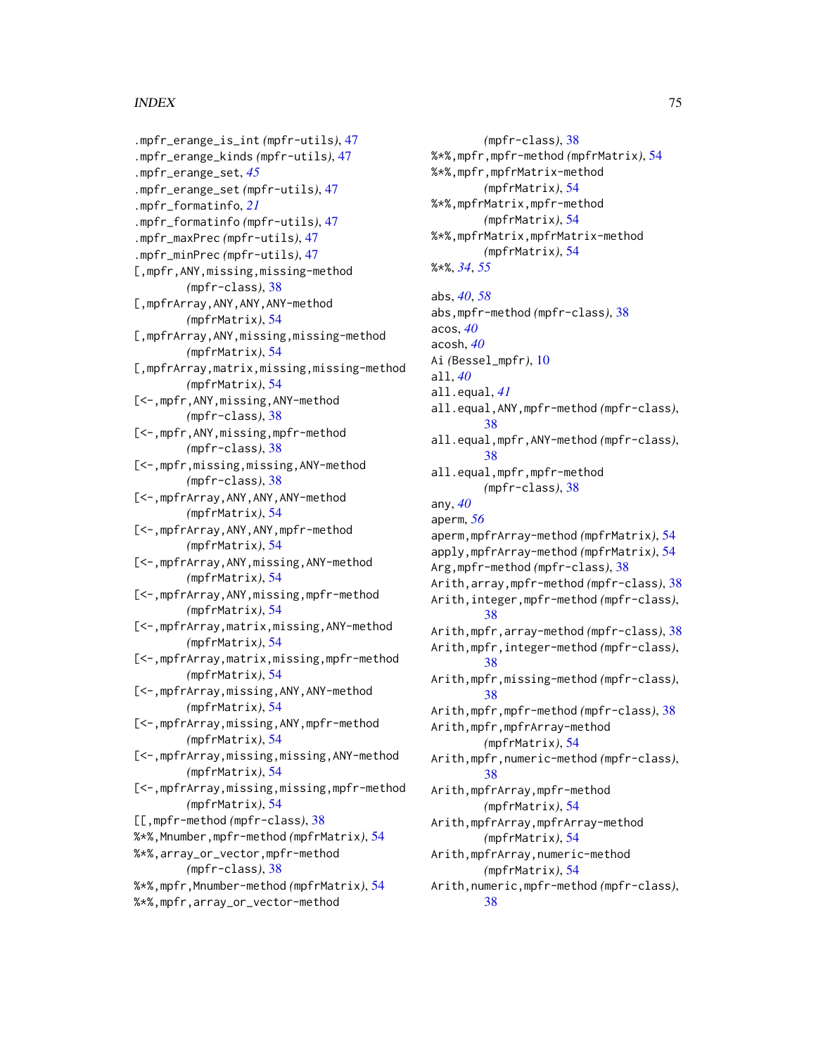.mpfr_erange_is_int *(mpfr-utils)*, 47
.mpfr_erange_kinds *(mpfr-utils)*, 47
.mpfr_erange_set, *45*
.mpfr_erange_set *(mpfr-utils)*, 47
.mpfr_formatinfo, *21*
.mpfr_formatinfo *(mpfr-utils)*, 47
.mpfr_maxPrec *(mpfr-utils)*, 47
.mpfr_minPrec *(mpfr-utils)*, 47
[,mpfr,ANY,missing,missing-method *(mpfr-class)*, 38
[,mpfrArray,ANY,ANY,ANY-method *(mpfrMatrix)*, 54
[,mpfrArray,ANY,missing,missing-method *(mpfrMatrix)*, 54
[,mpfrArray,matrix,missing,missing-method *(mpfrMatrix)*, 54
[<-,mpfr,ANY,missing,ANY-method *(mpfr-class)*, 38
[<-,mpfr,ANY,missing,mpfr-method *(mpfr-class)*, 38
[<-,mpfr,missing,missing,ANY-method *(mpfr-class)*, 38
[<-,mpfrArray,ANY,ANY,ANY-method *(mpfrMatrix)*, 54
[<-,mpfrArray,ANY,ANY,mpfr-method *(mpfrMatrix)*, 54
[<-,mpfrArray,ANY,missing,ANY-method *(mpfrMatrix)*, 54
[<-,mpfrArray,ANY,missing,mpfr-method *(mpfrMatrix)*, 54
[<-,mpfrArray,matrix,missing,ANY-method *(mpfrMatrix)*, 54
[<-,mpfrArray,matrix,missing,mpfr-method *(mpfrMatrix)*, 54
[<-,mpfrArray,missing,ANY,ANY-method *(mpfrMatrix)*, 54
[<-,mpfrArray,missing,ANY,mpfr-method *(mpfrMatrix)*, 54
[<-,mpfrArray,missing,missing,ANY-method *(mpfrMatrix)*, 54
[<-,mpfrArray,missing,missing,mpfr-method *(mpfrMatrix)*, 54
[[,mpfr-method *(mpfr-class)*, 38
%*%,Mnumber,mpfr-method *(mpfrMatrix)*, 54
%*%,array_or_vector,mpfr-method *(mpfr-class)*, 38
%*%,mpfr,Mnumber-method *(mpfrMatrix)*, 54
%*%,mpfr,array_or_vector-method *(mpfr-class)*, 38
%*%,mpfr,mpfr-method *(mpfrMatrix)*, 54
%*%,mpfr,mpfrMatrix-method *(mpfrMatrix)*, 54
%*%,mpfrMatrix,mpfr-method *(mpfrMatrix)*, 54
%*%,mpfrMatrix,mpfrMatrix-method *(mpfrMatrix)*, 54
%*%, *34*, *55*

abs, *40*, *58*
abs,mpfr-method *(mpfr-class)*, 38
acos, *40*
acosh, *40*
Ai *(Bessel_mpfr)*, 10
all, *40*
all.equal, *41*
all.equal,ANY,mpfr-method *(mpfr-class)*, 38
all.equal,mpfr,ANY-method *(mpfr-class)*, 38
all.equal,mpfr,mpfr-method *(mpfr-class)*, 38
any, *40*
aperm, *56*
aperm,mpfrArray-method *(mpfrMatrix)*, 54
apply,mpfrArray-method *(mpfrMatrix)*, 54
Arg,mpfr-method *(mpfr-class)*, 38
Arith,array,mpfr-method *(mpfr-class)*, 38
Arith,integer,mpfr-method *(mpfr-class)*, 38
Arith,mpfr,array-method *(mpfr-class)*, 38
Arith,mpfr,integer-method *(mpfr-class)*, 38
Arith,mpfr,missing-method *(mpfr-class)*, 38
Arith,mpfr,mpfr-method *(mpfr-class)*, 38
Arith,mpfr,mpfrArray-method *(mpfrMatrix)*, 54
Arith,mpfr,numeric-method *(mpfr-class)*, 38
Arith,mpfrArray,mpfr-method *(mpfrMatrix)*, 54
Arith,mpfrArray,mpfrArray-method *(mpfrMatrix)*, 54
Arith,mpfrArray,numeric-method *(mpfrMatrix)*, 54
Arith,numeric,mpfr-method *(mpfr-class)*, 38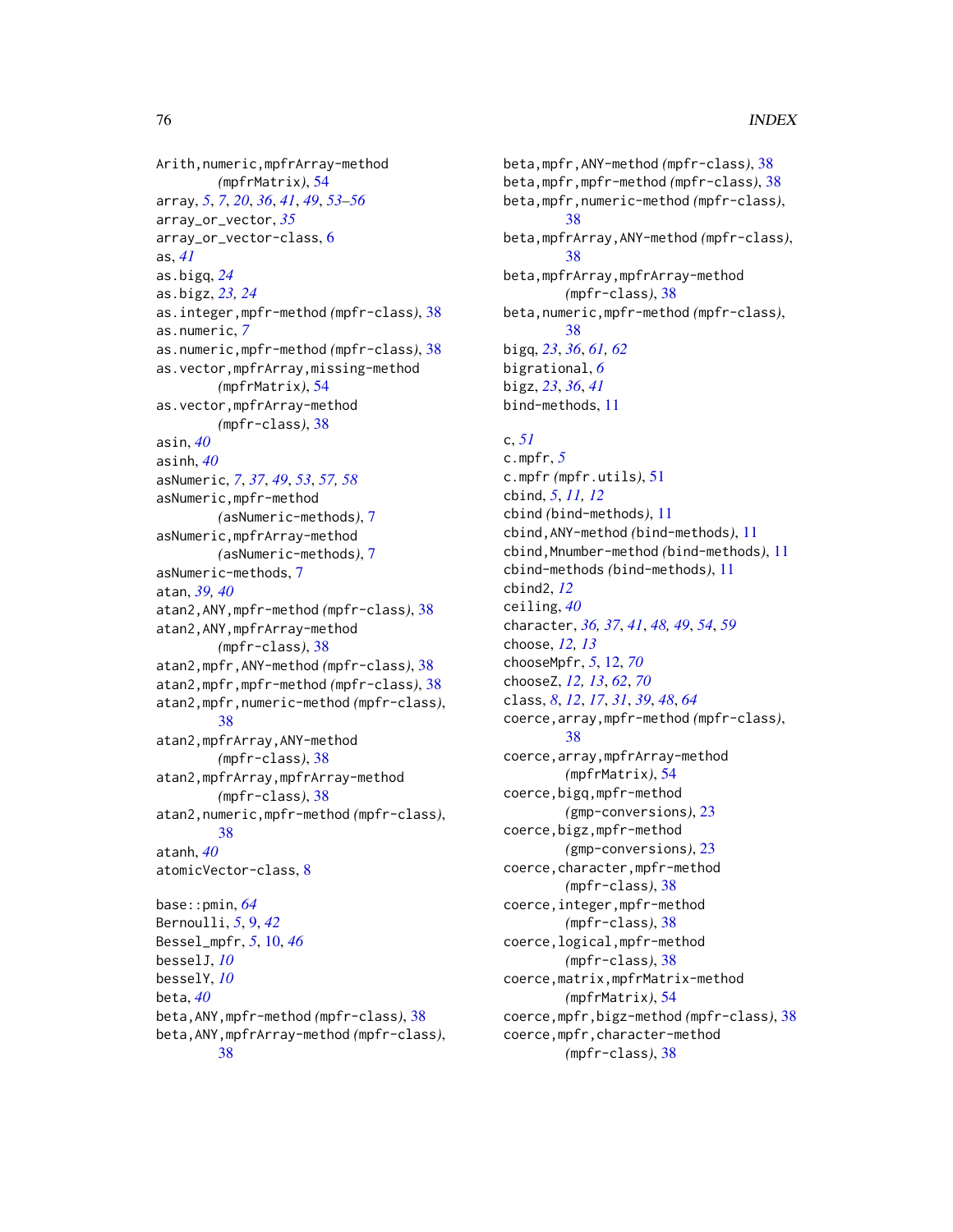Arith,numeric,mpfrArray-method *(*mpfrMatrix*)*, 54
array, *5*, *7*, *20*, *36*, *41*, *49*, *53–56*
array_or_vector, *35*
array_or_vector-class, 6
as, *41*
as.bigq, *24*
as.bigz, *23, 24*
as.integer,mpfr-method *(*mpfr-class*)*, 38
as.numeric, *7*
as.numeric,mpfr-method *(*mpfr-class*)*, 38
as.vector,mpfrArray,missing-method *(*mpfrMatrix*)*, 54
as.vector,mpfrArray-method *(*mpfr-class*)*, 38
asin, *40*
asinh, *40*
asNumeric, *7*, *37*, *49*, *53*, *57, 58*
asNumeric,mpfr-method *(*asNumeric-methods*)*, 7
asNumeric,mpfrArray-method *(*asNumeric-methods*)*, 7
asNumeric-methods, 7
atan, *39, 40*
atan2,ANY,mpfr-method *(*mpfr-class*)*, 38
atan2,ANY,mpfrArray-method *(*mpfr-class*)*, 38
atan2,mpfr,ANY-method *(*mpfr-class*)*, 38
atan2,mpfr,mpfr-method *(*mpfr-class*)*, 38
atan2,mpfr,numeric-method *(*mpfr-class*)*, 38
atan2,mpfrArray,ANY-method *(*mpfr-class*)*, 38
atan2,mpfrArray,mpfrArray-method *(*mpfr-class*)*, 38
atan2,numeric,mpfr-method *(*mpfr-class*)*, 38
atanh, *40*
atomicVector-class, 8

base::pmin, *64*
Bernoulli, *5*, 9, *42*
Bessel_mpfr, *5*, 10, *46*
besselJ, *10*
besselY, *10*
beta, *40*
beta,ANY,mpfr-method *(*mpfr-class*)*, 38
beta,ANY,mpfrArray-method *(*mpfr-class*)*, 38
beta,mpfr,ANY-method *(*mpfr-class*)*, 38
beta,mpfr,mpfr-method *(*mpfr-class*)*, 38
beta,mpfr,numeric-method *(*mpfr-class*)*, 38
beta,mpfrArray,ANY-method *(*mpfr-class*)*, 38
beta,mpfrArray,mpfrArray-method *(*mpfr-class*)*, 38
beta,numeric,mpfr-method *(*mpfr-class*)*, 38
bigq, *23*, *36*, *61, 62*
bigrational, *6*
bigz, *23*, *36*, *41*
bind-methods, 11

c, *51*
c.mpfr, *5*
c.mpfr *(*mpfr.utils*)*, 51
cbind, *5*, *11, 12*
cbind *(*bind-methods*)*, 11
cbind,ANY-method *(*bind-methods*)*, 11
cbind,Mnumber-method *(*bind-methods*)*, 11
cbind-methods *(*bind-methods*)*, 11
cbind2, *12*
ceiling, *40*
character, *36, 37*, *41*, *48, 49*, *54*, *59*
choose, *12, 13*
chooseMpfr, *5*, 12, *70*
chooseZ, *12, 13*, *62*, *70*
class, *8*, *12*, *17*, *31*, *39*, *48*, *64*
coerce,array,mpfr-method *(*mpfr-class*)*, 38
coerce,array,mpfrArray-method *(*mpfrMatrix*)*, 54
coerce,bigq,mpfr-method *(*gmp-conversions*)*, 23
coerce,bigz,mpfr-method *(*gmp-conversions*)*, 23
coerce,character,mpfr-method *(*mpfr-class*)*, 38
coerce,integer,mpfr-method *(*mpfr-class*)*, 38
coerce,logical,mpfr-method *(*mpfr-class*)*, 38
coerce,matrix,mpfrMatrix-method *(*mpfrMatrix*)*, 54
coerce,mpfr,bigz-method *(*mpfr-class*)*, 38
coerce,mpfr,character-method *(*mpfr-class*)*, 38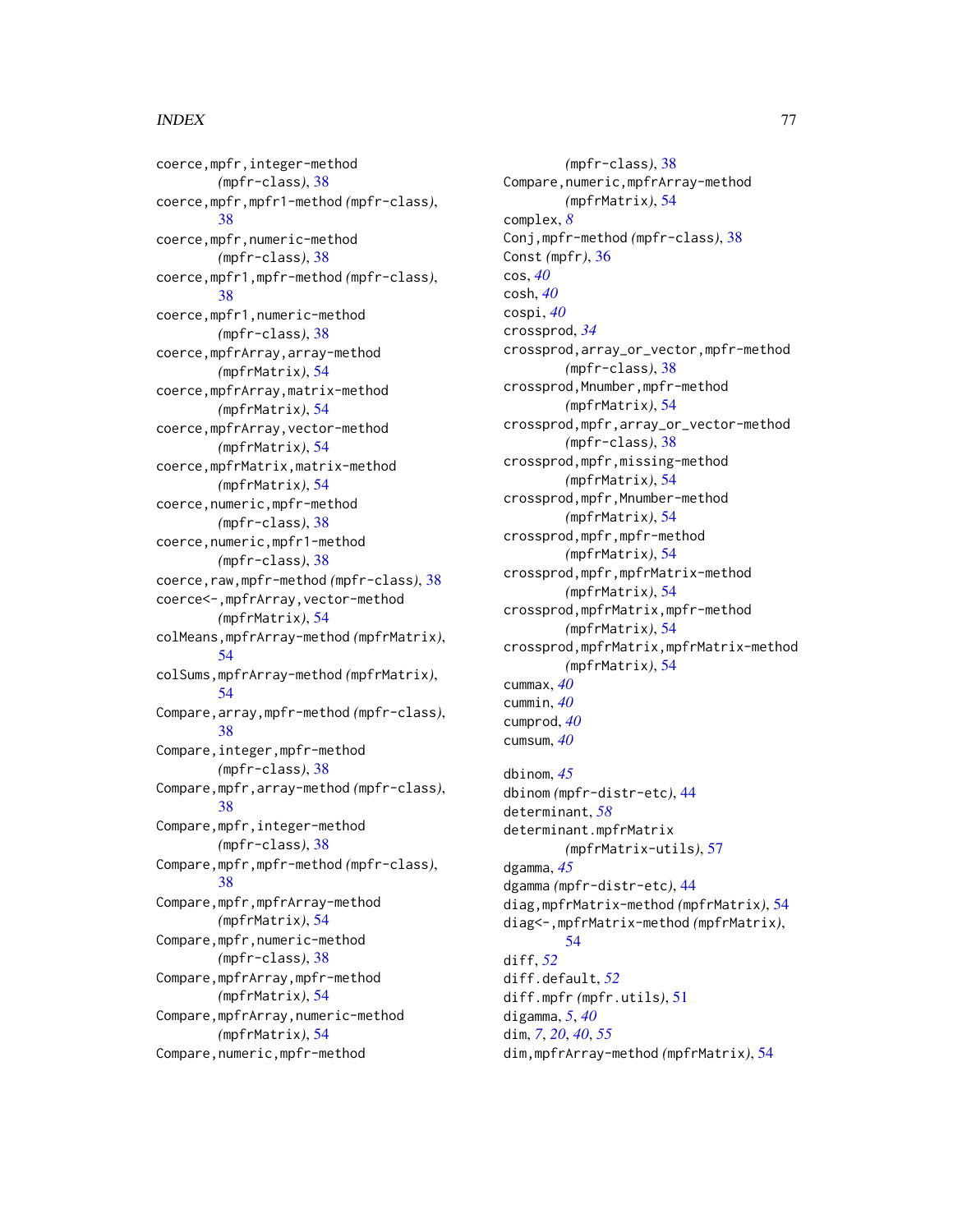coerce,mpfr,integer-method (mpfr-class), 38
coerce,mpfr,mpfr1-method (mpfr-class), 38
coerce,mpfr,numeric-method (mpfr-class), 38
coerce,mpfr1,mpfr-method (mpfr-class), 38
coerce,mpfr1,numeric-method (mpfr-class), 38
coerce,mpfrArray,array-method (mpfrMatrix), 54
coerce,mpfrArray,matrix-method (mpfrMatrix), 54
coerce,mpfrArray,vector-method (mpfrMatrix), 54
coerce,mpfrMatrix,matrix-method (mpfrMatrix), 54
coerce,numeric,mpfr-method (mpfr-class), 38
coerce,numeric,mpfr1-method (mpfr-class), 38
coerce,raw,mpfr-method (mpfr-class), 38
coerce<-,mpfrArray,vector-method (mpfrMatrix), 54
colMeans,mpfrArray-method (mpfrMatrix), 54
colSums,mpfrArray-method (mpfrMatrix), 54
Compare,array,mpfr-method (mpfr-class), 38
Compare,integer,mpfr-method (mpfr-class), 38
Compare,mpfr,array-method (mpfr-class), 38
Compare,mpfr,integer-method (mpfr-class), 38
Compare,mpfr,mpfr-method (mpfr-class), 38
Compare,mpfr,mpfrArray-method (mpfrMatrix), 54
Compare,mpfr,numeric-method (mpfr-class), 38
Compare,mpfrArray,mpfr-method (mpfrMatrix), 54
Compare,mpfrArray,numeric-method (mpfrMatrix), 54
Compare,numeric,mpfr-method (mpfr-class), 38
Compare,numeric,mpfrArray-method (mpfrMatrix), 54
complex, *8*
Conj,mpfr-method (mpfr-class), 38
Const (mpfr), 36
cos, *40*
cosh, *40*
cospi, *40*
crossprod, *34*
crossprod,array_or_vector,mpfr-method (mpfr-class), 38
crossprod,Mnumber,mpfr-method (mpfrMatrix), 54
crossprod,mpfr,array_or_vector-method (mpfr-class), 38
crossprod,mpfr,missing-method (mpfrMatrix), 54
crossprod,mpfr,Mnumber-method (mpfrMatrix), 54
crossprod,mpfr,mpfr-method (mpfrMatrix), 54
crossprod,mpfr,mpfrMatrix-method (mpfrMatrix), 54
crossprod,mpfrMatrix,mpfr-method (mpfrMatrix), 54
crossprod,mpfrMatrix,mpfrMatrix-method (mpfrMatrix), 54
cummax, *40*
cummin, *40*
cumprod, *40*
cumsum, *40*

dbinom, *45*
dbinom (mpfr-distr-etc), 44
determinant, *58*
determinant.mpfrMatrix (mpfrMatrix-utils), 57
dgamma, *45*
dgamma (mpfr-distr-etc), 44
diag,mpfrMatrix-method (mpfrMatrix), 54
diag<-,mpfrMatrix-method (mpfrMatrix), 54
diff, *52*
diff.default, *52*
diff.mpfr (mpfr.utils), 51
digamma, *5*, *40*
dim, *7*, *20*, *40*, *55*
dim,mpfrArray-method (mpfrMatrix), 54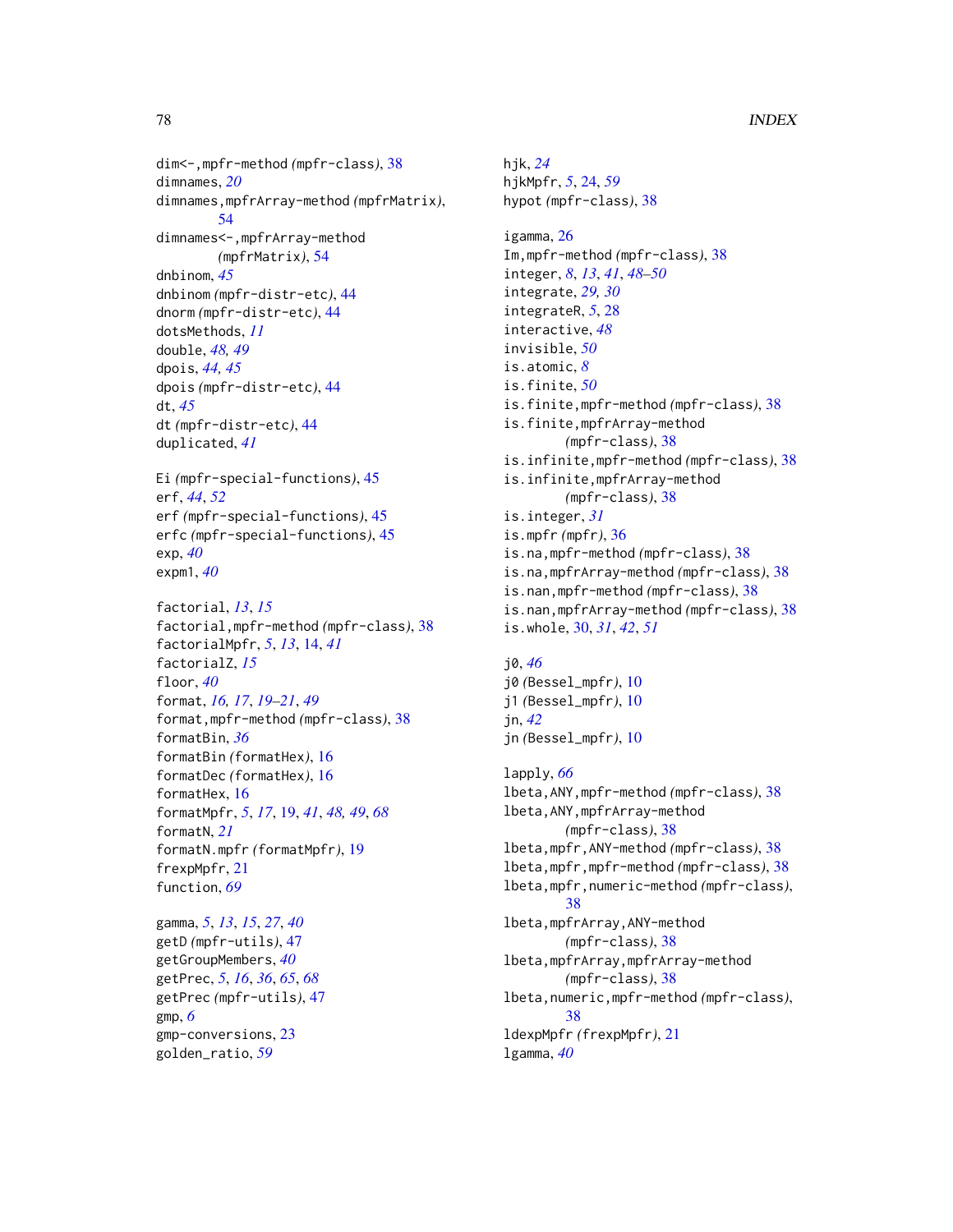dim<-,mpfr-method *(mpfr-class)*, 38
dimnames, *20*
dimnames,mpfrArray-method *(mpfrMatrix)*, 54
dimnames<-,mpfrArray-method *(mpfrMatrix)*, 54
dnbinom, *45*
dnbinom *(mpfr-distr-etc)*, 44
dnorm *(mpfr-distr-etc)*, 44
dotsMethods, *11*
double, *48, 49*
dpois, *44, 45*
dpois *(mpfr-distr-etc)*, 44
dt, *45*
dt *(mpfr-distr-etc)*, 44
duplicated, *41*

Ei *(mpfr-special-functions)*, 45
erf, *44*, *52*
erf *(mpfr-special-functions)*, 45
erfc *(mpfr-special-functions)*, 45
exp, *40*
expm1, *40*

factorial, *13*, *15*
factorial,mpfr-method *(mpfr-class)*, 38
factorialMpfr, *5*, *13*, 14, *41*
factorialZ, *15*
floor, *40*
format, *16, 17*, *19–21*, *49*
format,mpfr-method *(mpfr-class)*, 38
formatBin, *36*
formatBin *(formatHex)*, 16
formatDec *(formatHex)*, 16
formatHex, 16
formatMpfr, *5*, *17*, 19, *41*, *48, 49*, *68*
formatN, *21*
formatN.mpfr *(formatMpfr)*, 19
frexpMpfr, 21
function, *69*

gamma, *5*, *13*, *15*, *27*, *40*
getD *(mpfr-utils)*, 47
getGroupMembers, *40*
getPrec, *5*, *16*, *36*, *65*, *68*
getPrec *(mpfr-utils)*, 47
gmp, *6*
gmp-conversions, 23
golden_ratio, *59*

hjk, *24*
hjkMpfr, *5*, 24, *59*
hypot *(mpfr-class)*, 38

igamma, 26
Im,mpfr-method *(mpfr-class)*, 38
integer, *8*, *13*, *41*, *48–50*
integrate, *29, 30*
integrateR, *5*, 28
interactive, *48*
invisible, *50*
is.atomic, *8*
is.finite, *50*
is.finite,mpfr-method *(mpfr-class)*, 38
is.finite,mpfrArray-method *(mpfr-class)*, 38
is.infinite,mpfr-method *(mpfr-class)*, 38
is.infinite,mpfrArray-method *(mpfr-class)*, 38
is.integer, *31*
is.mpfr *(mpfr)*, 36
is.na,mpfr-method *(mpfr-class)*, 38
is.na,mpfrArray-method *(mpfr-class)*, 38
is.nan,mpfr-method *(mpfr-class)*, 38
is.nan,mpfrArray-method *(mpfr-class)*, 38
is.whole, 30, *31*, *42*, *51*

j0, *46*
j0 *(Bessel_mpfr)*, 10
j1 *(Bessel_mpfr)*, 10
jn, *42*
jn *(Bessel_mpfr)*, 10

lapply, *66*
lbeta,ANY,mpfr-method *(mpfr-class)*, 38
lbeta,ANY,mpfrArray-method *(mpfr-class)*, 38
lbeta,mpfr,ANY-method *(mpfr-class)*, 38
lbeta,mpfr,mpfr-method *(mpfr-class)*, 38
lbeta,mpfr,numeric-method *(mpfr-class)*, 38
lbeta,mpfrArray,ANY-method *(mpfr-class)*, 38
lbeta,mpfrArray,mpfrArray-method *(mpfr-class)*, 38
lbeta,numeric,mpfr-method *(mpfr-class)*, 38
ldexpMpfr *(frexpMpfr)*, 21
lgamma, *40*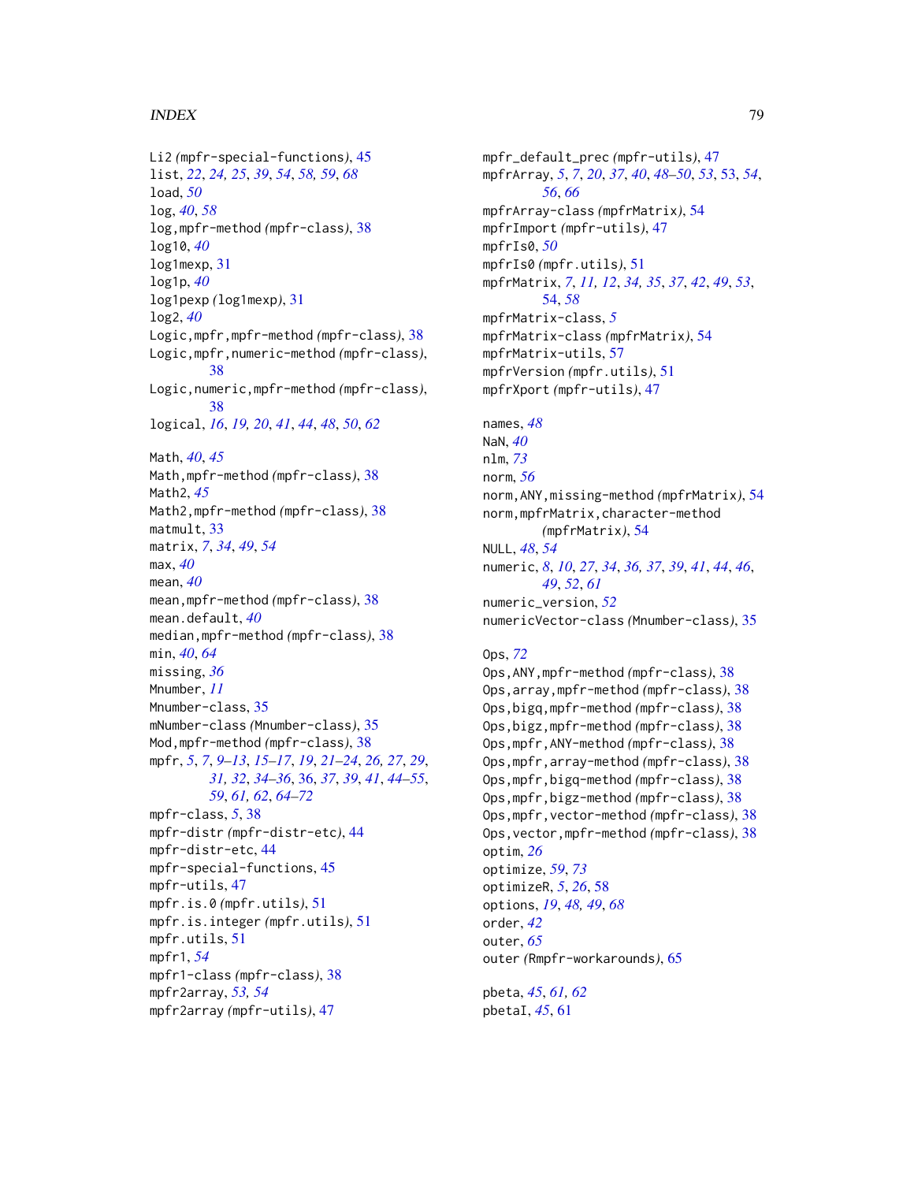Li2 *(mpfr-special-functions)*, 45
list, *22*, *24, 25*, *39*, *54*, *58, 59*, *68*
load, *50*
log, *40*, *58*
log,mpfr-method *(mpfr-class)*, 38
log10, *40*
log1mexp, 31
log1p, *40*
log1pexp *(log1mexp)*, 31
log2, *40*
Logic,mpfr,mpfr-method *(mpfr-class)*, 38
Logic,mpfr,numeric-method *(mpfr-class)*, 38
Logic,numeric,mpfr-method *(mpfr-class)*, 38
logical, *16*, *19, 20*, *41*, *44*, *48*, *50*, *62*

Math, *40*, *45*
Math,mpfr-method *(mpfr-class)*, 38
Math2, *45*
Math2,mpfr-method *(mpfr-class)*, 38
matmult, 33
matrix, *7*, *34*, *49*, *54*
max, *40*
mean, *40*
mean,mpfr-method *(mpfr-class)*, 38
mean.default, *40*
median,mpfr-method *(mpfr-class)*, 38
min, *40*, *64*
missing, *36*
Mnumber, *11*
Mnumber-class, 35
mNumber-class *(Mnumber-class)*, 35
Mod,mpfr-method *(mpfr-class)*, 38
mpfr, *5*, *7*, *9–13*, *15–17*, *19*, *21–24*, *26, 27*, *29*, *31, 32*, *34–36*, 36, *37*, *39*, *41*, *44–55*, *59*, *61, 62*, *64–72*
mpfr-class, *5*, 38
mpfr-distr *(mpfr-distr-etc)*, 44
mpfr-distr-etc, 44
mpfr-special-functions, 45
mpfr-utils, 47
mpfr.is.0 *(mpfr.utils)*, 51
mpfr.is.integer *(mpfr.utils)*, 51
mpfr.utils, 51
mpfr1, *54*
mpfr1-class *(mpfr-class)*, 38
mpfr2array, *53, 54*
mpfr2array *(mpfr-utils)*, 47
mpfr_default_prec *(mpfr-utils)*, 47
mpfrArray, *5*, *7*, *20*, *37*, *40*, *48–50*, *53*, 53, *54*, *56*, *66*
mpfrArray-class *(mpfrMatrix)*, 54
mpfrImport *(mpfr-utils)*, 47
mpfrIs0, *50*
mpfrIs0 *(mpfr.utils)*, 51
mpfrMatrix, *7*, *11, 12*, *34, 35*, *37*, *42*, *49*, *53*, *54*, *58*
mpfrMatrix-class, *5*
mpfrMatrix-class *(mpfrMatrix)*, 54
mpfrMatrix-utils, 57
mpfrVersion *(mpfr.utils)*, 51
mpfrXport *(mpfr-utils)*, 47

names, *48*
NaN, *40*
nlm, *73*
norm, *56*
norm,ANY,missing-method *(mpfrMatrix)*, 54
norm,mpfrMatrix,character-method *(mpfrMatrix)*, 54
NULL, *48*, *54*
numeric, *8*, *10*, *27*, *34*, *36, 37*, *39*, *41*, *44*, *46*, *49*, *52*, *61*
numeric_version, *52*
numericVector-class *(Mnumber-class)*, 35

Ops, *72*
Ops,ANY,mpfr-method *(mpfr-class)*, 38
Ops,array,mpfr-method *(mpfr-class)*, 38
Ops,bigq,mpfr-method *(mpfr-class)*, 38
Ops,bigz,mpfr-method *(mpfr-class)*, 38
Ops,mpfr,ANY-method *(mpfr-class)*, 38
Ops,mpfr,array-method *(mpfr-class)*, 38
Ops,mpfr,bigq-method *(mpfr-class)*, 38
Ops,mpfr,bigz-method *(mpfr-class)*, 38
Ops,mpfr,vector-method *(mpfr-class)*, 38
Ops,vector,mpfr-method *(mpfr-class)*, 38
optim, *26*
optimize, *59*, *73*
optimizeR, *5*, *26*, 58
options, *19*, *48, 49*, *68*
order, *42*
outer, *65*
outer *(Rmpfr-workarounds)*, 65

pbeta, *45*, *61, 62*
pbetaI, *45*, 61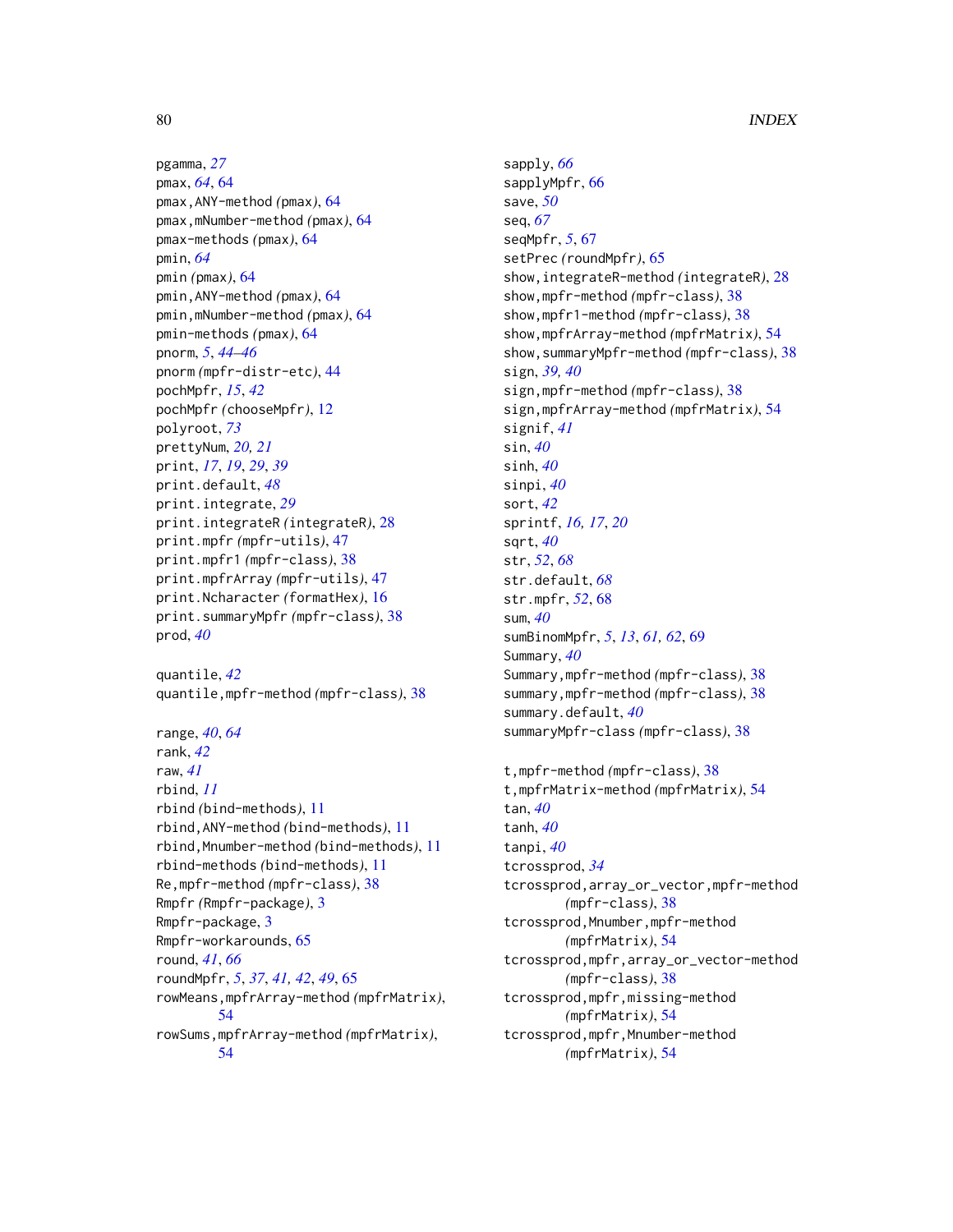pgamma, *27*
pmax, *64*, 64
pmax,ANY-method *(*pmax*)*, 64
pmax,mNumber-method *(*pmax*)*, 64
pmax-methods *(*pmax*)*, 64
pmin, *64*
pmin *(*pmax*)*, 64
pmin,ANY-method *(*pmax*)*, 64
pmin,mNumber-method *(*pmax*)*, 64
pmin-methods *(*pmax*)*, 64
pnorm, *5*, *44–46*
pnorm *(*mpfr-distr-etc*)*, 44
pochMpfr, *15*, *42*
pochMpfr *(*chooseMpfr*)*, 12
polyroot, *73*
prettyNum, *20, 21*
print, *17*, *19*, *29*, *39*
print.default, *48*
print.integrate, *29*
print.integrateR *(*integrateR*)*, 28
print.mpfr *(*mpfr-utils*)*, 47
print.mpfr1 *(*mpfr-class*)*, 38
print.mpfrArray *(*mpfr-utils*)*, 47
print.Ncharacter *(*formatHex*)*, 16
print.summaryMpfr *(*mpfr-class*)*, 38
prod, *40*

quantile, *42*
quantile,mpfr-method *(*mpfr-class*)*, 38

range, *40*, *64*
rank, *42*
raw, *41*
rbind, *11*
rbind *(*bind-methods*)*, 11
rbind,ANY-method *(*bind-methods*)*, 11
rbind,Mnumber-method *(*bind-methods*)*, 11
rbind-methods *(*bind-methods*)*, 11
Re,mpfr-method *(*mpfr-class*)*, 38
Rmpfr *(*Rmpfr-package*)*, 3
Rmpfr-package, 3
Rmpfr-workarounds, 65
round, *41*, *66*
roundMpfr, *5*, *37*, *41, 42*, *49*, 65
rowMeans,mpfrArray-method *(*mpfrMatrix*)*, 54
rowSums,mpfrArray-method *(*mpfrMatrix*)*, 54

sapply, *66*
sapplyMpfr, 66
save, *50*
seq, *67*
seqMpfr, *5*, 67
setPrec *(*roundMpfr*)*, 65
show,integrateR-method *(*integrateR*)*, 28
show,mpfr-method *(*mpfr-class*)*, 38
show,mpfr1-method *(*mpfr-class*)*, 38
show,mpfrArray-method *(*mpfrMatrix*)*, 54
show,summaryMpfr-method *(*mpfr-class*)*, 38
sign, *39, 40*
sign,mpfr-method *(*mpfr-class*)*, 38
sign,mpfrArray-method *(*mpfrMatrix*)*, 54
signif, *41*
sin, *40*
sinh, *40*
sinpi, *40*
sort, *42*
sprintf, *16, 17*, *20*
sqrt, *40*
str, *52*, *68*
str.default, *68*
str.mpfr, *52*, 68
sum, *40*
sumBinomMpfr, *5*, *13*, *61, 62*, 69
Summary, *40*
Summary,mpfr-method *(*mpfr-class*)*, 38
summary,mpfr-method *(*mpfr-class*)*, 38
summary.default, *40*
summaryMpfr-class *(*mpfr-class*)*, 38

t,mpfr-method *(*mpfr-class*)*, 38
t,mpfrMatrix-method *(*mpfrMatrix*)*, 54
tan, *40*
tanh, *40*
tanpi, *40*
tcrossprod, *34*
tcrossprod,array_or_vector,mpfr-method *(*mpfr-class*)*, 38
tcrossprod,Mnumber,mpfr-method *(*mpfrMatrix*)*, 54
tcrossprod,mpfr,array_or_vector-method *(*mpfr-class*)*, 38
tcrossprod,mpfr,missing-method *(*mpfrMatrix*)*, 54
tcrossprod,mpfr,Mnumber-method *(*mpfrMatrix*)*, 54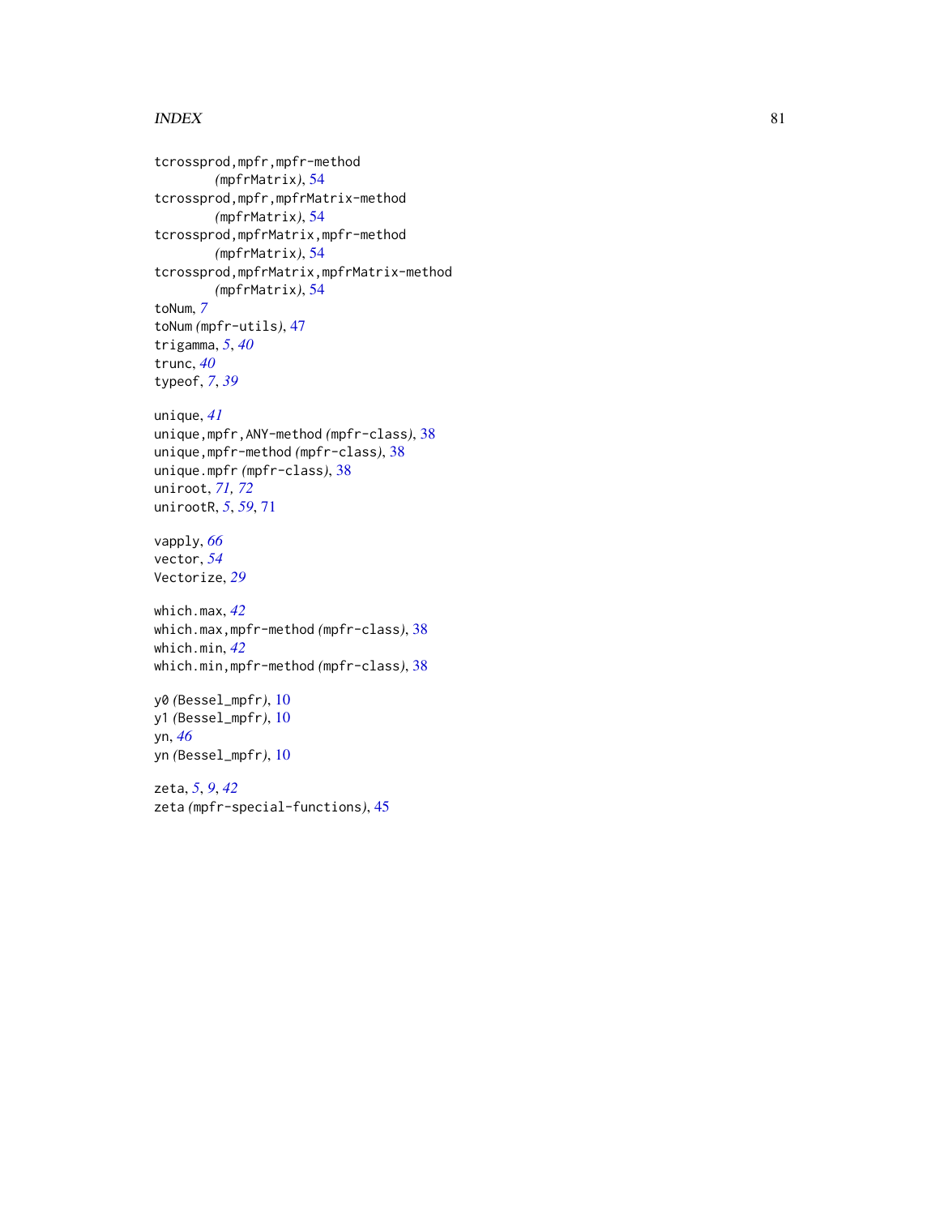tcrossprod,mpfr,mpfr-method
        *(*mpfrMatrix*)*, 54
tcrossprod,mpfr,mpfrMatrix-method
        *(*mpfrMatrix*)*, 54
tcrossprod,mpfrMatrix,mpfr-method
        *(*mpfrMatrix*)*, 54
tcrossprod,mpfrMatrix,mpfrMatrix-method
        *(*mpfrMatrix*)*, 54
toNum, *7*
toNum *(*mpfr-utils*)*, 47
trigamma, *5*, *40*
trunc, *40*
typeof, *7*, *39*

unique, *41*
unique,mpfr,ANY-method *(*mpfr-class*)*, 38
unique,mpfr-method *(*mpfr-class*)*, 38
unique.mpfr *(*mpfr-class*)*, 38
uniroot, *71, 72*
unirootR, *5*, *59*, 71

vapply, *66*
vector, *54*
Vectorize, *29*

which.max, *42*
which.max,mpfr-method *(*mpfr-class*)*, 38
which.min, *42*
which.min,mpfr-method *(*mpfr-class*)*, 38

y0 *(*Bessel_mpfr*)*, 10
y1 *(*Bessel_mpfr*)*, 10
yn, *46*
yn *(*Bessel_mpfr*)*, 10

zeta, *5*, *9*, *42*
zeta *(*mpfr-special-functions*)*, 45